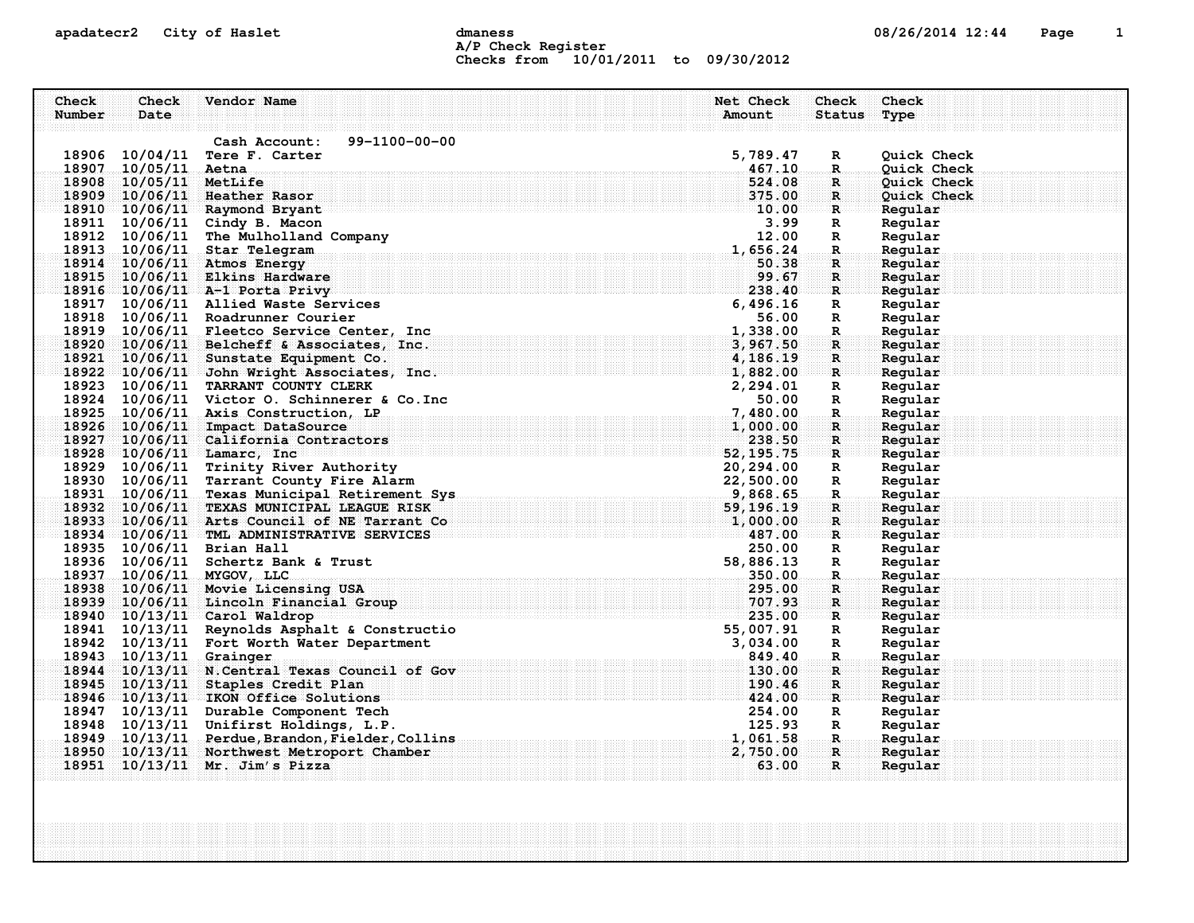apadatecr2 City of Haslet dmaness 08/26/2014 12:44

A/P Check Register
Checks from 10/01/2011 to 09/30/2012

Cash Account: 99-1100-00-00

| Check Number | Check Date | Vendor Name | Net Check Amount | Check Status | Check Type |
|---|---|---|---|---|---|
| 18906 | 10/04/11 | Tere F. Carter | 5,789.47 | R | Quick Check |
| 18907 | 10/05/11 | Aetna | 467.10 | R | Quick Check |
| 18908 | 10/05/11 | MetLife | 524.08 | R | Quick Check |
| 18909 | 10/06/11 | Heather Rasor | 375.00 | R | Quick Check |
| 18910 | 10/06/11 | Raymond Bryant | 10.00 | R | Regular |
| 18911 | 10/06/11 | Cindy B. Macon | 3.99 | R | Regular |
| 18912 | 10/06/11 | The Mulholland Company | 12.00 | R | Regular |
| 18913 | 10/06/11 | Star Telegram | 1,656.24 | R | Regular |
| 18914 | 10/06/11 | Atmos Energy | 50.38 | R | Regular |
| 18915 | 10/06/11 | Elkins Hardware | 99.67 | R | Regular |
| 18916 | 10/06/11 | A-1 Porta Privy | 238.40 | R | Regular |
| 18917 | 10/06/11 | Allied Waste Services | 6,496.16 | R | Regular |
| 18918 | 10/06/11 | Roadrunner Courier | 56.00 | R | Regular |
| 18919 | 10/06/11 | Fleetco Service Center, Inc | 1,338.00 | R | Regular |
| 18920 | 10/06/11 | Belcheff & Associates, Inc. | 3,967.50 | R | Regular |
| 18921 | 10/06/11 | Sunstate Equipment Co. | 4,186.19 | R | Regular |
| 18922 | 10/06/11 | John Wright Associates, Inc. | 1,882.00 | R | Regular |
| 18923 | 10/06/11 | TARRANT COUNTY CLERK | 2,294.01 | R | Regular |
| 18924 | 10/06/11 | Victor O. Schinnerer & Co.Inc | 50.00 | R | Regular |
| 18925 | 10/06/11 | Axis Construction, LP | 7,480.00 | R | Regular |
| 18926 | 10/06/11 | Impact DataSource | 1,000.00 | R | Regular |
| 18927 | 10/06/11 | California Contractors | 238.50 | R | Regular |
| 18928 | 10/06/11 | Lamarc, Inc | 52,195.75 | R | Regular |
| 18929 | 10/06/11 | Trinity River Authority | 20,294.00 | R | Regular |
| 18930 | 10/06/11 | Tarrant County Fire Alarm | 22,500.00 | R | Regular |
| 18931 | 10/06/11 | Texas Municipal Retirement Sys | 9,868.65 | R | Regular |
| 18932 | 10/06/11 | TEXAS MUNICIPAL LEAGUE RISK | 59,196.19 | R | Regular |
| 18933 | 10/06/11 | Arts Council of NE Tarrant Co | 1,000.00 | R | Regular |
| 18934 | 10/06/11 | TML ADMINISTRATIVE SERVICES | 487.00 | R | Regular |
| 18935 | 10/06/11 | Brian Hall | 250.00 | R | Regular |
| 18936 | 10/06/11 | Schertz Bank & Trust | 58,886.13 | R | Regular |
| 18937 | 10/06/11 | MYGOV, LLC | 350.00 | R | Regular |
| 18938 | 10/06/11 | Movie Licensing USA | 295.00 | R | Regular |
| 18939 | 10/06/11 | Lincoln Financial Group | 707.93 | R | Regular |
| 18940 | 10/13/11 | Carol Waldrop | 235.00 | R | Regular |
| 18941 | 10/13/11 | Reynolds Asphalt & Constructio | 55,007.91 | R | Regular |
| 18942 | 10/13/11 | Fort Worth Water Department | 3,034.00 | R | Regular |
| 18943 | 10/13/11 | Grainger | 849.40 | R | Regular |
| 18944 | 10/13/11 | N.Central Texas Council of Gov | 130.00 | R | Regular |
| 18945 | 10/13/11 | Staples Credit Plan | 190.46 | R | Regular |
| 18946 | 10/13/11 | IKON Office Solutions | 424.00 | R | Regular |
| 18947 | 10/13/11 | Durable Component Tech | 254.00 | R | Regular |
| 18948 | 10/13/11 | Unifirst Holdings, L.P. | 125.93 | R | Regular |
| 18949 | 10/13/11 | Perdue,Brandon,Fielder,Collins | 1,061.58 | R | Regular |
| 18950 | 10/13/11 | Northwest Metroport Chamber | 2,750.00 | R | Regular |
| 18951 | 10/13/11 | Mr. Jim's Pizza | 63.00 | R | Regular |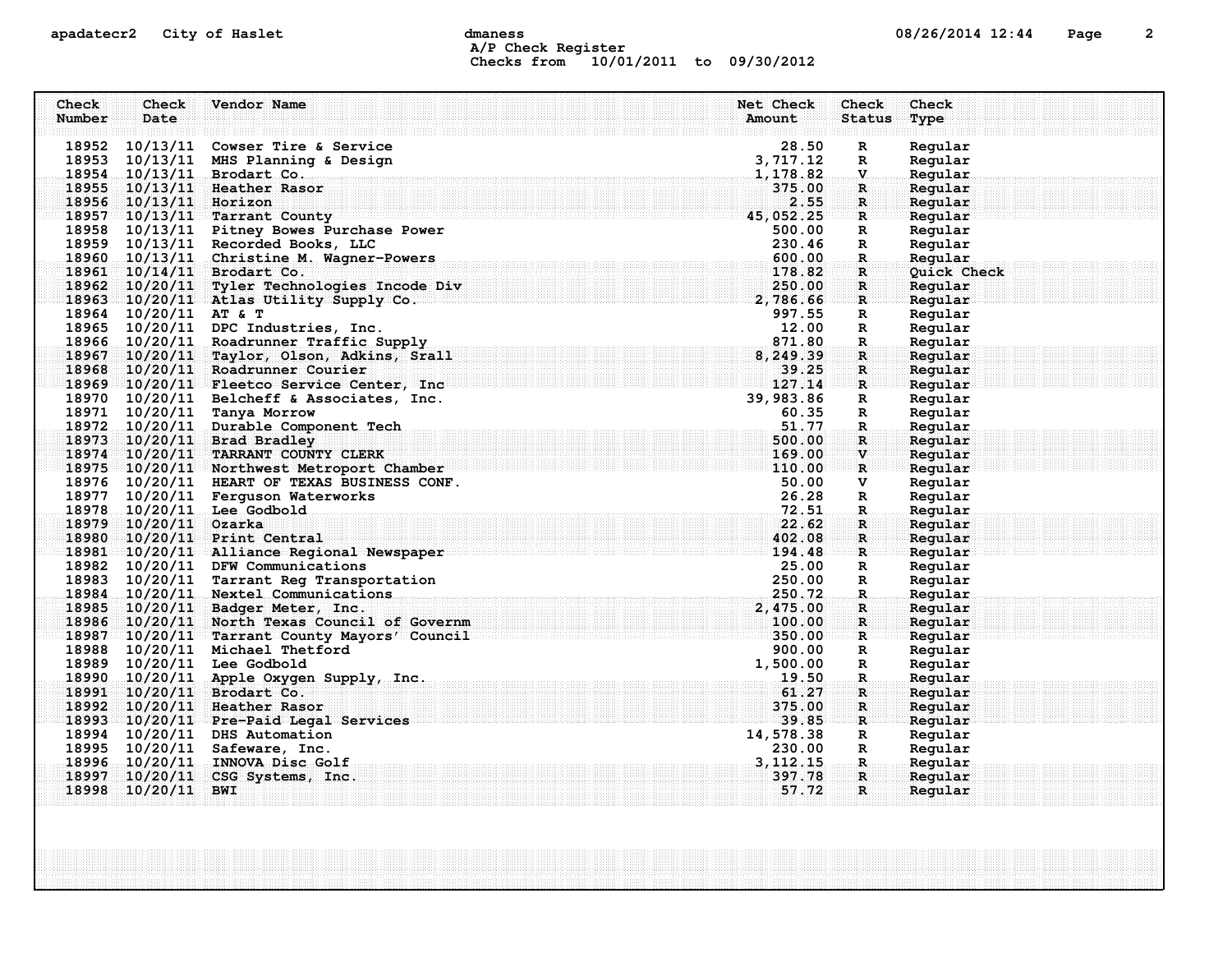A/P Check Register
Checks from 10/01/2011 to 09/30/2012

| Check Number | Check Date | Vendor Name | Net Check Amount | Check Status | Check Type |
|---|---|---|---|---|---|
| 18952 | 10/13/11 | Cowser Tire & Service | 28.50 | R | Regular |
| 18953 | 10/13/11 | MHS Planning & Design | 3,717.12 | R | Regular |
| 18954 | 10/13/11 | Brodart Co. | 1,178.82 | V | Regular |
| 18955 | 10/13/11 | Heather Rasor | 375.00 | R | Regular |
| 18956 | 10/13/11 | Horizon | 2.55 | R | Regular |
| 18957 | 10/13/11 | Tarrant County | 45,052.25 | R | Regular |
| 18958 | 10/13/11 | Pitney Bowes Purchase Power | 500.00 | R | Regular |
| 18959 | 10/13/11 | Recorded Books, LLC | 230.46 | R | Regular |
| 18960 | 10/13/11 | Christine M. Wagner-Powers | 600.00 | R | Regular |
| 18961 | 10/14/11 | Brodart Co. | 178.82 | R | Quick Check |
| 18962 | 10/20/11 | Tyler Technologies Incode Div | 250.00 | R | Regular |
| 18963 | 10/20/11 | Atlas Utility Supply Co. | 2,786.66 | R | Regular |
| 18964 | 10/20/11 | AT & T | 997.55 | R | Regular |
| 18965 | 10/20/11 | DPC Industries, Inc. | 12.00 | R | Regular |
| 18966 | 10/20/11 | Roadrunner Traffic Supply | 871.80 | R | Regular |
| 18967 | 10/20/11 | Taylor, Olson, Adkins, Srall | 8,249.39 | R | Regular |
| 18968 | 10/20/11 | Roadrunner Courier | 39.25 | R | Regular |
| 18969 | 10/20/11 | Fleetco Service Center, Inc | 127.14 | R | Regular |
| 18970 | 10/20/11 | Belcheff & Associates, Inc. | 39,983.86 | R | Regular |
| 18971 | 10/20/11 | Tanya Morrow | 60.35 | R | Regular |
| 18972 | 10/20/11 | Durable Component Tech | 51.77 | R | Regular |
| 18973 | 10/20/11 | Brad Bradley | 500.00 | R | Regular |
| 18974 | 10/20/11 | TARRANT COUNTY CLERK | 169.00 | V | Regular |
| 18975 | 10/20/11 | Northwest Metroport Chamber | 110.00 | R | Regular |
| 18976 | 10/20/11 | HEART OF TEXAS BUSINESS CONF. | 50.00 | V | Regular |
| 18977 | 10/20/11 | Ferguson Waterworks | 26.28 | R | Regular |
| 18978 | 10/20/11 | Lee Godbold | 72.51 | R | Regular |
| 18979 | 10/20/11 | Ozarka | 22.62 | R | Regular |
| 18980 | 10/20/11 | Print Central | 402.08 | R | Regular |
| 18981 | 10/20/11 | Alliance Regional Newspaper | 194.48 | R | Regular |
| 18982 | 10/20/11 | DFW Communications | 25.00 | R | Regular |
| 18983 | 10/20/11 | Tarrant Reg Transportation | 250.00 | R | Regular |
| 18984 | 10/20/11 | Nextel Communications | 250.72 | R | Regular |
| 18985 | 10/20/11 | Badger Meter, Inc. | 2,475.00 | R | Regular |
| 18986 | 10/20/11 | North Texas Council of Governm | 100.00 | R | Regular |
| 18987 | 10/20/11 | Tarrant County Mayors' Council | 350.00 | R | Regular |
| 18988 | 10/20/11 | Michael Thetford | 900.00 | R | Regular |
| 18989 | 10/20/11 | Lee Godbold | 1,500.00 | R | Regular |
| 18990 | 10/20/11 | Apple Oxygen Supply, Inc. | 19.50 | R | Regular |
| 18991 | 10/20/11 | Brodart Co. | 61.27 | R | Regular |
| 18992 | 10/20/11 | Heather Rasor | 375.00 | R | Regular |
| 18993 | 10/20/11 | Pre-Paid Legal Services | 39.85 | R | Regular |
| 18994 | 10/20/11 | DHS Automation | 14,578.38 | R | Regular |
| 18995 | 10/20/11 | Safeware, Inc. | 230.00 | R | Regular |
| 18996 | 10/20/11 | INNOVA Disc Golf | 3,112.15 | R | Regular |
| 18997 | 10/20/11 | CSG Systems, Inc. | 397.78 | R | Regular |
| 18998 | 10/20/11 | BWI | 57.72 | R | Regular |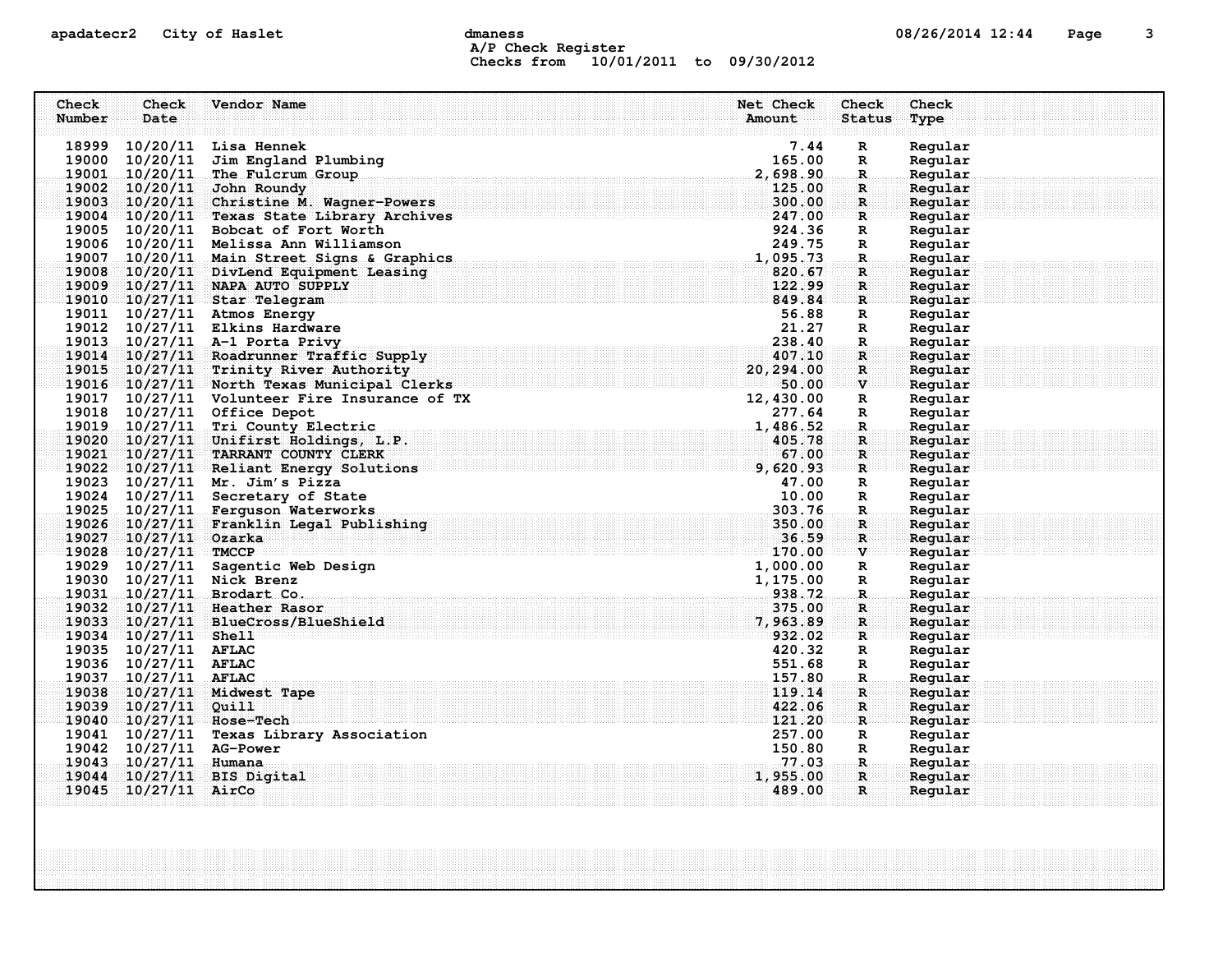A/P Check Register
Checks from 10/01/2011 to 09/30/2012

| Check Number | Check Date | Vendor Name | Net Check Amount | Check Status | Check Type |
|---|---|---|---|---|---|
| 18999 | 10/20/11 | Lisa Hennek | 7.44 | R | Regular |
| 19000 | 10/20/11 | Jim England Plumbing | 165.00 | R | Regular |
| 19001 | 10/20/11 | The Fulcrum Group | 2,698.90 | R | Regular |
| 19002 | 10/20/11 | John Roundy | 125.00 | R | Regular |
| 19003 | 10/20/11 | Christine M. Wagner-Powers | 300.00 | R | Regular |
| 19004 | 10/20/11 | Texas State Library Archives | 247.00 | R | Regular |
| 19005 | 10/20/11 | Bobcat of Fort Worth | 924.36 | R | Regular |
| 19006 | 10/20/11 | Melissa Ann Williamson | 249.75 | R | Regular |
| 19007 | 10/20/11 | Main Street Signs & Graphics | 1,095.73 | R | Regular |
| 19008 | 10/20/11 | DivLend Equipment Leasing | 820.67 | R | Regular |
| 19009 | 10/27/11 | NAPA AUTO SUPPLY | 122.99 | R | Regular |
| 19010 | 10/27/11 | Star Telegram | 849.84 | R | Regular |
| 19011 | 10/27/11 | Atmos Energy | 56.88 | R | Regular |
| 19012 | 10/27/11 | Elkins Hardware | 21.27 | R | Regular |
| 19013 | 10/27/11 | A-1 Porta Privy | 238.40 | R | Regular |
| 19014 | 10/27/11 | Roadrunner Traffic Supply | 407.10 | R | Regular |
| 19015 | 10/27/11 | Trinity River Authority | 20,294.00 | R | Regular |
| 19016 | 10/27/11 | North Texas Municipal Clerks | 50.00 | V | Regular |
| 19017 | 10/27/11 | Volunteer Fire Insurance of TX | 12,430.00 | R | Regular |
| 19018 | 10/27/11 | Office Depot | 277.64 | R | Regular |
| 19019 | 10/27/11 | Tri County Electric | 1,486.52 | R | Regular |
| 19020 | 10/27/11 | Unifirst Holdings, L.P. | 405.78 | R | Regular |
| 19021 | 10/27/11 | TARRANT COUNTY CLERK | 67.00 | R | Regular |
| 19022 | 10/27/11 | Reliant Energy Solutions | 9,620.93 | R | Regular |
| 19023 | 10/27/11 | Mr. Jim's Pizza | 47.00 | R | Regular |
| 19024 | 10/27/11 | Secretary of State | 10.00 | R | Regular |
| 19025 | 10/27/11 | Ferguson Waterworks | 303.76 | R | Regular |
| 19026 | 10/27/11 | Franklin Legal Publishing | 350.00 | R | Regular |
| 19027 | 10/27/11 | Ozarka | 36.59 | R | Regular |
| 19028 | 10/27/11 | TMCCP | 170.00 | V | Regular |
| 19029 | 10/27/11 | Sagentic Web Design | 1,000.00 | R | Regular |
| 19030 | 10/27/11 | Nick Brenz | 1,175.00 | R | Regular |
| 19031 | 10/27/11 | Brodart Co. | 938.72 | R | Regular |
| 19032 | 10/27/11 | Heather Rasor | 375.00 | R | Regular |
| 19033 | 10/27/11 | BlueCross/BlueShield | 7,963.89 | R | Regular |
| 19034 | 10/27/11 | Shell | 932.02 | R | Regular |
| 19035 | 10/27/11 | AFLAC | 420.32 | R | Regular |
| 19036 | 10/27/11 | AFLAC | 551.68 | R | Regular |
| 19037 | 10/27/11 | AFLAC | 157.80 | R | Regular |
| 19038 | 10/27/11 | Midwest Tape | 119.14 | R | Regular |
| 19039 | 10/27/11 | Quill | 422.06 | R | Regular |
| 19040 | 10/27/11 | Hose-Tech | 121.20 | R | Regular |
| 19041 | 10/27/11 | Texas Library Association | 257.00 | R | Regular |
| 19042 | 10/27/11 | AG-Power | 150.80 | R | Regular |
| 19043 | 10/27/11 | Humana | 77.03 | R | Regular |
| 19044 | 10/27/11 | BIS Digital | 1,955.00 | R | Regular |
| 19045 | 10/27/11 | AirCo | 489.00 | R | Regular |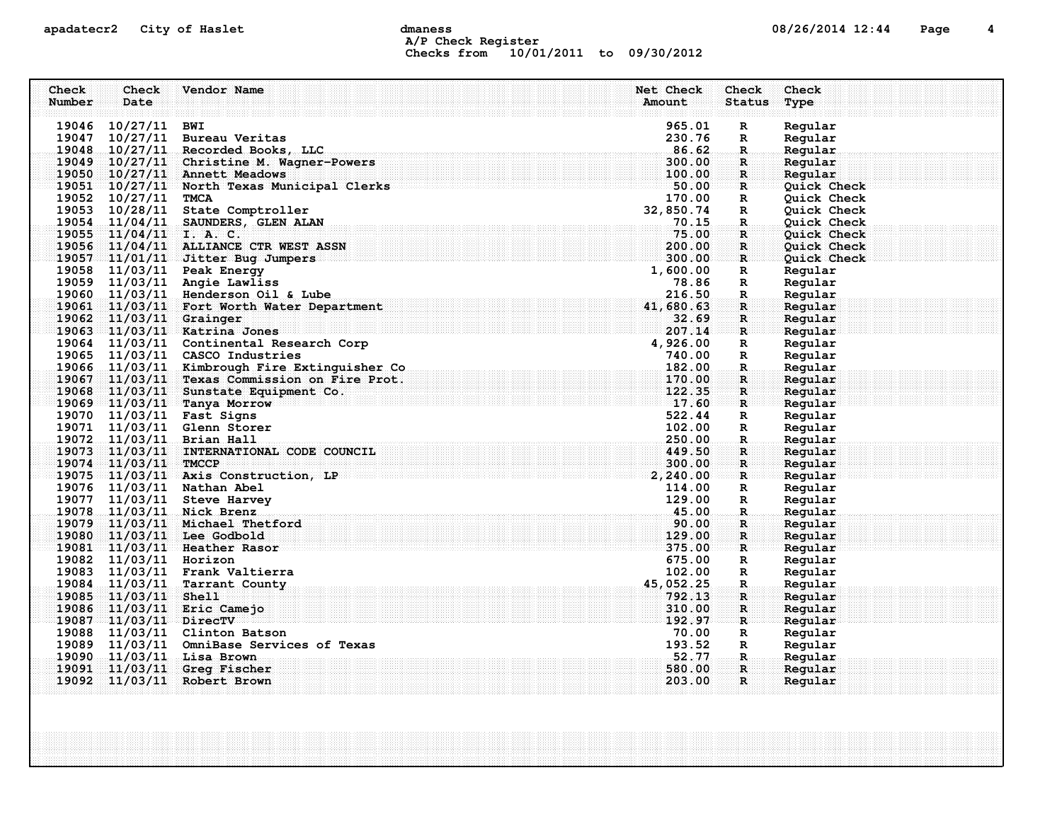apadatecr2 City of Haslet dmaness

A/P Check Register

Checks from 10/01/2011 to 09/30/2012

| Check Number | Check Date | Vendor Name | Net Check Amount | Check Status | Check Type |
|---|---|---|---|---|---|
| 19046 | 10/27/11 | BWI | 965.01 | R | Regular |
| 19047 | 10/27/11 | Bureau Veritas | 230.76 | R | Regular |
| 19048 | 10/27/11 | Recorded Books, LLC | 86.62 | R | Regular |
| 19049 | 10/27/11 | Christine M. Wagner-Powers | 300.00 | R | Regular |
| 19050 | 10/27/11 | Annett Meadows | 100.00 | R | Regular |
| 19051 | 10/27/11 | North Texas Municipal Clerks | 50.00 | R | Quick Check |
| 19052 | 10/27/11 | TMCA | 170.00 | R | Quick Check |
| 19053 | 10/28/11 | State Comptroller | 32,850.74 | R | Quick Check |
| 19054 | 11/04/11 | SAUNDERS, GLEN ALAN | 70.15 | R | Quick Check |
| 19055 | 11/04/11 | I. A. C. | 75.00 | R | Quick Check |
| 19056 | 11/04/11 | ALLIANCE CTR WEST ASSN | 200.00 | R | Quick Check |
| 19057 | 11/01/11 | Jitter Bug Jumpers | 300.00 | R | Quick Check |
| 19058 | 11/03/11 | Peak Energy | 1,600.00 | R | Regular |
| 19059 | 11/03/11 | Angie Lawliss | 78.86 | R | Regular |
| 19060 | 11/03/11 | Henderson Oil & Lube | 216.50 | R | Regular |
| 19061 | 11/03/11 | Fort Worth Water Department | 41,680.63 | R | Regular |
| 19062 | 11/03/11 | Grainger | 32.69 | R | Regular |
| 19063 | 11/03/11 | Katrina Jones | 207.14 | R | Regular |
| 19064 | 11/03/11 | Continental Research Corp | 4,926.00 | R | Regular |
| 19065 | 11/03/11 | CASCO Industries | 740.00 | R | Regular |
| 19066 | 11/03/11 | Kimbrough Fire Extinguisher Co | 182.00 | R | Regular |
| 19067 | 11/03/11 | Texas Commission on Fire Prot. | 170.00 | R | Regular |
| 19068 | 11/03/11 | Sunstate Equipment Co. | 122.35 | R | Regular |
| 19069 | 11/03/11 | Tanya Morrow | 17.60 | R | Regular |
| 19070 | 11/03/11 | Fast Signs | 522.44 | R | Regular |
| 19071 | 11/03/11 | Glenn Storer | 102.00 | R | Regular |
| 19072 | 11/03/11 | Brian Hall | 250.00 | R | Regular |
| 19073 | 11/03/11 | INTERNATIONAL CODE COUNCIL | 449.50 | R | Regular |
| 19074 | 11/03/11 | TMCCP | 300.00 | R | Regular |
| 19075 | 11/03/11 | Axis Construction, LP | 2,240.00 | R | Regular |
| 19076 | 11/03/11 | Nathan Abel | 114.00 | R | Regular |
| 19077 | 11/03/11 | Steve Harvey | 129.00 | R | Regular |
| 19078 | 11/03/11 | Nick Brenz | 45.00 | R | Regular |
| 19079 | 11/03/11 | Michael Thetford | 90.00 | R | Regular |
| 19080 | 11/03/11 | Lee Godbold | 129.00 | R | Regular |
| 19081 | 11/03/11 | Heather Rasor | 375.00 | R | Regular |
| 19082 | 11/03/11 | Horizon | 675.00 | R | Regular |
| 19083 | 11/03/11 | Frank Valtierra | 102.00 | R | Regular |
| 19084 | 11/03/11 | Tarrant County | 45,052.25 | R | Regular |
| 19085 | 11/03/11 | Shell | 792.13 | R | Regular |
| 19086 | 11/03/11 | Eric Camejo | 310.00 | R | Regular |
| 19087 | 11/03/11 | DirecTV | 192.97 | R | Regular |
| 19088 | 11/03/11 | Clinton Batson | 70.00 | R | Regular |
| 19089 | 11/03/11 | OmniBase Services of Texas | 193.52 | R | Regular |
| 19090 | 11/03/11 | Lisa Brown | 52.77 | R | Regular |
| 19091 | 11/03/11 | Greg Fischer | 580.00 | R | Regular |
| 19092 | 11/03/11 | Robert Brown | 203.00 | R | Regular |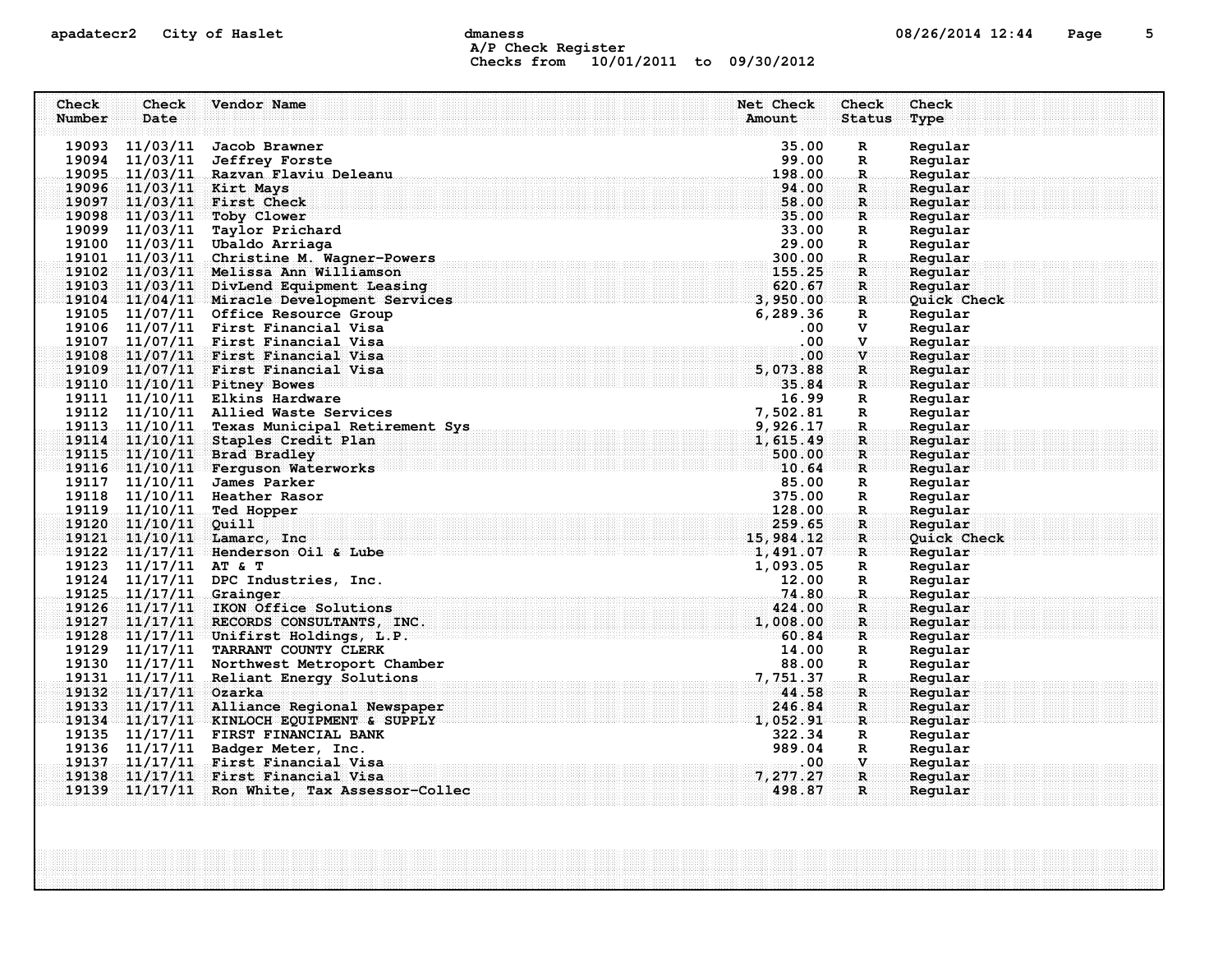A/P Check Register
Checks from 10/01/2011 to 09/30/2012

| Check Number | Check Date | Vendor Name | Net Check Amount | Check Status | Check Type |
|---|---|---|---|---|---|
| 19093 | 11/03/11 | Jacob Brawner | 35.00 | R | Regular |
| 19094 | 11/03/11 | Jeffrey Forste | 99.00 | R | Regular |
| 19095 | 11/03/11 | Razvan Flaviu Deleanu | 198.00 | R | Regular |
| 19096 | 11/03/11 | Kirt Mays | 94.00 | R | Regular |
| 19097 | 11/03/11 | First Check | 58.00 | R | Regular |
| 19098 | 11/03/11 | Toby Clower | 35.00 | R | Regular |
| 19099 | 11/03/11 | Taylor Prichard | 33.00 | R | Regular |
| 19100 | 11/03/11 | Ubaldo Arriaga | 29.00 | R | Regular |
| 19101 | 11/03/11 | Christine M. Wagner-Powers | 300.00 | R | Regular |
| 19102 | 11/03/11 | Melissa Ann Williamson | 155.25 | R | Regular |
| 19103 | 11/03/11 | DivLend Equipment Leasing | 620.67 | R | Regular |
| 19104 | 11/04/11 | Miracle Development Services | 3,950.00 | R | Quick Check |
| 19105 | 11/07/11 | Office Resource Group | 6,289.36 | R | Regular |
| 19106 | 11/07/11 | First Financial Visa | .00 | V | Regular |
| 19107 | 11/07/11 | First Financial Visa | .00 | V | Regular |
| 19108 | 11/07/11 | First Financial Visa | .00 | V | Regular |
| 19109 | 11/07/11 | First Financial Visa | 5,073.88 | R | Regular |
| 19110 | 11/10/11 | Pitney Bowes | 35.84 | R | Regular |
| 19111 | 11/10/11 | Elkins Hardware | 16.99 | R | Regular |
| 19112 | 11/10/11 | Allied Waste Services | 7,502.81 | R | Regular |
| 19113 | 11/10/11 | Texas Municipal Retirement Sys | 9,926.17 | R | Regular |
| 19114 | 11/10/11 | Staples Credit Plan | 1,615.49 | R | Regular |
| 19115 | 11/10/11 | Brad Bradley | 500.00 | R | Regular |
| 19116 | 11/10/11 | Ferguson Waterworks | 10.64 | R | Regular |
| 19117 | 11/10/11 | James Parker | 85.00 | R | Regular |
| 19118 | 11/10/11 | Heather Rasor | 375.00 | R | Regular |
| 19119 | 11/10/11 | Ted Hopper | 128.00 | R | Regular |
| 19120 | 11/10/11 | Quill | 259.65 | R | Regular |
| 19121 | 11/10/11 | Lamarc, Inc | 15,984.12 | R | Quick Check |
| 19122 | 11/17/11 | Henderson Oil & Lube | 1,491.07 | R | Regular |
| 19123 | 11/17/11 | AT & T | 1,093.05 | R | Regular |
| 19124 | 11/17/11 | DPC Industries, Inc. | 12.00 | R | Regular |
| 19125 | 11/17/11 | Grainger | 74.80 | R | Regular |
| 19126 | 11/17/11 | IKON Office Solutions | 424.00 | R | Regular |
| 19127 | 11/17/11 | RECORDS CONSULTANTS, INC. | 1,008.00 | R | Regular |
| 19128 | 11/17/11 | Unifirst Holdings, L.P. | 60.84 | R | Regular |
| 19129 | 11/17/11 | TARRANT COUNTY CLERK | 14.00 | R | Regular |
| 19130 | 11/17/11 | Northwest Metroport Chamber | 88.00 | R | Regular |
| 19131 | 11/17/11 | Reliant Energy Solutions | 7,751.37 | R | Regular |
| 19132 | 11/17/11 | Ozarka | 44.58 | R | Regular |
| 19133 | 11/17/11 | Alliance Regional Newspaper | 246.84 | R | Regular |
| 19134 | 11/17/11 | KINLOCH EQUIPMENT & SUPPLY | 1,052.91 | R | Regular |
| 19135 | 11/17/11 | FIRST FINANCIAL BANK | 322.34 | R | Regular |
| 19136 | 11/17/11 | Badger Meter, Inc. | 989.04 | R | Regular |
| 19137 | 11/17/11 | First Financial Visa | .00 | V | Regular |
| 19138 | 11/17/11 | First Financial Visa | 7,277.27 | R | Regular |
| 19139 | 11/17/11 | Ron White, Tax Assessor-Collec | 498.87 | R | Regular |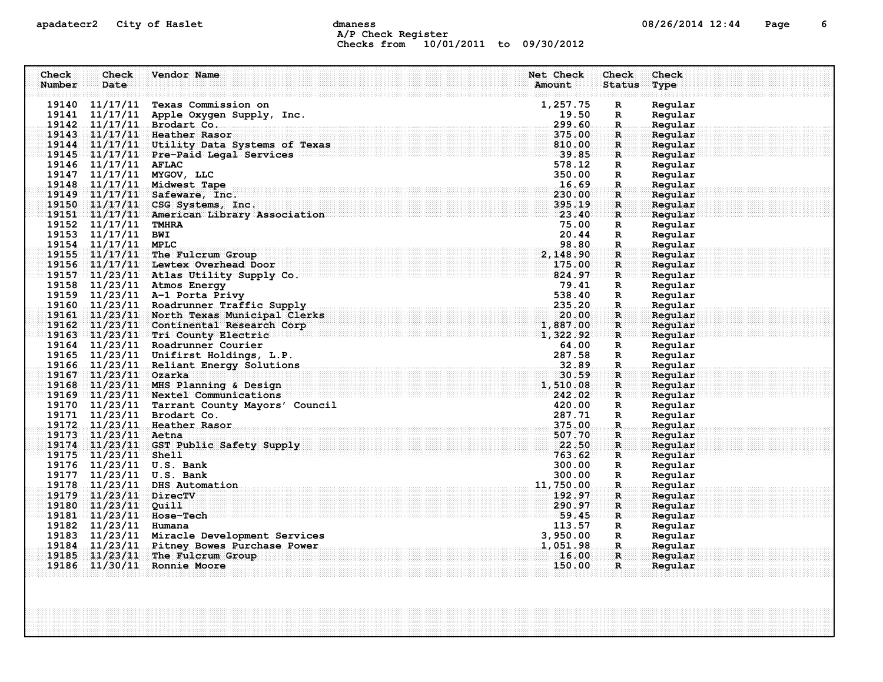A/P Check Register
Checks from 10/01/2011 to 09/30/2012

| Check Number | Check Date | Vendor Name | Net Check Amount | Check Status | Check Type |
|---|---|---|---|---|---|
| 19140 | 11/17/11 | Texas Commission on | 1,257.75 | R | Regular |
| 19141 | 11/17/11 | Apple Oxygen Supply, Inc. | 19.50 | R | Regular |
| 19142 | 11/17/11 | Brodart Co. | 299.60 | R | Regular |
| 19143 | 11/17/11 | Heather Rasor | 375.00 | R | Regular |
| 19144 | 11/17/11 | Utility Data Systems of Texas | 810.00 | R | Regular |
| 19145 | 11/17/11 | Pre-Paid Legal Services | 39.85 | R | Regular |
| 19146 | 11/17/11 | AFLAC | 578.12 | R | Regular |
| 19147 | 11/17/11 | MYGOV, LLC | 350.00 | R | Regular |
| 19148 | 11/17/11 | Midwest Tape | 16.69 | R | Regular |
| 19149 | 11/17/11 | Safeware, Inc. | 230.00 | R | Regular |
| 19150 | 11/17/11 | CSG Systems, Inc. | 395.19 | R | Regular |
| 19151 | 11/17/11 | American Library Association | 23.40 | R | Regular |
| 19152 | 11/17/11 | TMHRA | 75.00 | R | Regular |
| 19153 | 11/17/11 | BWI | 20.44 | R | Regular |
| 19154 | 11/17/11 | MPLC | 98.80 | R | Regular |
| 19155 | 11/17/11 | The Fulcrum Group | 2,148.90 | R | Regular |
| 19156 | 11/17/11 | Lewtex Overhead Door | 175.00 | R | Regular |
| 19157 | 11/23/11 | Atlas Utility Supply Co. | 824.97 | R | Regular |
| 19158 | 11/23/11 | Atmos Energy | 79.41 | R | Regular |
| 19159 | 11/23/11 | A-1 Porta Privy | 538.40 | R | Regular |
| 19160 | 11/23/11 | Roadrunner Traffic Supply | 235.20 | R | Regular |
| 19161 | 11/23/11 | North Texas Municipal Clerks | 20.00 | R | Regular |
| 19162 | 11/23/11 | Continental Research Corp | 1,887.00 | R | Regular |
| 19163 | 11/23/11 | Tri County Electric | 1,322.92 | R | Regular |
| 19164 | 11/23/11 | Roadrunner Courier | 64.00 | R | Regular |
| 19165 | 11/23/11 | Unifirst Holdings, L.P. | 287.58 | R | Regular |
| 19166 | 11/23/11 | Reliant Energy Solutions | 32.89 | R | Regular |
| 19167 | 11/23/11 | Ozarka | 30.59 | R | Regular |
| 19168 | 11/23/11 | MHS Planning & Design | 1,510.08 | R | Regular |
| 19169 | 11/23/11 | Nextel Communications | 242.02 | R | Regular |
| 19170 | 11/23/11 | Tarrant County Mayors' Council | 420.00 | R | Regular |
| 19171 | 11/23/11 | Brodart Co. | 287.71 | R | Regular |
| 19172 | 11/23/11 | Heather Rasor | 375.00 | R | Regular |
| 19173 | 11/23/11 | Aetna | 507.70 | R | Regular |
| 19174 | 11/23/11 | GST Public Safety Supply | 22.50 | R | Regular |
| 19175 | 11/23/11 | Shell | 763.62 | R | Regular |
| 19176 | 11/23/11 | U.S. Bank | 300.00 | R | Regular |
| 19177 | 11/23/11 | U.S. Bank | 300.00 | R | Regular |
| 19178 | 11/23/11 | DHS Automation | 11,750.00 | R | Regular |
| 19179 | 11/23/11 | DirecTV | 192.97 | R | Regular |
| 19180 | 11/23/11 | Quill | 290.97 | R | Regular |
| 19181 | 11/23/11 | Hose-Tech | 59.45 | R | Regular |
| 19182 | 11/23/11 | Humana | 113.57 | R | Regular |
| 19183 | 11/23/11 | Miracle Development Services | 3,950.00 | R | Regular |
| 19184 | 11/23/11 | Pitney Bowes Purchase Power | 1,051.98 | R | Regular |
| 19185 | 11/23/11 | The Fulcrum Group | 16.00 | R | Regular |
| 19186 | 11/30/11 | Ronnie Moore | 150.00 | R | Regular |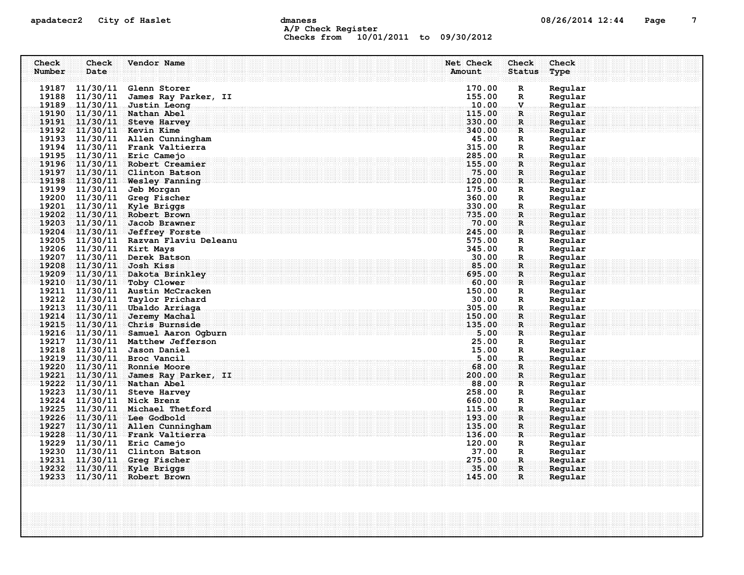| Check Number | Check Date | Vendor Name | Net Check Amount | Check Status | Check Type |
|---|---|---|---|---|---|
| 19187 | 11/30/11 | Glenn Storer | 170.00 | R | Regular |
| 19188 | 11/30/11 | James Ray Parker, II | 155.00 | R | Regular |
| 19189 | 11/30/11 | Justin Leong | 10.00 | V | Regular |
| 19190 | 11/30/11 | Nathan Abel | 115.00 | R | Regular |
| 19191 | 11/30/11 | Steve Harvey | 330.00 | R | Regular |
| 19192 | 11/30/11 | Kevin Kime | 340.00 | R | Regular |
| 19193 | 11/30/11 | Allen Cunningham | 45.00 | R | Regular |
| 19194 | 11/30/11 | Frank Valtierra | 315.00 | R | Regular |
| 19195 | 11/30/11 | Eric Camejo | 285.00 | R | Regular |
| 19196 | 11/30/11 | Robert Creamier | 155.00 | R | Regular |
| 19197 | 11/30/11 | Clinton Batson | 75.00 | R | Regular |
| 19198 | 11/30/11 | Wesley Fanning | 120.00 | R | Regular |
| 19199 | 11/30/11 | Jeb Morgan | 175.00 | R | Regular |
| 19200 | 11/30/11 | Greg Fischer | 360.00 | R | Regular |
| 19201 | 11/30/11 | Kyle Briggs | 330.00 | R | Regular |
| 19202 | 11/30/11 | Robert Brown | 735.00 | R | Regular |
| 19203 | 11/30/11 | Jacob Brawner | 70.00 | R | Regular |
| 19204 | 11/30/11 | Jeffrey Forste | 245.00 | R | Regular |
| 19205 | 11/30/11 | Razvan Flaviu Deleanu | 575.00 | R | Regular |
| 19206 | 11/30/11 | Kirt Mays | 345.00 | R | Regular |
| 19207 | 11/30/11 | Derek Batson | 30.00 | R | Regular |
| 19208 | 11/30/11 | Josh Kiss | 85.00 | R | Regular |
| 19209 | 11/30/11 | Dakota Brinkley | 695.00 | R | Regular |
| 19210 | 11/30/11 | Toby Clower | 60.00 | R | Regular |
| 19211 | 11/30/11 | Austin McCracken | 150.00 | R | Regular |
| 19212 | 11/30/11 | Taylor Prichard | 30.00 | R | Regular |
| 19213 | 11/30/11 | Ubaldo Arriaga | 305.00 | R | Regular |
| 19214 | 11/30/11 | Jeremy Machal | 150.00 | R | Regular |
| 19215 | 11/30/11 | Chris Burnside | 135.00 | R | Regular |
| 19216 | 11/30/11 | Samuel Aaron Ogburn | 5.00 | R | Regular |
| 19217 | 11/30/11 | Matthew Jefferson | 25.00 | R | Regular |
| 19218 | 11/30/11 | Jason Daniel | 15.00 | R | Regular |
| 19219 | 11/30/11 | Broc Vancil | 5.00 | R | Regular |
| 19220 | 11/30/11 | Ronnie Moore | 68.00 | R | Regular |
| 19221 | 11/30/11 | James Ray Parker, II | 200.00 | R | Regular |
| 19222 | 11/30/11 | Nathan Abel | 88.00 | R | Regular |
| 19223 | 11/30/11 | Steve Harvey | 258.00 | R | Regular |
| 19224 | 11/30/11 | Nick Brenz | 660.00 | R | Regular |
| 19225 | 11/30/11 | Michael Thetford | 115.00 | R | Regular |
| 19226 | 11/30/11 | Lee Godbold | 193.00 | R | Regular |
| 19227 | 11/30/11 | Allen Cunningham | 135.00 | R | Regular |
| 19228 | 11/30/11 | Frank Valtierra | 136.00 | R | Regular |
| 19229 | 11/30/11 | Eric Camejo | 120.00 | R | Regular |
| 19230 | 11/30/11 | Clinton Batson | 37.00 | R | Regular |
| 19231 | 11/30/11 | Greg Fischer | 275.00 | R | Regular |
| 19232 | 11/30/11 | Kyle Briggs | 35.00 | R | Regular |
| 19233 | 11/30/11 | Robert Brown | 145.00 | R | Regular |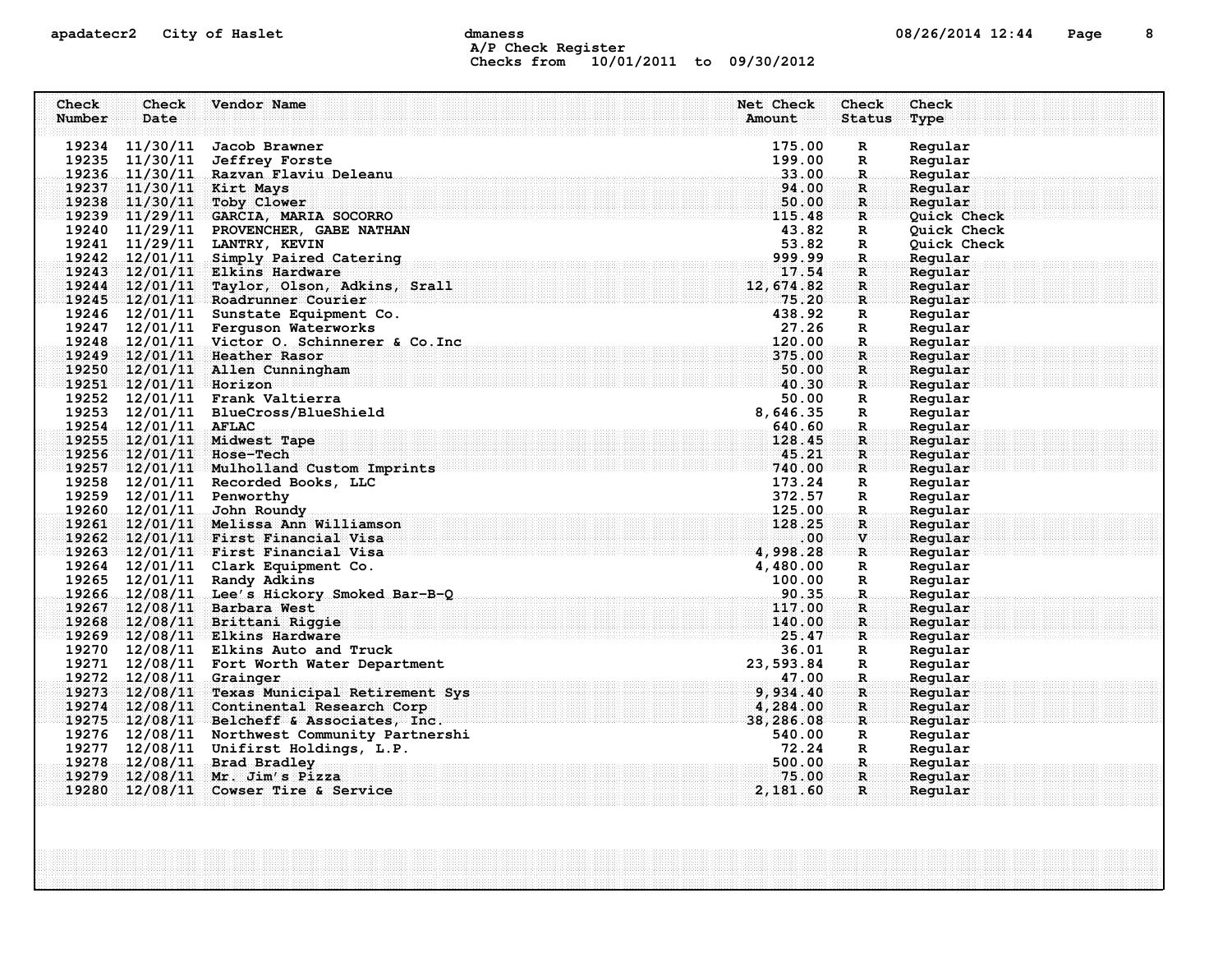A/P Check Register
Checks from 10/01/2011 to 09/30/2012

| Check Number | Check Date | Vendor Name | Net Check Amount | Check Status | Check Type |
|---|---|---|---|---|---|
| 19234 | 11/30/11 | Jacob Brawner | 175.00 | R | Regular |
| 19235 | 11/30/11 | Jeffrey Forste | 199.00 | R | Regular |
| 19236 | 11/30/11 | Razvan Flaviu Deleanu | 33.00 | R | Regular |
| 19237 | 11/30/11 | Kirt Mays | 94.00 | R | Regular |
| 19238 | 11/30/11 | Toby Clower | 50.00 | R | Regular |
| 19239 | 11/29/11 | GARCIA, MARIA SOCORRO | 115.48 | R | Quick Check |
| 19240 | 11/29/11 | PROVENCHER, GABE NATHAN | 43.82 | R | Quick Check |
| 19241 | 11/29/11 | LANTRY, KEVIN | 53.82 | R | Quick Check |
| 19242 | 12/01/11 | Simply Paired Catering | 999.99 | R | Regular |
| 19243 | 12/01/11 | Elkins Hardware | 17.54 | R | Regular |
| 19244 | 12/01/11 | Taylor, Olson, Adkins, Srall | 12,674.82 | R | Regular |
| 19245 | 12/01/11 | Roadrunner Courier | 75.20 | R | Regular |
| 19246 | 12/01/11 | Sunstate Equipment Co. | 438.92 | R | Regular |
| 19247 | 12/01/11 | Ferguson Waterworks | 27.26 | R | Regular |
| 19248 | 12/01/11 | Victor O. Schinnerer & Co.Inc | 120.00 | R | Regular |
| 19249 | 12/01/11 | Heather Rasor | 375.00 | R | Regular |
| 19250 | 12/01/11 | Allen Cunningham | 50.00 | R | Regular |
| 19251 | 12/01/11 | Horizon | 40.30 | R | Regular |
| 19252 | 12/01/11 | Frank Valtierra | 50.00 | R | Regular |
| 19253 | 12/01/11 | BlueCross/BlueShield | 8,646.35 | R | Regular |
| 19254 | 12/01/11 | AFLAC | 640.60 | R | Regular |
| 19255 | 12/01/11 | Midwest Tape | 128.45 | R | Regular |
| 19256 | 12/01/11 | Hose-Tech | 45.21 | R | Regular |
| 19257 | 12/01/11 | Mulholland Custom Imprints | 740.00 | R | Regular |
| 19258 | 12/01/11 | Recorded Books, LLC | 173.24 | R | Regular |
| 19259 | 12/01/11 | Penworthy | 372.57 | R | Regular |
| 19260 | 12/01/11 | John Roundy | 125.00 | R | Regular |
| 19261 | 12/01/11 | Melissa Ann Williamson | 128.25 | R | Regular |
| 19262 | 12/01/11 | First Financial Visa | .00 | V | Regular |
| 19263 | 12/01/11 | First Financial Visa | 4,998.28 | R | Regular |
| 19264 | 12/01/11 | Clark Equipment Co. | 4,480.00 | R | Regular |
| 19265 | 12/01/11 | Randy Adkins | 100.00 | R | Regular |
| 19266 | 12/08/11 | Lee's Hickory Smoked Bar-B-Q | 90.35 | R | Regular |
| 19267 | 12/08/11 | Barbara West | 117.00 | R | Regular |
| 19268 | 12/08/11 | Brittani Riggie | 140.00 | R | Regular |
| 19269 | 12/08/11 | Elkins Hardware | 25.47 | R | Regular |
| 19270 | 12/08/11 | Elkins Auto and Truck | 36.01 | R | Regular |
| 19271 | 12/08/11 | Fort Worth Water Department | 23,593.84 | R | Regular |
| 19272 | 12/08/11 | Grainger | 47.00 | R | Regular |
| 19273 | 12/08/11 | Texas Municipal Retirement Sys | 9,934.40 | R | Regular |
| 19274 | 12/08/11 | Continental Research Corp | 4,284.00 | R | Regular |
| 19275 | 12/08/11 | Belcheff & Associates, Inc. | 38,286.08 | R | Regular |
| 19276 | 12/08/11 | Northwest Community Partnershi | 540.00 | R | Regular |
| 19277 | 12/08/11 | Unifirst Holdings, L.P. | 72.24 | R | Regular |
| 19278 | 12/08/11 | Brad Bradley | 500.00 | R | Regular |
| 19279 | 12/08/11 | Mr. Jim's Pizza | 75.00 | R | Regular |
| 19280 | 12/08/11 | Cowser Tire & Service | 2,181.60 | R | Regular |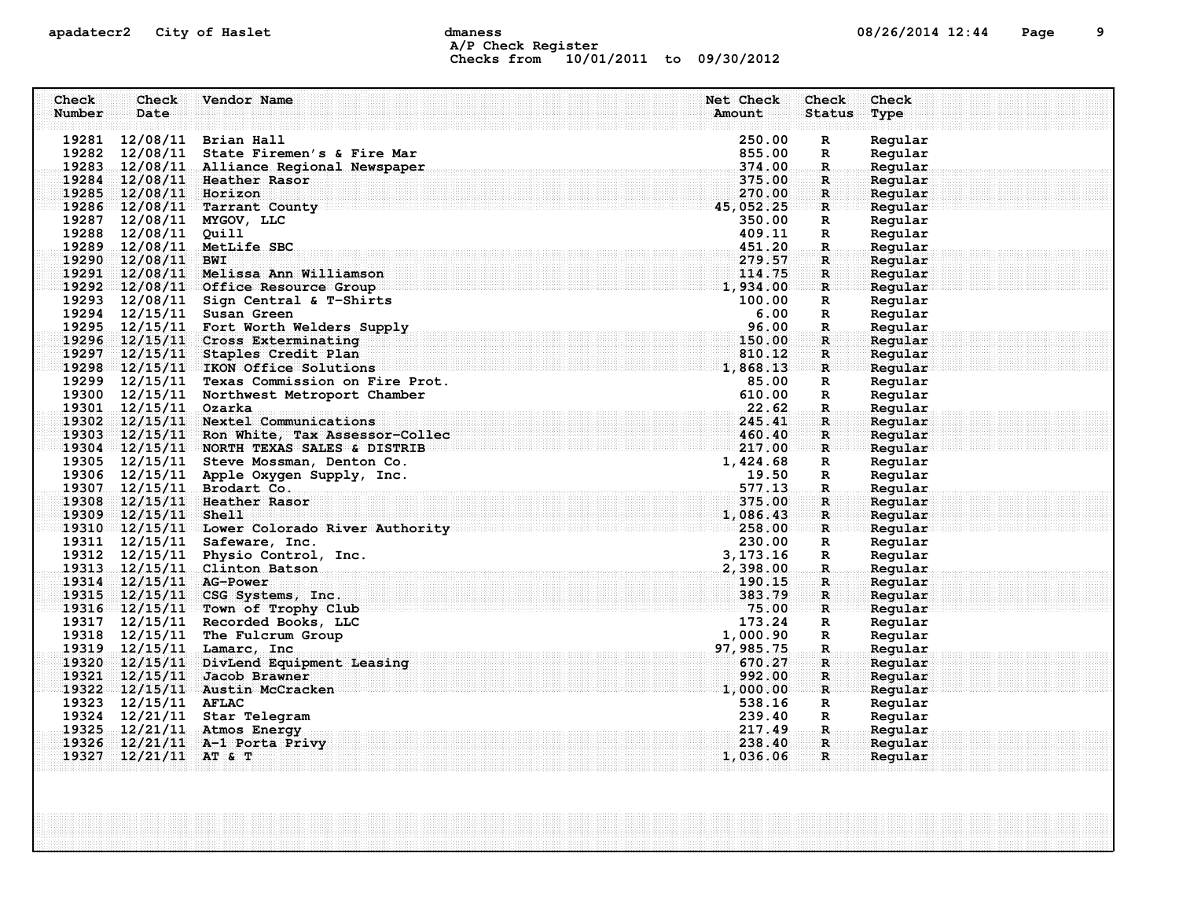apadatecr2 City of Haslet dmaness

A/P Check Register
Checks from 10/01/2011 to 09/30/2012

| Check Number | Check Date | Vendor Name | Net Check Amount | Check Status | Check Type |
|---|---|---|---|---|---|
| 19281 | 12/08/11 | Brian Hall | 250.00 | R | Regular |
| 19282 | 12/08/11 | State Firemen's & Fire Mar | 855.00 | R | Regular |
| 19283 | 12/08/11 | Alliance Regional Newspaper | 374.00 | R | Regular |
| 19284 | 12/08/11 | Heather Rasor | 375.00 | R | Regular |
| 19285 | 12/08/11 | Horizon | 270.00 | R | Regular |
| 19286 | 12/08/11 | Tarrant County | 45,052.25 | R | Regular |
| 19287 | 12/08/11 | MYGOV, LLC | 350.00 | R | Regular |
| 19288 | 12/08/11 | Quill | 409.11 | R | Regular |
| 19289 | 12/08/11 | MetLife SBC | 451.20 | R | Regular |
| 19290 | 12/08/11 | BWI | 279.57 | R | Regular |
| 19291 | 12/08/11 | Melissa Ann Williamson | 114.75 | R | Regular |
| 19292 | 12/08/11 | Office Resource Group | 1,934.00 | R | Regular |
| 19293 | 12/08/11 | Sign Central & T-Shirts | 100.00 | R | Regular |
| 19294 | 12/15/11 | Susan Green | 6.00 | R | Regular |
| 19295 | 12/15/11 | Fort Worth Welders Supply | 96.00 | R | Regular |
| 19296 | 12/15/11 | Cross Exterminating | 150.00 | R | Regular |
| 19297 | 12/15/11 | Staples Credit Plan | 810.12 | R | Regular |
| 19298 | 12/15/11 | IKON Office Solutions | 1,868.13 | R | Regular |
| 19299 | 12/15/11 | Texas Commission on Fire Prot. | 85.00 | R | Regular |
| 19300 | 12/15/11 | Northwest Metroport Chamber | 610.00 | R | Regular |
| 19301 | 12/15/11 | Ozarka | 22.62 | R | Regular |
| 19302 | 12/15/11 | Nextel Communications | 245.41 | R | Regular |
| 19303 | 12/15/11 | Ron White, Tax Assessor-Collec | 460.40 | R | Regular |
| 19304 | 12/15/11 | NORTH TEXAS SALES & DISTRIB | 217.00 | R | Regular |
| 19305 | 12/15/11 | Steve Mossman, Denton Co. | 1,424.68 | R | Regular |
| 19306 | 12/15/11 | Apple Oxygen Supply, Inc. | 19.50 | R | Regular |
| 19307 | 12/15/11 | Brodart Co. | 577.13 | R | Regular |
| 19308 | 12/15/11 | Heather Rasor | 375.00 | R | Regular |
| 19309 | 12/15/11 | Shell | 1,086.43 | R | Regular |
| 19310 | 12/15/11 | Lower Colorado River Authority | 258.00 | R | Regular |
| 19311 | 12/15/11 | Safeware, Inc. | 230.00 | R | Regular |
| 19312 | 12/15/11 | Physio Control, Inc. | 3,173.16 | R | Regular |
| 19313 | 12/15/11 | Clinton Batson | 2,398.00 | R | Regular |
| 19314 | 12/15/11 | AG-Power | 190.15 | R | Regular |
| 19315 | 12/15/11 | CSG Systems, Inc. | 383.79 | R | Regular |
| 19316 | 12/15/11 | Town of Trophy Club | 75.00 | R | Regular |
| 19317 | 12/15/11 | Recorded Books, LLC | 173.24 | R | Regular |
| 19318 | 12/15/11 | The Fulcrum Group | 1,000.90 | R | Regular |
| 19319 | 12/15/11 | Lamarc, Inc | 97,985.75 | R | Regular |
| 19320 | 12/15/11 | DivLend Equipment Leasing | 670.27 | R | Regular |
| 19321 | 12/15/11 | Jacob Brawner | 992.00 | R | Regular |
| 19322 | 12/15/11 | Austin McCracken | 1,000.00 | R | Regular |
| 19323 | 12/15/11 | AFLAC | 538.16 | R | Regular |
| 19324 | 12/21/11 | Star Telegram | 239.40 | R | Regular |
| 19325 | 12/21/11 | Atmos Energy | 217.49 | R | Regular |
| 19326 | 12/21/11 | A-1 Porta Privy | 238.40 | R | Regular |
| 19327 | 12/21/11 | AT & T | 1,036.06 | R | Regular |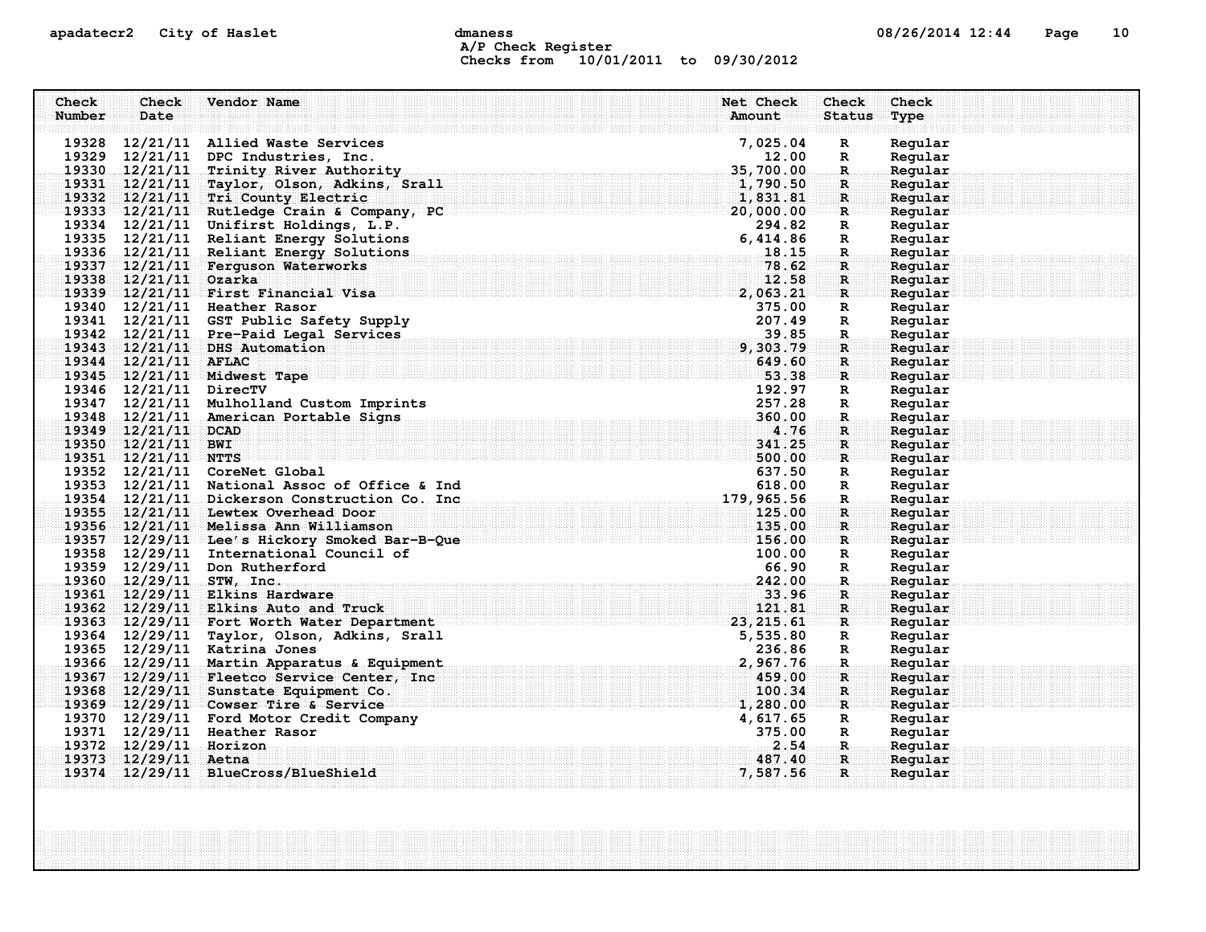apadatecr2 City of Haslet dmaness 08/26/2014 12:44

A/P Check Register
Checks from 10/01/2011 to 09/30/2012

| Check Number | Check Date | Vendor Name | Net Check Amount | Check Status | Check Type |
|---|---|---|---|---|---|
| 19328 | 12/21/11 | Allied Waste Services | 7,025.04 | R | Regular |
| 19329 | 12/21/11 | DPC Industries, Inc. | 12.00 | R | Regular |
| 19330 | 12/21/11 | Trinity River Authority | 35,700.00 | R | Regular |
| 19331 | 12/21/11 | Taylor, Olson, Adkins, Srall | 1,790.50 | R | Regular |
| 19332 | 12/21/11 | Tri County Electric | 1,831.81 | R | Regular |
| 19333 | 12/21/11 | Rutledge Crain & Company, PC | 20,000.00 | R | Regular |
| 19334 | 12/21/11 | Unifirst Holdings, L.P. | 294.82 | R | Regular |
| 19335 | 12/21/11 | Reliant Energy Solutions | 6,414.86 | R | Regular |
| 19336 | 12/21/11 | Reliant Energy Solutions | 18.15 | R | Regular |
| 19337 | 12/21/11 | Ferguson Waterworks | 78.62 | R | Regular |
| 19338 | 12/21/11 | Ozarka | 12.58 | R | Regular |
| 19339 | 12/21/11 | First Financial Visa | 2,063.21 | R | Regular |
| 19340 | 12/21/11 | Heather Rasor | 375.00 | R | Regular |
| 19341 | 12/21/11 | GST Public Safety Supply | 207.49 | R | Regular |
| 19342 | 12/21/11 | Pre-Paid Legal Services | 39.85 | R | Regular |
| 19343 | 12/21/11 | DHS Automation | 9,303.79 | R | Regular |
| 19344 | 12/21/11 | AFLAC | 649.60 | R | Regular |
| 19345 | 12/21/11 | Midwest Tape | 53.38 | R | Regular |
| 19346 | 12/21/11 | DirecTV | 192.97 | R | Regular |
| 19347 | 12/21/11 | Mulholland Custom Imprints | 257.28 | R | Regular |
| 19348 | 12/21/11 | American Portable Signs | 360.00 | R | Regular |
| 19349 | 12/21/11 | DCAD | 4.76 | R | Regular |
| 19350 | 12/21/11 | BWI | 341.25 | R | Regular |
| 19351 | 12/21/11 | NTTS | 500.00 | R | Regular |
| 19352 | 12/21/11 | CoreNet Global | 637.50 | R | Regular |
| 19353 | 12/21/11 | National Assoc of Office & Ind | 618.00 | R | Regular |
| 19354 | 12/21/11 | Dickerson Construction Co. Inc | 179,965.56 | R | Regular |
| 19355 | 12/21/11 | Lewtex Overhead Door | 125.00 | R | Regular |
| 19356 | 12/21/11 | Melissa Ann Williamson | 135.00 | R | Regular |
| 19357 | 12/29/11 | Lee's Hickory Smoked Bar-B-Que | 156.00 | R | Regular |
| 19358 | 12/29/11 | International Council of | 100.00 | R | Regular |
| 19359 | 12/29/11 | Don Rutherford | 66.90 | R | Regular |
| 19360 | 12/29/11 | STW, Inc. | 242.00 | R | Regular |
| 19361 | 12/29/11 | Elkins Hardware | 33.96 | R | Regular |
| 19362 | 12/29/11 | Elkins Auto and Truck | 121.81 | R | Regular |
| 19363 | 12/29/11 | Fort Worth Water Department | 23,215.61 | R | Regular |
| 19364 | 12/29/11 | Taylor, Olson, Adkins, Srall | 5,535.80 | R | Regular |
| 19365 | 12/29/11 | Katrina Jones | 236.86 | R | Regular |
| 19366 | 12/29/11 | Martin Apparatus & Equipment | 2,967.76 | R | Regular |
| 19367 | 12/29/11 | Fleetco Service Center, Inc | 459.00 | R | Regular |
| 19368 | 12/29/11 | Sunstate Equipment Co. | 100.34 | R | Regular |
| 19369 | 12/29/11 | Cowser Tire & Service | 1,280.00 | R | Regular |
| 19370 | 12/29/11 | Ford Motor Credit Company | 4,617.65 | R | Regular |
| 19371 | 12/29/11 | Heather Rasor | 375.00 | R | Regular |
| 19372 | 12/29/11 | Horizon | 2.54 | R | Regular |
| 19373 | 12/29/11 | Aetna | 487.40 | R | Regular |
| 19374 | 12/29/11 | BlueCross/BlueShield | 7,587.56 | R | Regular |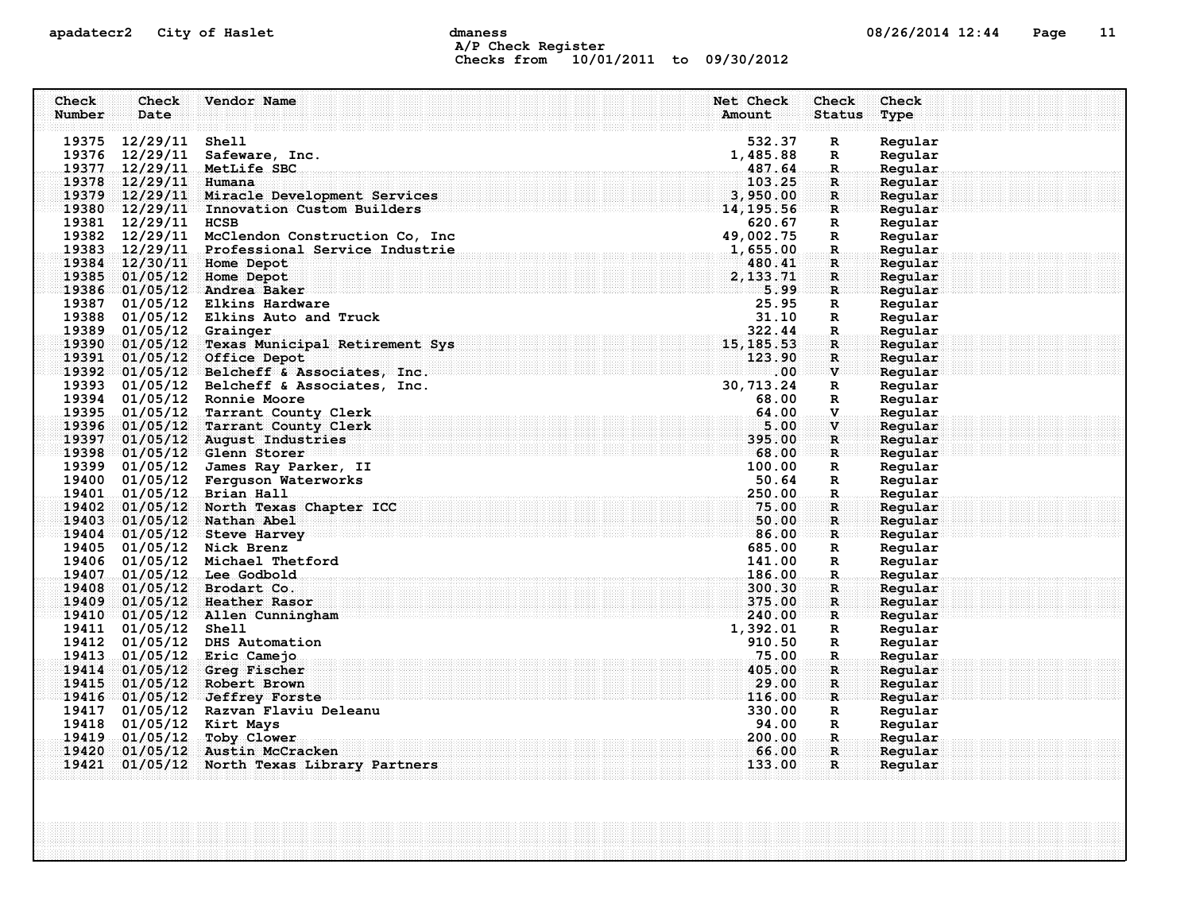A/P Check Register
Checks from 10/01/2011 to 09/30/2012

| Check Number | Check Date | Vendor Name | Net Check Amount | Check Status | Check Type |
|---|---|---|---|---|---|
| 19375 | 12/29/11 | Shell | 532.37 | R | Regular |
| 19376 | 12/29/11 | Safeware, Inc. | 1,485.88 | R | Regular |
| 19377 | 12/29/11 | MetLife SBC | 487.64 | R | Regular |
| 19378 | 12/29/11 | Humana | 103.25 | R | Regular |
| 19379 | 12/29/11 | Miracle Development Services | 3,950.00 | R | Regular |
| 19380 | 12/29/11 | Innovation Custom Builders | 14,195.56 | R | Regular |
| 19381 | 12/29/11 | HCSB | 620.67 | R | Regular |
| 19382 | 12/29/11 | McClendon Construction Co, Inc | 49,002.75 | R | Regular |
| 19383 | 12/29/11 | Professional Service Industrie | 1,655.00 | R | Regular |
| 19384 | 12/30/11 | Home Depot | 480.41 | R | Regular |
| 19385 | 01/05/12 | Home Depot | 2,133.71 | R | Regular |
| 19386 | 01/05/12 | Andrea Baker | 5.99 | R | Regular |
| 19387 | 01/05/12 | Elkins Hardware | 25.95 | R | Regular |
| 19388 | 01/05/12 | Elkins Auto and Truck | 31.10 | R | Regular |
| 19389 | 01/05/12 | Grainger | 322.44 | R | Regular |
| 19390 | 01/05/12 | Texas Municipal Retirement Sys | 15,185.53 | R | Regular |
| 19391 | 01/05/12 | Office Depot | 123.90 | R | Regular |
| 19392 | 01/05/12 | Belcheff & Associates, Inc. | .00 | V | Regular |
| 19393 | 01/05/12 | Belcheff & Associates, Inc. | 30,713.24 | R | Regular |
| 19394 | 01/05/12 | Ronnie Moore | 68.00 | R | Regular |
| 19395 | 01/05/12 | Tarrant County Clerk | 64.00 | V | Regular |
| 19396 | 01/05/12 | Tarrant County Clerk | 5.00 | V | Regular |
| 19397 | 01/05/12 | August Industries | 395.00 | R | Regular |
| 19398 | 01/05/12 | Glenn Storer | 68.00 | R | Regular |
| 19399 | 01/05/12 | James Ray Parker, II | 100.00 | R | Regular |
| 19400 | 01/05/12 | Ferguson Waterworks | 50.64 | R | Regular |
| 19401 | 01/05/12 | Brian Hall | 250.00 | R | Regular |
| 19402 | 01/05/12 | North Texas Chapter ICC | 75.00 | R | Regular |
| 19403 | 01/05/12 | Nathan Abel | 50.00 | R | Regular |
| 19404 | 01/05/12 | Steve Harvey | 86.00 | R | Regular |
| 19405 | 01/05/12 | Nick Brenz | 685.00 | R | Regular |
| 19406 | 01/05/12 | Michael Thetford | 141.00 | R | Regular |
| 19407 | 01/05/12 | Lee Godbold | 186.00 | R | Regular |
| 19408 | 01/05/12 | Brodart Co. | 300.30 | R | Regular |
| 19409 | 01/05/12 | Heather Rasor | 375.00 | R | Regular |
| 19410 | 01/05/12 | Allen Cunningham | 240.00 | R | Regular |
| 19411 | 01/05/12 | Shell | 1,392.01 | R | Regular |
| 19412 | 01/05/12 | DHS Automation | 910.50 | R | Regular |
| 19413 | 01/05/12 | Eric Camejo | 75.00 | R | Regular |
| 19414 | 01/05/12 | Greg Fischer | 405.00 | R | Regular |
| 19415 | 01/05/12 | Robert Brown | 29.00 | R | Regular |
| 19416 | 01/05/12 | Jeffrey Forste | 116.00 | R | Regular |
| 19417 | 01/05/12 | Razvan Flaviu Deleanu | 330.00 | R | Regular |
| 19418 | 01/05/12 | Kirt Mays | 94.00 | R | Regular |
| 19419 | 01/05/12 | Toby Clower | 200.00 | R | Regular |
| 19420 | 01/05/12 | Austin McCracken | 66.00 | R | Regular |
| 19421 | 01/05/12 | North Texas Library Partners | 133.00 | R | Regular |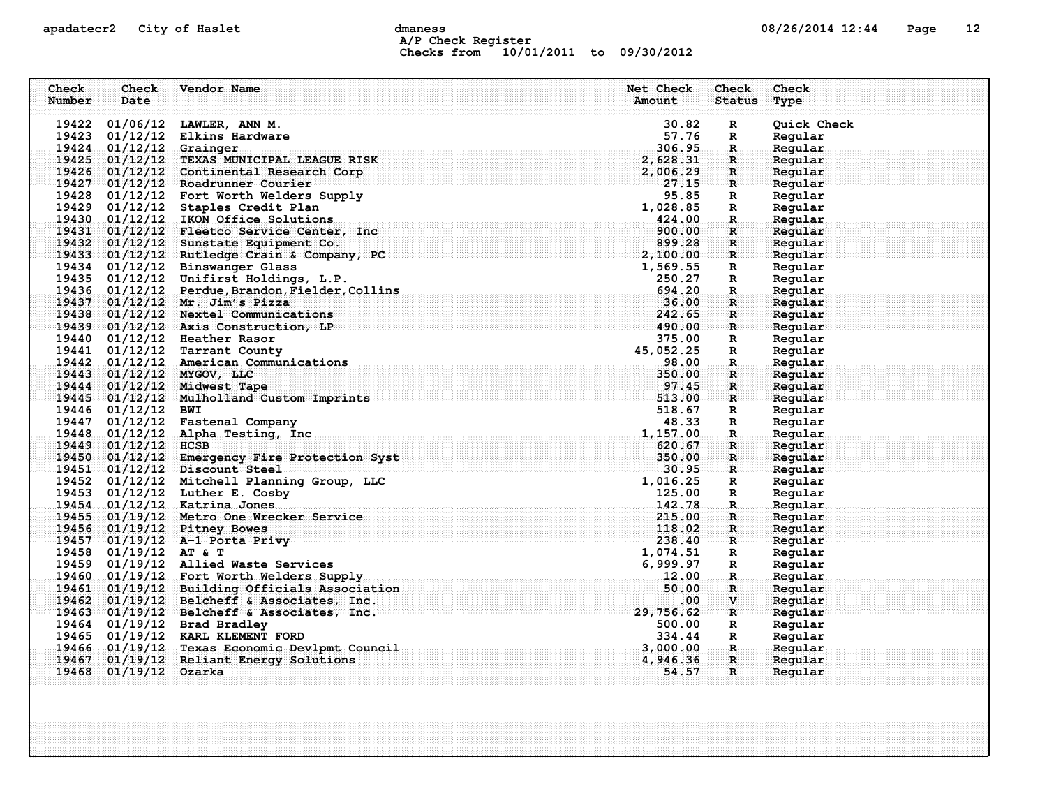apadatecr2 City of Haslet dmaness 08/26/2014 12:44

A/P Check Register

Checks from 10/01/2011 to 09/30/2012

| Check Number | Check Date | Vendor Name | Net Check Amount | Check Status | Check Type |
|---|---|---|---|---|---|
| 19422 | 01/06/12 | LAWLER, ANN M. | 30.82 | R | Quick Check |
| 19423 | 01/12/12 | Elkins Hardware | 57.76 | R | Regular |
| 19424 | 01/12/12 | Grainger | 306.95 | R | Regular |
| 19425 | 01/12/12 | TEXAS MUNICIPAL LEAGUE RISK | 2,628.31 | R | Regular |
| 19426 | 01/12/12 | Continental Research Corp | 2,006.29 | R | Regular |
| 19427 | 01/12/12 | Roadrunner Courier | 27.15 | R | Regular |
| 19428 | 01/12/12 | Fort Worth Welders Supply | 95.85 | R | Regular |
| 19429 | 01/12/12 | Staples Credit Plan | 1,028.85 | R | Regular |
| 19430 | 01/12/12 | IKON Office Solutions | 424.00 | R | Regular |
| 19431 | 01/12/12 | Fleetco Service Center, Inc | 900.00 | R | Regular |
| 19432 | 01/12/12 | Sunstate Equipment Co. | 899.28 | R | Regular |
| 19433 | 01/12/12 | Rutledge Crain & Company, PC | 2,100.00 | R | Regular |
| 19434 | 01/12/12 | Binswanger Glass | 1,569.55 | R | Regular |
| 19435 | 01/12/12 | Unifirst Holdings, L.P. | 250.27 | R | Regular |
| 19436 | 01/12/12 | Perdue,Brandon,Fielder,Collins | 694.20 | R | Regular |
| 19437 | 01/12/12 | Mr. Jim's Pizza | 36.00 | R | Regular |
| 19438 | 01/12/12 | Nextel Communications | 242.65 | R | Regular |
| 19439 | 01/12/12 | Axis Construction, LP | 490.00 | R | Regular |
| 19440 | 01/12/12 | Heather Rasor | 375.00 | R | Regular |
| 19441 | 01/12/12 | Tarrant County | 45,052.25 | R | Regular |
| 19442 | 01/12/12 | American Communications | 98.00 | R | Regular |
| 19443 | 01/12/12 | MYGOV, LLC | 350.00 | R | Regular |
| 19444 | 01/12/12 | Midwest Tape | 97.45 | R | Regular |
| 19445 | 01/12/12 | Mulholland Custom Imprints | 513.00 | R | Regular |
| 19446 | 01/12/12 | BWI | 518.67 | R | Regular |
| 19447 | 01/12/12 | Fastenal Company | 48.33 | R | Regular |
| 19448 | 01/12/12 | Alpha Testing, Inc | 1,157.00 | R | Regular |
| 19449 | 01/12/12 | HCSB | 620.67 | R | Regular |
| 19450 | 01/12/12 | Emergency Fire Protection Syst | 350.00 | R | Regular |
| 19451 | 01/12/12 | Discount Steel | 30.95 | R | Regular |
| 19452 | 01/12/12 | Mitchell Planning Group, LLC | 1,016.25 | R | Regular |
| 19453 | 01/12/12 | Luther E. Cosby | 125.00 | R | Regular |
| 19454 | 01/12/12 | Katrina Jones | 142.78 | R | Regular |
| 19455 | 01/19/12 | Metro One Wrecker Service | 215.00 | R | Regular |
| 19456 | 01/19/12 | Pitney Bowes | 118.02 | R | Regular |
| 19457 | 01/19/12 | A-1 Porta Privy | 238.40 | R | Regular |
| 19458 | 01/19/12 | AT & T | 1,074.51 | R | Regular |
| 19459 | 01/19/12 | Allied Waste Services | 6,999.97 | R | Regular |
| 19460 | 01/19/12 | Fort Worth Welders Supply | 12.00 | R | Regular |
| 19461 | 01/19/12 | Building Officials Association | 50.00 | R | Regular |
| 19462 | 01/19/12 | Belcheff & Associates, Inc. | .00 | V | Regular |
| 19463 | 01/19/12 | Belcheff & Associates, Inc. | 29,756.62 | R | Regular |
| 19464 | 01/19/12 | Brad Bradley | 500.00 | R | Regular |
| 19465 | 01/19/12 | KARL KLEMENT FORD | 334.44 | R | Regular |
| 19466 | 01/19/12 | Texas Economic Devlpmt Council | 3,000.00 | R | Regular |
| 19467 | 01/19/12 | Reliant Energy Solutions | 4,946.36 | R | Regular |
| 19468 | 01/19/12 | Ozarka | 54.57 | R | Regular |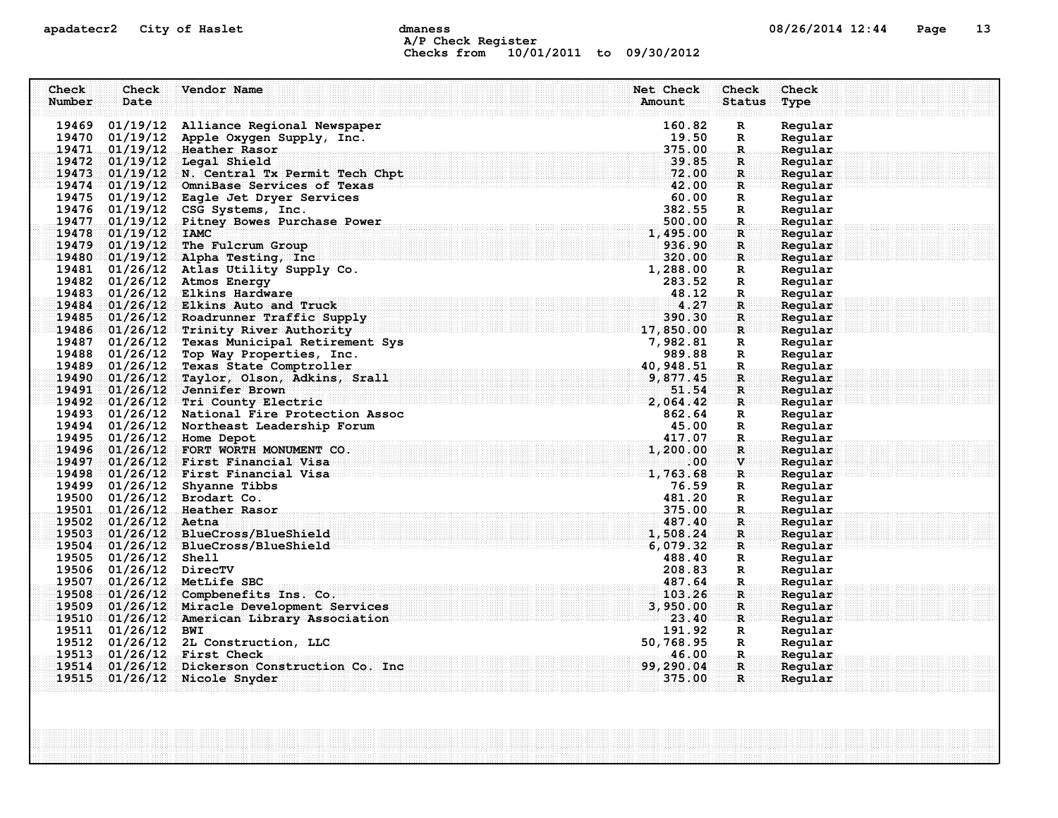A/P Check Register
Checks from 10/01/2011 to 09/30/2012

| Check Number | Check Date | Vendor Name | Net Check Amount | Check Status | Check Type |
|---|---|---|---|---|---|
| 19469 | 01/19/12 | Alliance Regional Newspaper | 160.82 | R | Regular |
| 19470 | 01/19/12 | Apple Oxygen Supply, Inc. | 19.50 | R | Regular |
| 19471 | 01/19/12 | Heather Rasor | 375.00 | R | Regular |
| 19472 | 01/19/12 | Legal Shield | 39.85 | R | Regular |
| 19473 | 01/19/12 | N. Central Tx Permit Tech Chpt | 72.00 | R | Regular |
| 19474 | 01/19/12 | OmniBase Services of Texas | 42.00 | R | Regular |
| 19475 | 01/19/12 | Eagle Jet Dryer Services | 60.00 | R | Regular |
| 19476 | 01/19/12 | CSG Systems, Inc. | 382.55 | R | Regular |
| 19477 | 01/19/12 | Pitney Bowes Purchase Power | 500.00 | R | Regular |
| 19478 | 01/19/12 | IAMC | 1,495.00 | R | Regular |
| 19479 | 01/19/12 | The Fulcrum Group | 936.90 | R | Regular |
| 19480 | 01/19/12 | Alpha Testing, Inc | 320.00 | R | Regular |
| 19481 | 01/26/12 | Atlas Utility Supply Co. | 1,288.00 | R | Regular |
| 19482 | 01/26/12 | Atmos Energy | 283.52 | R | Regular |
| 19483 | 01/26/12 | Elkins Hardware | 48.12 | R | Regular |
| 19484 | 01/26/12 | Elkins Auto and Truck | 4.27 | R | Regular |
| 19485 | 01/26/12 | Roadrunner Traffic Supply | 390.30 | R | Regular |
| 19486 | 01/26/12 | Trinity River Authority | 17,850.00 | R | Regular |
| 19487 | 01/26/12 | Texas Municipal Retirement Sys | 7,982.81 | R | Regular |
| 19488 | 01/26/12 | Top Way Properties, Inc. | 989.88 | R | Regular |
| 19489 | 01/26/12 | Texas State Comptroller | 40,948.51 | R | Regular |
| 19490 | 01/26/12 | Taylor, Olson, Adkins, Srall | 9,877.45 | R | Regular |
| 19491 | 01/26/12 | Jennifer Brown | 51.54 | R | Regular |
| 19492 | 01/26/12 | Tri County Electric | 2,064.42 | R | Regular |
| 19493 | 01/26/12 | National Fire Protection Assoc | 862.64 | R | Regular |
| 19494 | 01/26/12 | Northeast Leadership Forum | 45.00 | R | Regular |
| 19495 | 01/26/12 | Home Depot | 417.07 | R | Regular |
| 19496 | 01/26/12 | FORT WORTH MONUMENT CO. | 1,200.00 | R | Regular |
| 19497 | 01/26/12 | First Financial Visa | .00 | V | Regular |
| 19498 | 01/26/12 | First Financial Visa | 1,763.68 | R | Regular |
| 19499 | 01/26/12 | Shyanne Tibbs | 76.59 | R | Regular |
| 19500 | 01/26/12 | Brodart Co. | 481.20 | R | Regular |
| 19501 | 01/26/12 | Heather Rasor | 375.00 | R | Regular |
| 19502 | 01/26/12 | Aetna | 487.40 | R | Regular |
| 19503 | 01/26/12 | BlueCross/BlueShield | 1,508.24 | R | Regular |
| 19504 | 01/26/12 | BlueCross/BlueShield | 6,079.32 | R | Regular |
| 19505 | 01/26/12 | Shell | 488.40 | R | Regular |
| 19506 | 01/26/12 | DirecTV | 208.83 | R | Regular |
| 19507 | 01/26/12 | MetLife SBC | 487.64 | R | Regular |
| 19508 | 01/26/12 | Compbenefits Ins. Co. | 103.26 | R | Regular |
| 19509 | 01/26/12 | Miracle Development Services | 3,950.00 | R | Regular |
| 19510 | 01/26/12 | American Library Association | 23.40 | R | Regular |
| 19511 | 01/26/12 | BWI | 191.92 | R | Regular |
| 19512 | 01/26/12 | 2L Construction, LLC | 50,768.95 | R | Regular |
| 19513 | 01/26/12 | First Check | 46.00 | R | Regular |
| 19514 | 01/26/12 | Dickerson Construction Co. Inc | 99,290.04 | R | Regular |
| 19515 | 01/26/12 | Nicole Snyder | 375.00 | R | Regular |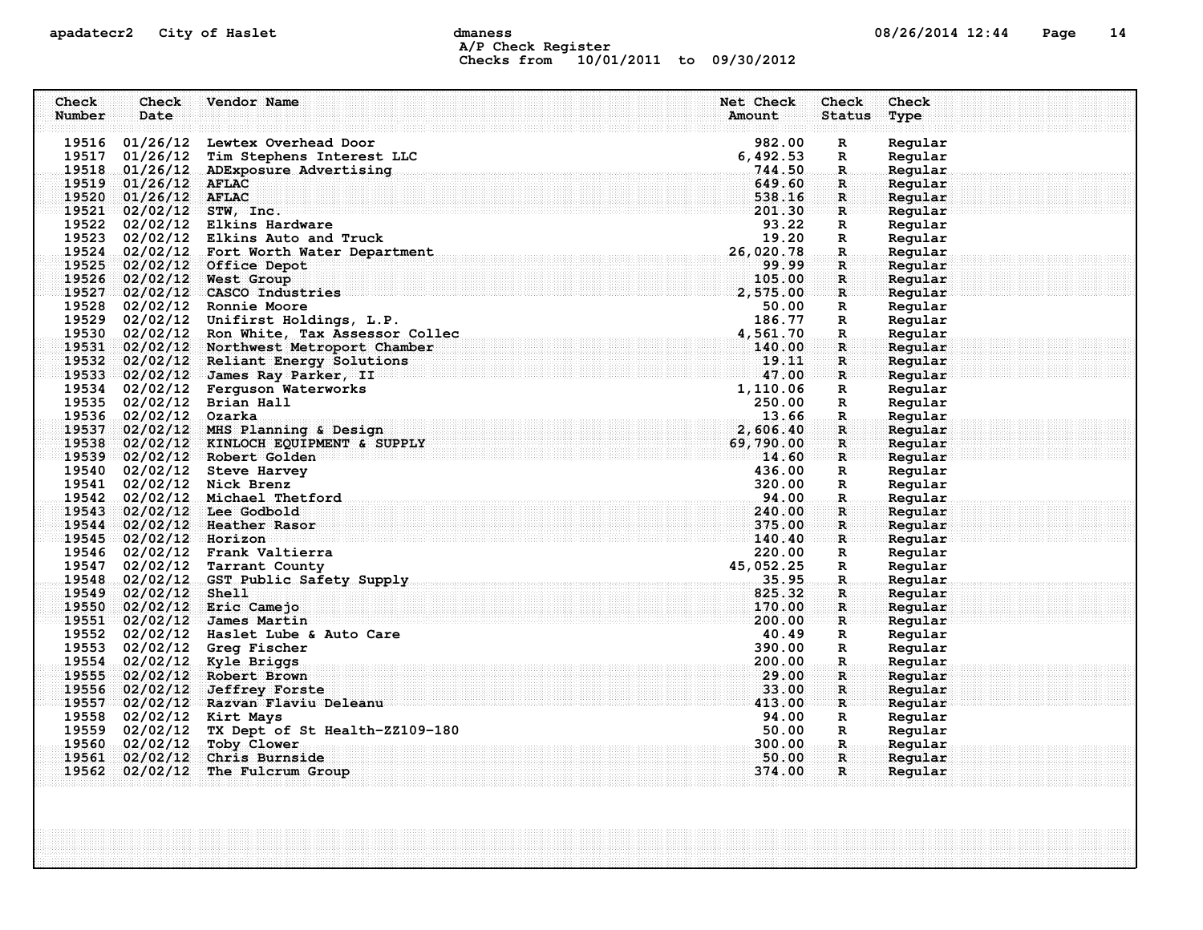A/P Check Register
Checks from 10/01/2011 to 09/30/2012

| Check Number | Check Date | Vendor Name | Net Check Amount | Check Status | Check Type |
|---|---|---|---|---|---|
| 19516 | 01/26/12 | Lewtex Overhead Door | 982.00 | R | Regular |
| 19517 | 01/26/12 | Tim Stephens Interest LLC | 6,492.53 | R | Regular |
| 19518 | 01/26/12 | ADExposure Advertising | 744.50 | R | Regular |
| 19519 | 01/26/12 | AFLAC | 649.60 | R | Regular |
| 19520 | 01/26/12 | AFLAC | 538.16 | R | Regular |
| 19521 | 02/02/12 | STW, Inc. | 201.30 | R | Regular |
| 19522 | 02/02/12 | Elkins Hardware | 93.22 | R | Regular |
| 19523 | 02/02/12 | Elkins Auto and Truck | 19.20 | R | Regular |
| 19524 | 02/02/12 | Fort Worth Water Department | 26,020.78 | R | Regular |
| 19525 | 02/02/12 | Office Depot | 99.99 | R | Regular |
| 19526 | 02/02/12 | West Group | 105.00 | R | Regular |
| 19527 | 02/02/12 | CASCO Industries | 2,575.00 | R | Regular |
| 19528 | 02/02/12 | Ronnie Moore | 50.00 | R | Regular |
| 19529 | 02/02/12 | Unifirst Holdings, L.P. | 186.77 | R | Regular |
| 19530 | 02/02/12 | Ron White, Tax Assessor Collec | 4,561.70 | R | Regular |
| 19531 | 02/02/12 | Northwest Metroport Chamber | 140.00 | R | Regular |
| 19532 | 02/02/12 | Reliant Energy Solutions | 19.11 | R | Regular |
| 19533 | 02/02/12 | James Ray Parker, II | 47.00 | R | Regular |
| 19534 | 02/02/12 | Ferguson Waterworks | 1,110.06 | R | Regular |
| 19535 | 02/02/12 | Brian Hall | 250.00 | R | Regular |
| 19536 | 02/02/12 | Ozarka | 13.66 | R | Regular |
| 19537 | 02/02/12 | MHS Planning & Design | 2,606.40 | R | Regular |
| 19538 | 02/02/12 | KINLOCH EQUIPMENT & SUPPLY | 69,790.00 | R | Regular |
| 19539 | 02/02/12 | Robert Golden | 14.60 | R | Regular |
| 19540 | 02/02/12 | Steve Harvey | 436.00 | R | Regular |
| 19541 | 02/02/12 | Nick Brenz | 320.00 | R | Regular |
| 19542 | 02/02/12 | Michael Thetford | 94.00 | R | Regular |
| 19543 | 02/02/12 | Lee Godbold | 240.00 | R | Regular |
| 19544 | 02/02/12 | Heather Rasor | 375.00 | R | Regular |
| 19545 | 02/02/12 | Horizon | 140.40 | R | Regular |
| 19546 | 02/02/12 | Frank Valtierra | 220.00 | R | Regular |
| 19547 | 02/02/12 | Tarrant County | 45,052.25 | R | Regular |
| 19548 | 02/02/12 | GST Public Safety Supply | 35.95 | R | Regular |
| 19549 | 02/02/12 | Shell | 825.32 | R | Regular |
| 19550 | 02/02/12 | Eric Camejo | 170.00 | R | Regular |
| 19551 | 02/02/12 | James Martin | 200.00 | R | Regular |
| 19552 | 02/02/12 | Haslet Lube & Auto Care | 40.49 | R | Regular |
| 19553 | 02/02/12 | Greg Fischer | 390.00 | R | Regular |
| 19554 | 02/02/12 | Kyle Briggs | 200.00 | R | Regular |
| 19555 | 02/02/12 | Robert Brown | 29.00 | R | Regular |
| 19556 | 02/02/12 | Jeffrey Forste | 33.00 | R | Regular |
| 19557 | 02/02/12 | Razvan Flaviu Deleanu | 413.00 | R | Regular |
| 19558 | 02/02/12 | Kirt Mays | 94.00 | R | Regular |
| 19559 | 02/02/12 | TX Dept of St Health-ZZ109-180 | 50.00 | R | Regular |
| 19560 | 02/02/12 | Toby Clower | 300.00 | R | Regular |
| 19561 | 02/02/12 | Chris Burnside | 50.00 | R | Regular |
| 19562 | 02/02/12 | The Fulcrum Group | 374.00 | R | Regular |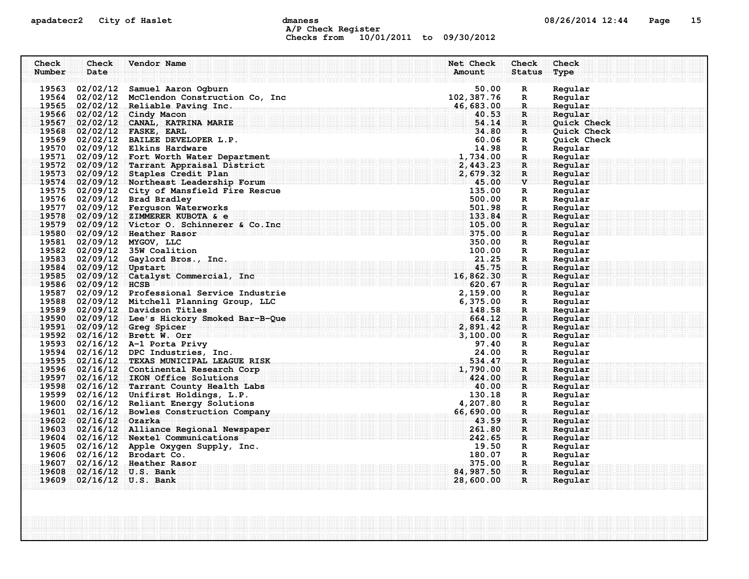A/P Check Register
Checks from 10/01/2011 to 09/30/2012

| Check Number | Check Date | Vendor Name | Net Check Amount | Check Status | Check Type |
|---|---|---|---|---|---|
| 19563 | 02/02/12 | Samuel Aaron Ogburn | 50.00 | R | Regular |
| 19564 | 02/02/12 | McClendon Construction Co, Inc | 102,387.76 | R | Regular |
| 19565 | 02/02/12 | Reliable Paving Inc. | 46,683.00 | R | Regular |
| 19566 | 02/02/12 | Cindy Macon | 40.53 | R | Regular |
| 19567 | 02/02/12 | CANAL, KATRINA MARIE | 54.14 | R | Quick Check |
| 19568 | 02/02/12 | FASKE, EARL | 34.80 | R | Quick Check |
| 19569 | 02/02/12 | BAILEE DEVELOPER L.P. | 60.06 | R | Quick Check |
| 19570 | 02/09/12 | Elkins Hardware | 14.98 | R | Regular |
| 19571 | 02/09/12 | Fort Worth Water Department | 1,734.00 | R | Regular |
| 19572 | 02/09/12 | Tarrant Appraisal District | 2,443.23 | R | Regular |
| 19573 | 02/09/12 | Staples Credit Plan | 2,679.32 | R | Regular |
| 19574 | 02/09/12 | Northeast Leadership Forum | 45.00 | V | Regular |
| 19575 | 02/09/12 | City of Mansfield Fire Rescue | 135.00 | R | Regular |
| 19576 | 02/09/12 | Brad Bradley | 500.00 | R | Regular |
| 19577 | 02/09/12 | Ferguson Waterworks | 501.98 | R | Regular |
| 19578 | 02/09/12 | ZIMMERER KUBOTA & e | 133.84 | R | Regular |
| 19579 | 02/09/12 | Victor O. Schinnerer & Co.Inc | 105.00 | R | Regular |
| 19580 | 02/09/12 | Heather Rasor | 375.00 | R | Regular |
| 19581 | 02/09/12 | MYGOV, LLC | 350.00 | R | Regular |
| 19582 | 02/09/12 | 35W Coalition | 100.00 | R | Regular |
| 19583 | 02/09/12 | Gaylord Bros., Inc. | 21.25 | R | Regular |
| 19584 | 02/09/12 | Upstart | 45.75 | R | Regular |
| 19585 | 02/09/12 | Catalyst Commercial, Inc | 16,862.30 | R | Regular |
| 19586 | 02/09/12 | HCSB | 620.67 | R | Regular |
| 19587 | 02/09/12 | Professional Service Industrie | 2,159.00 | R | Regular |
| 19588 | 02/09/12 | Mitchell Planning Group, LLC | 6,375.00 | R | Regular |
| 19589 | 02/09/12 | Davidson Titles | 148.58 | R | Regular |
| 19590 | 02/09/12 | Lee's Hickory Smoked Bar-B-Que | 664.12 | R | Regular |
| 19591 | 02/09/12 | Greg Spicer | 2,891.42 | R | Regular |
| 19592 | 02/16/12 | Brett W. Orr | 3,100.00 | R | Regular |
| 19593 | 02/16/12 | A-1 Porta Privy | 97.40 | R | Regular |
| 19594 | 02/16/12 | DPC Industries, Inc. | 24.00 | R | Regular |
| 19595 | 02/16/12 | TEXAS MUNICIPAL LEAGUE RISK | 534.47 | R | Regular |
| 19596 | 02/16/12 | Continental Research Corp | 1,790.00 | R | Regular |
| 19597 | 02/16/12 | IKON Office Solutions | 424.00 | R | Regular |
| 19598 | 02/16/12 | Tarrant County Health Labs | 40.00 | R | Regular |
| 19599 | 02/16/12 | Unifirst Holdings, L.P. | 130.18 | R | Regular |
| 19600 | 02/16/12 | Reliant Energy Solutions | 4,207.80 | R | Regular |
| 19601 | 02/16/12 | Bowles Construction Company | 66,690.00 | R | Regular |
| 19602 | 02/16/12 | Ozarka | 43.59 | R | Regular |
| 19603 | 02/16/12 | Alliance Regional Newspaper | 261.80 | R | Regular |
| 19604 | 02/16/12 | Nextel Communications | 242.65 | R | Regular |
| 19605 | 02/16/12 | Apple Oxygen Supply, Inc. | 19.50 | R | Regular |
| 19606 | 02/16/12 | Brodart Co. | 180.07 | R | Regular |
| 19607 | 02/16/12 | Heather Rasor | 375.00 | R | Regular |
| 19608 | 02/16/12 | U.S. Bank | 84,987.50 | R | Regular |
| 19609 | 02/16/12 | U.S. Bank | 28,600.00 | R | Regular |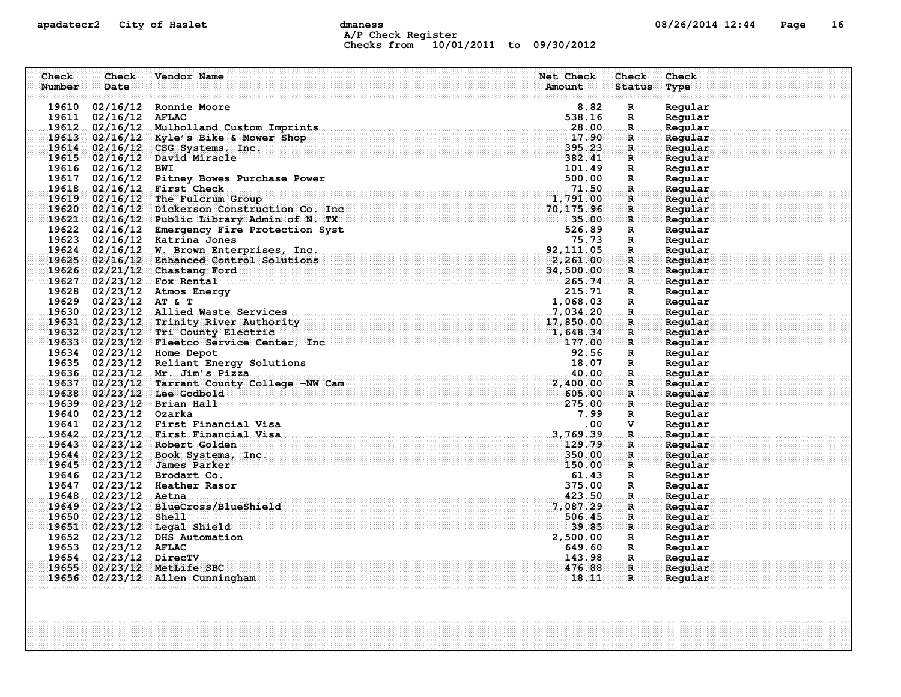apadatecr2 City of Haslet

dmaness

A/P Check Register

Checks from 10/01/2011 to 09/30/2012

| Check Number | Check Date | Vendor Name | Net Check Amount | Check Status | Check Type |
|---|---|---|---|---|---|
| 19610 | 02/16/12 | Ronnie Moore | 8.82 | R | Regular |
| 19611 | 02/16/12 | AFLAC | 538.16 | R | Regular |
| 19612 | 02/16/12 | Mulholland Custom Imprints | 28.00 | R | Regular |
| 19613 | 02/16/12 | Kyle's Bike & Mower Shop | 17.90 | R | Regular |
| 19614 | 02/16/12 | CSG Systems, Inc. | 395.23 | R | Regular |
| 19615 | 02/16/12 | David Miracle | 382.41 | R | Regular |
| 19616 | 02/16/12 | BWI | 101.49 | R | Regular |
| 19617 | 02/16/12 | Pitney Bowes Purchase Power | 500.00 | R | Regular |
| 19618 | 02/16/12 | First Check | 71.50 | R | Regular |
| 19619 | 02/16/12 | The Fulcrum Group | 1,791.00 | R | Regular |
| 19620 | 02/16/12 | Dickerson Construction Co. Inc | 70,175.96 | R | Regular |
| 19621 | 02/16/12 | Public Library Admin of N. TX | 35.00 | R | Regular |
| 19622 | 02/16/12 | Emergency Fire Protection Syst | 526.89 | R | Regular |
| 19623 | 02/16/12 | Katrina Jones | 75.73 | R | Regular |
| 19624 | 02/16/12 | W. Brown Enterprises, Inc. | 92,111.05 | R | Regular |
| 19625 | 02/16/12 | Enhanced Control Solutions | 2,261.00 | R | Regular |
| 19626 | 02/21/12 | Chastang Ford | 34,500.00 | R | Regular |
| 19627 | 02/23/12 | Fox Rental | 265.74 | R | Regular |
| 19628 | 02/23/12 | Atmos Energy | 215.71 | R | Regular |
| 19629 | 02/23/12 | AT & T | 1,068.03 | R | Regular |
| 19630 | 02/23/12 | Allied Waste Services | 7,034.20 | R | Regular |
| 19631 | 02/23/12 | Trinity River Authority | 17,850.00 | R | Regular |
| 19632 | 02/23/12 | Tri County Electric | 1,648.34 | R | Regular |
| 19633 | 02/23/12 | Fleetco Service Center, Inc | 177.00 | R | Regular |
| 19634 | 02/23/12 | Home Depot | 92.56 | R | Regular |
| 19635 | 02/23/12 | Reliant Energy Solutions | 18.07 | R | Regular |
| 19636 | 02/23/12 | Mr. Jim's Pizza | 40.00 | R | Regular |
| 19637 | 02/23/12 | Tarrant County College -NW Cam | 2,400.00 | R | Regular |
| 19638 | 02/23/12 | Lee Godbold | 605.00 | R | Regular |
| 19639 | 02/23/12 | Brian Hall | 275.00 | R | Regular |
| 19640 | 02/23/12 | Ozarka | 7.99 | R | Regular |
| 19641 | 02/23/12 | First Financial Visa | .00 | V | Regular |
| 19642 | 02/23/12 | First Financial Visa | 3,769.39 | R | Regular |
| 19643 | 02/23/12 | Robert Golden | 129.79 | R | Regular |
| 19644 | 02/23/12 | Book Systems, Inc. | 350.00 | R | Regular |
| 19645 | 02/23/12 | James Parker | 150.00 | R | Regular |
| 19646 | 02/23/12 | Brodart Co. | 61.43 | R | Regular |
| 19647 | 02/23/12 | Heather Rasor | 375.00 | R | Regular |
| 19648 | 02/23/12 | Aetna | 423.50 | R | Regular |
| 19649 | 02/23/12 | BlueCross/BlueShield | 7,087.29 | R | Regular |
| 19650 | 02/23/12 | Shell | 506.45 | R | Regular |
| 19651 | 02/23/12 | Legal Shield | 39.85 | R | Regular |
| 19652 | 02/23/12 | DHS Automation | 2,500.00 | R | Regular |
| 19653 | 02/23/12 | AFLAC | 649.60 | R | Regular |
| 19654 | 02/23/12 | DirecTV | 143.98 | R | Regular |
| 19655 | 02/23/12 | MetLife SBC | 476.88 | R | Regular |
| 19656 | 02/23/12 | Allen Cunningham | 18.11 | R | Regular |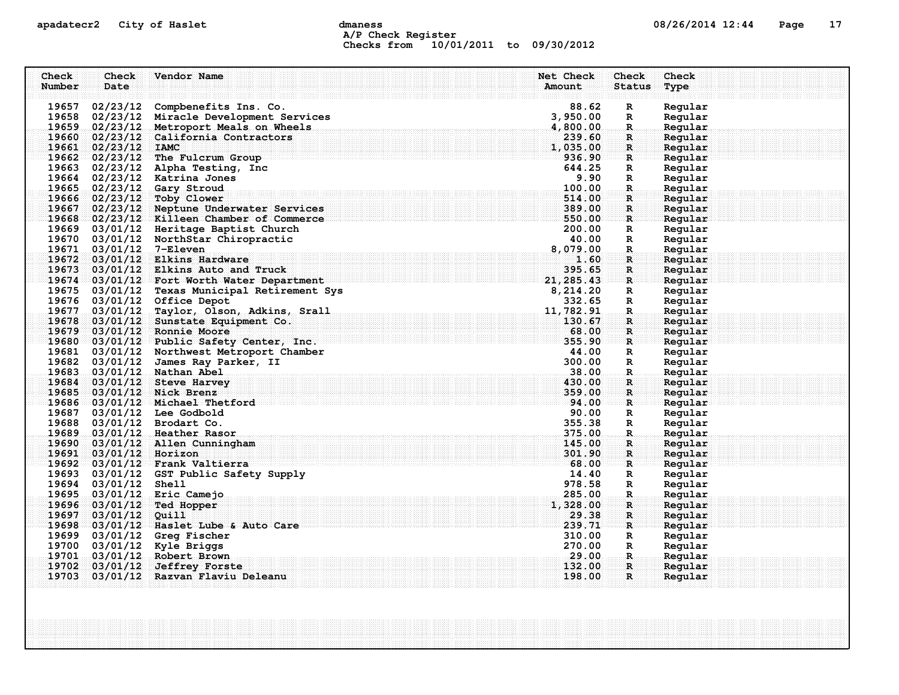apadatecr2 City of Haslet dmaness

A/P Check Register
Checks from 10/01/2011 to 09/30/2012

| Check Number | Check Date | Vendor Name | Net Check Amount | Check Status | Check Type |
|---|---|---|---|---|---|
| 19657 | 02/23/12 | Compbenefits Ins. Co. | 88.62 | R | Regular |
| 19658 | 02/23/12 | Miracle Development Services | 3,950.00 | R | Regular |
| 19659 | 02/23/12 | Metroport Meals on Wheels | 4,800.00 | R | Regular |
| 19660 | 02/23/12 | California Contractors | 239.60 | R | Regular |
| 19661 | 02/23/12 | IAMC | 1,035.00 | R | Regular |
| 19662 | 02/23/12 | The Fulcrum Group | 936.90 | R | Regular |
| 19663 | 02/23/12 | Alpha Testing, Inc | 644.25 | R | Regular |
| 19664 | 02/23/12 | Katrina Jones | 9.90 | R | Regular |
| 19665 | 02/23/12 | Gary Stroud | 100.00 | R | Regular |
| 19666 | 02/23/12 | Toby Clower | 514.00 | R | Regular |
| 19667 | 02/23/12 | Neptune Underwater Services | 389.00 | R | Regular |
| 19668 | 02/23/12 | Killeen Chamber of Commerce | 550.00 | R | Regular |
| 19669 | 03/01/12 | Heritage Baptist Church | 200.00 | R | Regular |
| 19670 | 03/01/12 | NorthStar Chiropractic | 40.00 | R | Regular |
| 19671 | 03/01/12 | 7-Eleven | 8,079.00 | R | Regular |
| 19672 | 03/01/12 | Elkins Hardware | 1.60 | R | Regular |
| 19673 | 03/01/12 | Elkins Auto and Truck | 395.65 | R | Regular |
| 19674 | 03/01/12 | Fort Worth Water Department | 21,285.43 | R | Regular |
| 19675 | 03/01/12 | Texas Municipal Retirement Sys | 8,214.20 | R | Regular |
| 19676 | 03/01/12 | Office Depot | 332.65 | R | Regular |
| 19677 | 03/01/12 | Taylor, Olson, Adkins, Srall | 11,782.91 | R | Regular |
| 19678 | 03/01/12 | Sunstate Equipment Co. | 130.67 | R | Regular |
| 19679 | 03/01/12 | Ronnie Moore | 68.00 | R | Regular |
| 19680 | 03/01/12 | Public Safety Center, Inc. | 355.90 | R | Regular |
| 19681 | 03/01/12 | Northwest Metroport Chamber | 44.00 | R | Regular |
| 19682 | 03/01/12 | James Ray Parker, II | 300.00 | R | Regular |
| 19683 | 03/01/12 | Nathan Abel | 38.00 | R | Regular |
| 19684 | 03/01/12 | Steve Harvey | 430.00 | R | Regular |
| 19685 | 03/01/12 | Nick Brenz | 359.00 | R | Regular |
| 19686 | 03/01/12 | Michael Thetford | 94.00 | R | Regular |
| 19687 | 03/01/12 | Lee Godbold | 90.00 | R | Regular |
| 19688 | 03/01/12 | Brodart Co. | 355.38 | R | Regular |
| 19689 | 03/01/12 | Heather Rasor | 375.00 | R | Regular |
| 19690 | 03/01/12 | Allen Cunningham | 145.00 | R | Regular |
| 19691 | 03/01/12 | Horizon | 301.90 | R | Regular |
| 19692 | 03/01/12 | Frank Valtierra | 68.00 | R | Regular |
| 19693 | 03/01/12 | GST Public Safety Supply | 14.40 | R | Regular |
| 19694 | 03/01/12 | Shell | 978.58 | R | Regular |
| 19695 | 03/01/12 | Eric Camejo | 285.00 | R | Regular |
| 19696 | 03/01/12 | Ted Hopper | 1,328.00 | R | Regular |
| 19697 | 03/01/12 | Quill | 29.38 | R | Regular |
| 19698 | 03/01/12 | Haslet Lube & Auto Care | 239.71 | R | Regular |
| 19699 | 03/01/12 | Greg Fischer | 310.00 | R | Regular |
| 19700 | 03/01/12 | Kyle Briggs | 270.00 | R | Regular |
| 19701 | 03/01/12 | Robert Brown | 29.00 | R | Regular |
| 19702 | 03/01/12 | Jeffrey Forste | 132.00 | R | Regular |
| 19703 | 03/01/12 | Razvan Flaviu Deleanu | 198.00 | R | Regular |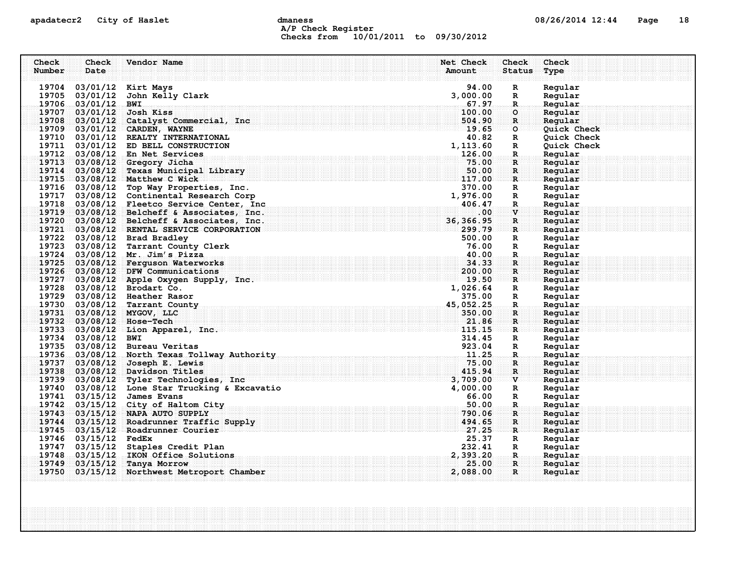apadatecr2 City of Haslet dmaness 08/26/2014 12:44

A/P Check Register
Checks from 10/01/2011 to 09/30/2012

| Check Number | Check Date | Vendor Name | Net Check Amount | Check Status | Check Type |
|---|---|---|---|---|---|
| 19704 | 03/01/12 | Kirt Mays | 94.00 | R | Regular |
| 19705 | 03/01/12 | John Kelly Clark | 3,000.00 | R | Regular |
| 19706 | 03/01/12 | BWI | 67.97 | R | Regular |
| 19707 | 03/01/12 | Josh Kiss | 100.00 | O | Regular |
| 19708 | 03/01/12 | Catalyst Commercial, Inc | 504.90 | R | Regular |
| 19709 | 03/01/12 | CARDEN, WAYNE | 19.65 | O | Quick Check |
| 19710 | 03/01/12 | REALTY INTERNATIONAL | 40.82 | R | Quick Check |
| 19711 | 03/01/12 | ED BELL CONSTRUCTION | 1,113.60 | R | Quick Check |
| 19712 | 03/08/12 | En Net Services | 126.00 | R | Regular |
| 19713 | 03/08/12 | Gregory Jicha | 75.00 | R | Regular |
| 19714 | 03/08/12 | Texas Municipal Library | 50.00 | R | Regular |
| 19715 | 03/08/12 | Matthew C Wick | 117.00 | R | Regular |
| 19716 | 03/08/12 | Top Way Properties, Inc. | 370.00 | R | Regular |
| 19717 | 03/08/12 | Continental Research Corp | 1,976.00 | R | Regular |
| 19718 | 03/08/12 | Fleetco Service Center, Inc | 406.47 | R | Regular |
| 19719 | 03/08/12 | Belcheff & Associates, Inc. | .00 | V | Regular |
| 19720 | 03/08/12 | Belcheff & Associates, Inc. | 36,366.95 | R | Regular |
| 19721 | 03/08/12 | RENTAL SERVICE CORPORATION | 299.79 | R | Regular |
| 19722 | 03/08/12 | Brad Bradley | 500.00 | R | Regular |
| 19723 | 03/08/12 | Tarrant County Clerk | 76.00 | R | Regular |
| 19724 | 03/08/12 | Mr. Jim's Pizza | 40.00 | R | Regular |
| 19725 | 03/08/12 | Ferguson Waterworks | 34.33 | R | Regular |
| 19726 | 03/08/12 | DFW Communications | 200.00 | R | Regular |
| 19727 | 03/08/12 | Apple Oxygen Supply, Inc. | 19.50 | R | Regular |
| 19728 | 03/08/12 | Brodart Co. | 1,026.64 | R | Regular |
| 19729 | 03/08/12 | Heather Rasor | 375.00 | R | Regular |
| 19730 | 03/08/12 | Tarrant County | 45,052.25 | R | Regular |
| 19731 | 03/08/12 | MYGOV, LLC | 350.00 | R | Regular |
| 19732 | 03/08/12 | Hose-Tech | 21.86 | R | Regular |
| 19733 | 03/08/12 | Lion Apparel, Inc. | 115.15 | R | Regular |
| 19734 | 03/08/12 | BWI | 314.45 | R | Regular |
| 19735 | 03/08/12 | Bureau Veritas | 923.04 | R | Regular |
| 19736 | 03/08/12 | North Texas Tollway Authority | 11.25 | R | Regular |
| 19737 | 03/08/12 | Joseph E. Lewis | 75.00 | R | Regular |
| 19738 | 03/08/12 | Davidson Titles | 415.94 | R | Regular |
| 19739 | 03/08/12 | Tyler Technologies, Inc | 3,709.00 | V | Regular |
| 19740 | 03/08/12 | Lone Star Trucking & Excavatio | 4,000.00 | R | Regular |
| 19741 | 03/15/12 | James Evans | 66.00 | R | Regular |
| 19742 | 03/15/12 | City of Haltom City | 50.00 | R | Regular |
| 19743 | 03/15/12 | NAPA AUTO SUPPLY | 790.06 | R | Regular |
| 19744 | 03/15/12 | Roadrunner Traffic Supply | 494.65 | R | Regular |
| 19745 | 03/15/12 | Roadrunner Courier | 27.25 | R | Regular |
| 19746 | 03/15/12 | FedEx | 25.37 | R | Regular |
| 19747 | 03/15/12 | Staples Credit Plan | 232.41 | R | Regular |
| 19748 | 03/15/12 | IKON Office Solutions | 2,393.20 | R | Regular |
| 19749 | 03/15/12 | Tanya Morrow | 25.00 | R | Regular |
| 19750 | 03/15/12 | Northwest Metroport Chamber | 2,088.00 | R | Regular |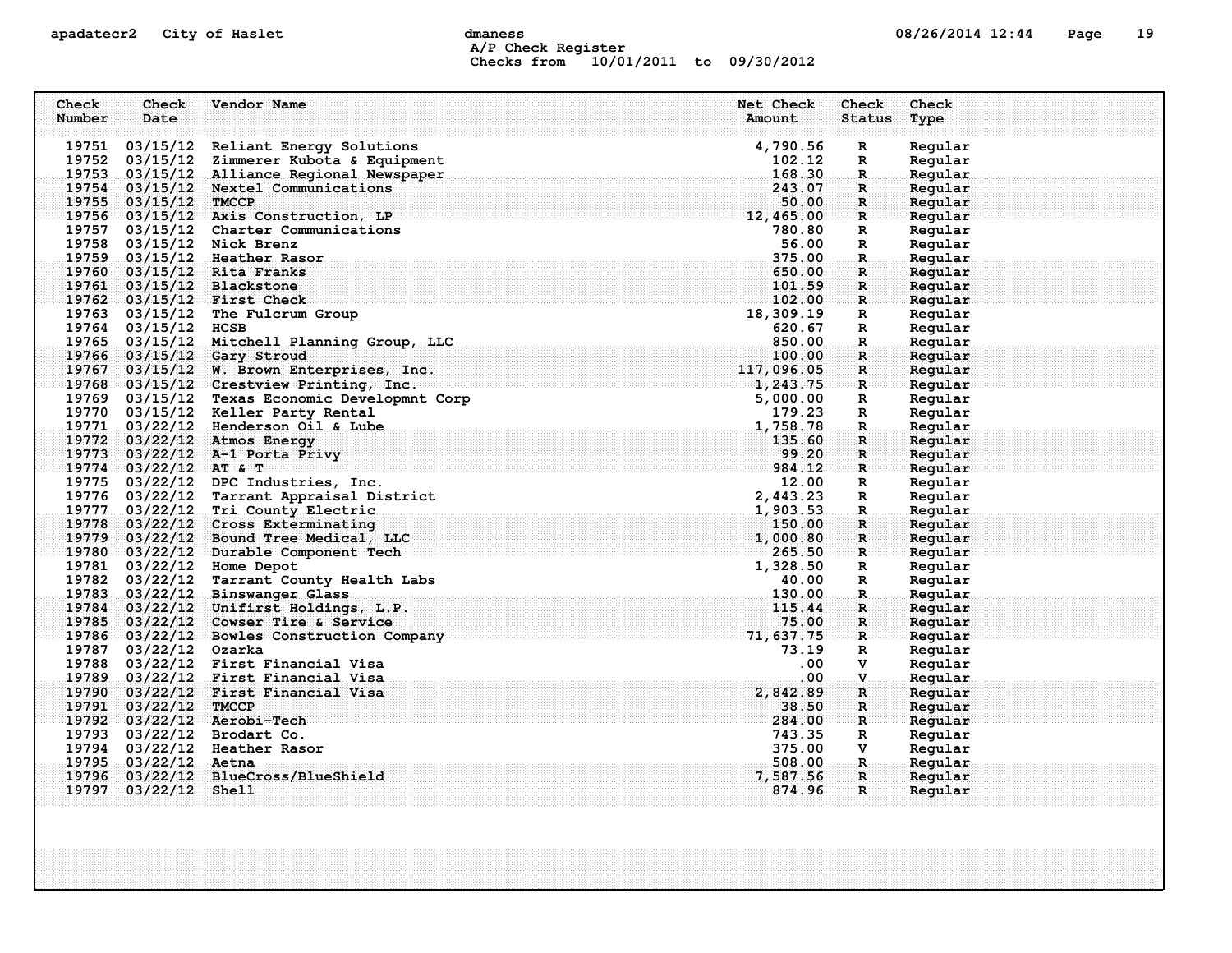A/P Check Register
Checks from 10/01/2011 to 09/30/2012

| Check Number | Check Date | Vendor Name | Net Check Amount | Check Status | Check Type |
|---|---|---|---|---|---|
| 19751 | 03/15/12 | Reliant Energy Solutions | 4,790.56 | R | Regular |
| 19752 | 03/15/12 | Zimmerer Kubota & Equipment | 102.12 | R | Regular |
| 19753 | 03/15/12 | Alliance Regional Newspaper | 168.30 | R | Regular |
| 19754 | 03/15/12 | Nextel Communications | 243.07 | R | Regular |
| 19755 | 03/15/12 | TMCCP | 50.00 | R | Regular |
| 19756 | 03/15/12 | Axis Construction, LP | 12,465.00 | R | Regular |
| 19757 | 03/15/12 | Charter Communications | 780.80 | R | Regular |
| 19758 | 03/15/12 | Nick Brenz | 56.00 | R | Regular |
| 19759 | 03/15/12 | Heather Rasor | 375.00 | R | Regular |
| 19760 | 03/15/12 | Rita Franks | 650.00 | R | Regular |
| 19761 | 03/15/12 | Blackstone | 101.59 | R | Regular |
| 19762 | 03/15/12 | First Check | 102.00 | R | Regular |
| 19763 | 03/15/12 | The Fulcrum Group | 18,309.19 | R | Regular |
| 19764 | 03/15/12 | HCSB | 620.67 | R | Regular |
| 19765 | 03/15/12 | Mitchell Planning Group, LLC | 850.00 | R | Regular |
| 19766 | 03/15/12 | Gary Stroud | 100.00 | R | Regular |
| 19767 | 03/15/12 | W. Brown Enterprises, Inc. | 117,096.05 | R | Regular |
| 19768 | 03/15/12 | Crestview Printing, Inc. | 1,243.75 | R | Regular |
| 19769 | 03/15/12 | Texas Economic Developmnt Corp | 5,000.00 | R | Regular |
| 19770 | 03/15/12 | Keller Party Rental | 179.23 | R | Regular |
| 19771 | 03/22/12 | Henderson Oil & Lube | 1,758.78 | R | Regular |
| 19772 | 03/22/12 | Atmos Energy | 135.60 | R | Regular |
| 19773 | 03/22/12 | A-1 Porta Privy | 99.20 | R | Regular |
| 19774 | 03/22/12 | AT & T | 984.12 | R | Regular |
| 19775 | 03/22/12 | DPC Industries, Inc. | 12.00 | R | Regular |
| 19776 | 03/22/12 | Tarrant Appraisal District | 2,443.23 | R | Regular |
| 19777 | 03/22/12 | Tri County Electric | 1,903.53 | R | Regular |
| 19778 | 03/22/12 | Cross Exterminating | 150.00 | R | Regular |
| 19779 | 03/22/12 | Bound Tree Medical, LLC | 1,000.80 | R | Regular |
| 19780 | 03/22/12 | Durable Component Tech | 265.50 | R | Regular |
| 19781 | 03/22/12 | Home Depot | 1,328.50 | R | Regular |
| 19782 | 03/22/12 | Tarrant County Health Labs | 40.00 | R | Regular |
| 19783 | 03/22/12 | Binswanger Glass | 130.00 | R | Regular |
| 19784 | 03/22/12 | Unifirst Holdings, L.P. | 115.44 | R | Regular |
| 19785 | 03/22/12 | Cowser Tire & Service | 75.00 | R | Regular |
| 19786 | 03/22/12 | Bowles Construction Company | 71,637.75 | R | Regular |
| 19787 | 03/22/12 | Ozarka | 73.19 | R | Regular |
| 19788 | 03/22/12 | First Financial Visa | .00 | V | Regular |
| 19789 | 03/22/12 | First Financial Visa | .00 | V | Regular |
| 19790 | 03/22/12 | First Financial Visa | 2,842.89 | R | Regular |
| 19791 | 03/22/12 | TMCCP | 38.50 | R | Regular |
| 19792 | 03/22/12 | Aerobi-Tech | 284.00 | R | Regular |
| 19793 | 03/22/12 | Brodart Co. | 743.35 | R | Regular |
| 19794 | 03/22/12 | Heather Rasor | 375.00 | V | Regular |
| 19795 | 03/22/12 | Aetna | 508.00 | R | Regular |
| 19796 | 03/22/12 | BlueCross/BlueShield | 7,587.56 | R | Regular |
| 19797 | 03/22/12 | Shell | 874.96 | R | Regular |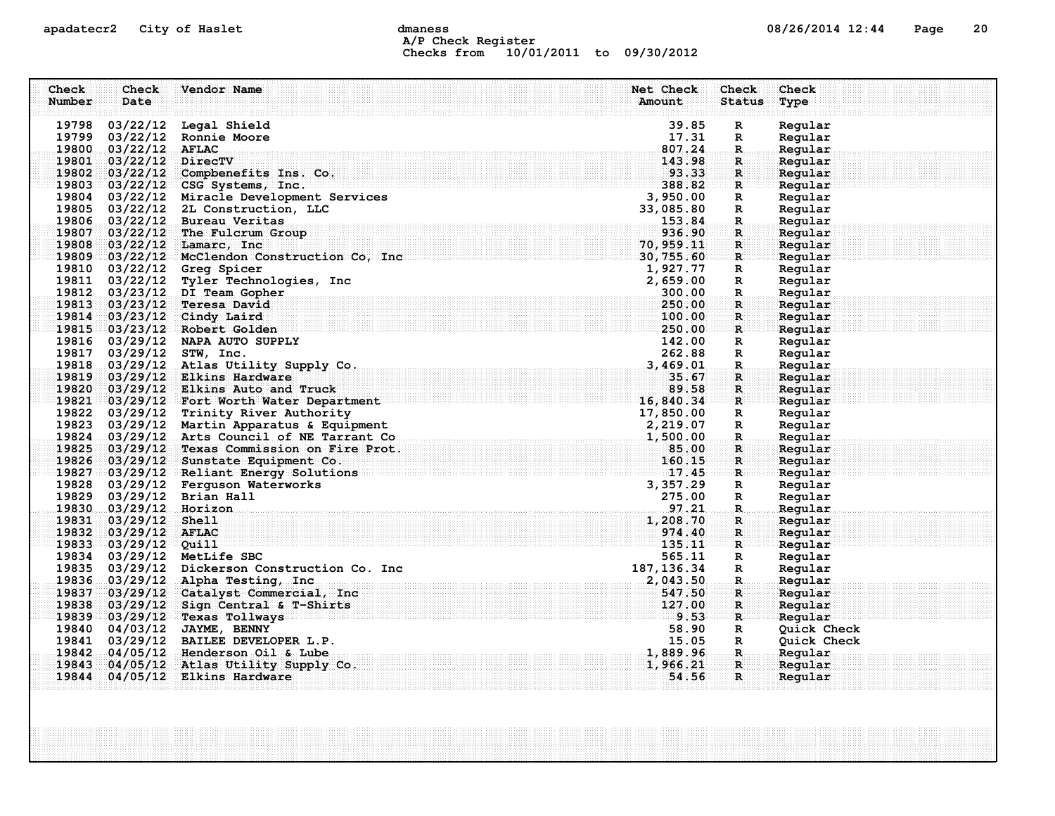apadatecr2 City of Haslet dmaness 08/26/2014 12:44

A/P Check Register
Checks from 10/01/2011 to 09/30/2012

| Check Number | Check Date | Vendor Name | Net Check Amount | Check Status | Check Type |
|---|---|---|---|---|---|
| 19798 | 03/22/12 | Legal Shield | 39.85 | R | Regular |
| 19799 | 03/22/12 | Ronnie Moore | 17.31 | R | Regular |
| 19800 | 03/22/12 | AFLAC | 807.24 | R | Regular |
| 19801 | 03/22/12 | DirecTV | 143.98 | R | Regular |
| 19802 | 03/22/12 | Compbenefits Ins. Co. | 93.33 | R | Regular |
| 19803 | 03/22/12 | CSG Systems, Inc. | 388.82 | R | Regular |
| 19804 | 03/22/12 | Miracle Development Services | 3,950.00 | R | Regular |
| 19805 | 03/22/12 | 2L Construction, LLC | 33,085.80 | R | Regular |
| 19806 | 03/22/12 | Bureau Veritas | 153.84 | R | Regular |
| 19807 | 03/22/12 | The Fulcrum Group | 936.90 | R | Regular |
| 19808 | 03/22/12 | Lamarc, Inc | 70,959.11 | R | Regular |
| 19809 | 03/22/12 | McClendon Construction Co, Inc | 30,755.60 | R | Regular |
| 19810 | 03/22/12 | Greg Spicer | 1,927.77 | R | Regular |
| 19811 | 03/22/12 | Tyler Technologies, Inc | 2,659.00 | R | Regular |
| 19812 | 03/23/12 | DI Team Gopher | 300.00 | R | Regular |
| 19813 | 03/23/12 | Teresa David | 250.00 | R | Regular |
| 19814 | 03/23/12 | Cindy Laird | 100.00 | R | Regular |
| 19815 | 03/23/12 | Robert Golden | 250.00 | R | Regular |
| 19816 | 03/29/12 | NAPA AUTO SUPPLY | 142.00 | R | Regular |
| 19817 | 03/29/12 | STW, Inc. | 262.88 | R | Regular |
| 19818 | 03/29/12 | Atlas Utility Supply Co. | 3,469.01 | R | Regular |
| 19819 | 03/29/12 | Elkins Hardware | 35.67 | R | Regular |
| 19820 | 03/29/12 | Elkins Auto and Truck | 89.58 | R | Regular |
| 19821 | 03/29/12 | Fort Worth Water Department | 16,840.34 | R | Regular |
| 19822 | 03/29/12 | Trinity River Authority | 17,850.00 | R | Regular |
| 19823 | 03/29/12 | Martin Apparatus & Equipment | 2,219.07 | R | Regular |
| 19824 | 03/29/12 | Arts Council of NE Tarrant Co | 1,500.00 | R | Regular |
| 19825 | 03/29/12 | Texas Commission on Fire Prot. | 85.00 | R | Regular |
| 19826 | 03/29/12 | Sunstate Equipment Co. | 160.15 | R | Regular |
| 19827 | 03/29/12 | Reliant Energy Solutions | 17.45 | R | Regular |
| 19828 | 03/29/12 | Ferguson Waterworks | 3,357.29 | R | Regular |
| 19829 | 03/29/12 | Brian Hall | 275.00 | R | Regular |
| 19830 | 03/29/12 | Horizon | 97.21 | R | Regular |
| 19831 | 03/29/12 | Shell | 1,208.70 | R | Regular |
| 19832 | 03/29/12 | AFLAC | 974.40 | R | Regular |
| 19833 | 03/29/12 | Quill | 135.11 | R | Regular |
| 19834 | 03/29/12 | MetLife SBC | 565.11 | R | Regular |
| 19835 | 03/29/12 | Dickerson Construction Co. Inc | 187,136.34 | R | Regular |
| 19836 | 03/29/12 | Alpha Testing, Inc | 2,043.50 | R | Regular |
| 19837 | 03/29/12 | Catalyst Commercial, Inc | 547.50 | R | Regular |
| 19838 | 03/29/12 | Sign Central & T-Shirts | 127.00 | R | Regular |
| 19839 | 03/29/12 | Texas Tollways | 9.53 | R | Regular |
| 19840 | 04/03/12 | JAYME, BENNY | 58.90 | R | Quick Check |
| 19841 | 03/29/12 | BAILEE DEVELOPER L.P. | 15.05 | R | Quick Check |
| 19842 | 04/05/12 | Henderson Oil & Lube | 1,889.96 | R | Regular |
| 19843 | 04/05/12 | Atlas Utility Supply Co. | 1,966.21 | R | Regular |
| 19844 | 04/05/12 | Elkins Hardware | 54.56 | R | Regular |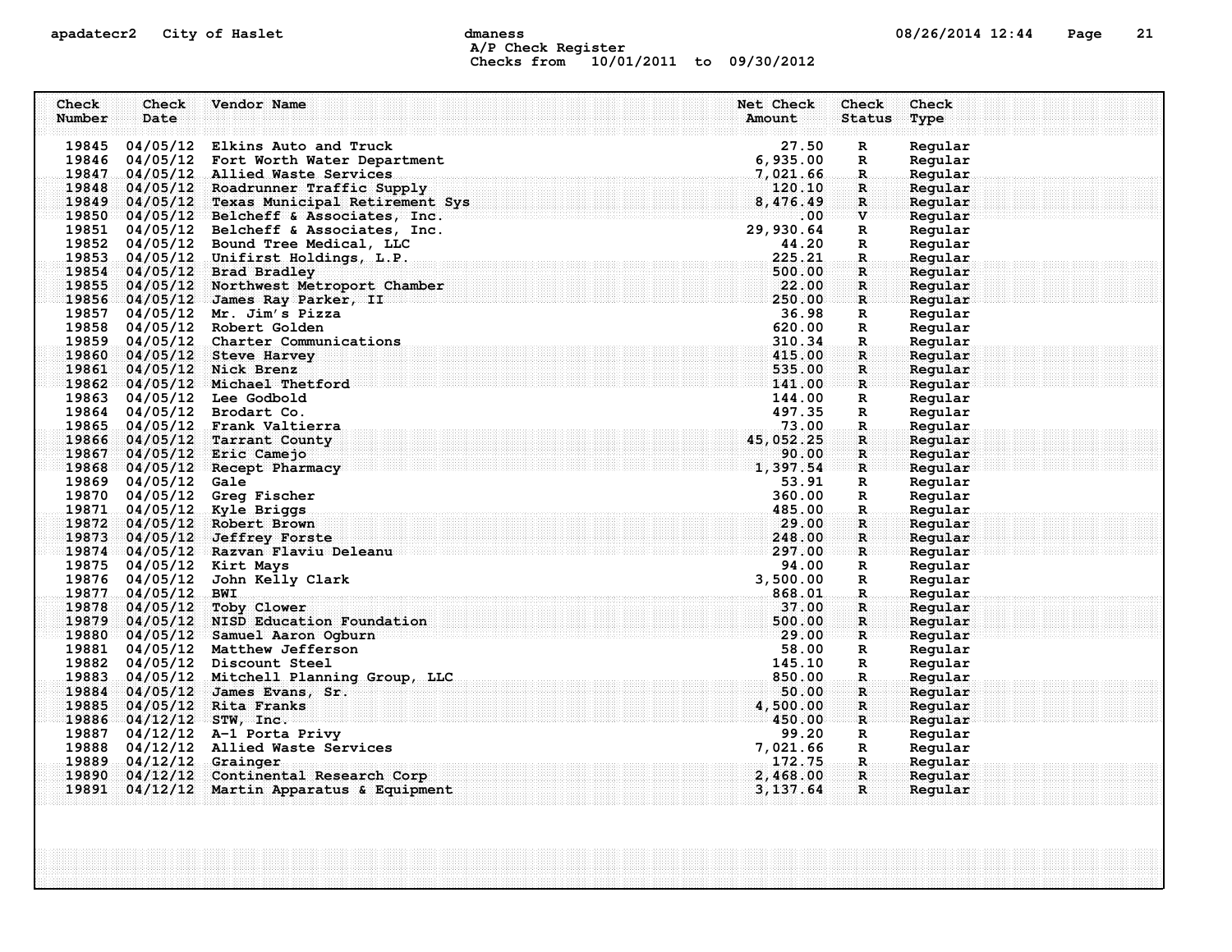apadatecr2 City of Haslet dmaness

A/P Check Register
Checks from 10/01/2011 to 09/30/2012

| Check Number | Check Date | Vendor Name | Net Check Amount | Check Status | Check Type |
|---|---|---|---|---|---|
| 19845 | 04/05/12 | Elkins Auto and Truck | 27.50 | R | Regular |
| 19846 | 04/05/12 | Fort Worth Water Department | 6,935.00 | R | Regular |
| 19847 | 04/05/12 | Allied Waste Services | 7,021.66 | R | Regular |
| 19848 | 04/05/12 | Roadrunner Traffic Supply | 120.10 | R | Regular |
| 19849 | 04/05/12 | Texas Municipal Retirement Sys | 8,476.49 | R | Regular |
| 19850 | 04/05/12 | Belcheff & Associates, Inc. | .00 | V | Regular |
| 19851 | 04/05/12 | Belcheff & Associates, Inc. | 29,930.64 | R | Regular |
| 19852 | 04/05/12 | Bound Tree Medical, LLC | 44.20 | R | Regular |
| 19853 | 04/05/12 | Unifirst Holdings, L.P. | 225.21 | R | Regular |
| 19854 | 04/05/12 | Brad Bradley | 500.00 | R | Regular |
| 19855 | 04/05/12 | Northwest Metroport Chamber | 22.00 | R | Regular |
| 19856 | 04/05/12 | James Ray Parker, II | 250.00 | R | Regular |
| 19857 | 04/05/12 | Mr. Jim's Pizza | 36.98 | R | Regular |
| 19858 | 04/05/12 | Robert Golden | 620.00 | R | Regular |
| 19859 | 04/05/12 | Charter Communications | 310.34 | R | Regular |
| 19860 | 04/05/12 | Steve Harvey | 415.00 | R | Regular |
| 19861 | 04/05/12 | Nick Brenz | 535.00 | R | Regular |
| 19862 | 04/05/12 | Michael Thetford | 141.00 | R | Regular |
| 19863 | 04/05/12 | Lee Godbold | 144.00 | R | Regular |
| 19864 | 04/05/12 | Brodart Co. | 497.35 | R | Regular |
| 19865 | 04/05/12 | Frank Valtierra | 73.00 | R | Regular |
| 19866 | 04/05/12 | Tarrant County | 45,052.25 | R | Regular |
| 19867 | 04/05/12 | Eric Camejo | 90.00 | R | Regular |
| 19868 | 04/05/12 | Recept Pharmacy | 1,397.54 | R | Regular |
| 19869 | 04/05/12 | Gale | 53.91 | R | Regular |
| 19870 | 04/05/12 | Greg Fischer | 360.00 | R | Regular |
| 19871 | 04/05/12 | Kyle Briggs | 485.00 | R | Regular |
| 19872 | 04/05/12 | Robert Brown | 29.00 | R | Regular |
| 19873 | 04/05/12 | Jeffrey Forste | 248.00 | R | Regular |
| 19874 | 04/05/12 | Razvan Flaviu Deleanu | 297.00 | R | Regular |
| 19875 | 04/05/12 | Kirt Mays | 94.00 | R | Regular |
| 19876 | 04/05/12 | John Kelly Clark | 3,500.00 | R | Regular |
| 19877 | 04/05/12 | BWI | 868.01 | R | Regular |
| 19878 | 04/05/12 | Toby Clower | 37.00 | R | Regular |
| 19879 | 04/05/12 | NISD Education Foundation | 500.00 | R | Regular |
| 19880 | 04/05/12 | Samuel Aaron Ogburn | 29.00 | R | Regular |
| 19881 | 04/05/12 | Matthew Jefferson | 58.00 | R | Regular |
| 19882 | 04/05/12 | Discount Steel | 145.10 | R | Regular |
| 19883 | 04/05/12 | Mitchell Planning Group, LLC | 850.00 | R | Regular |
| 19884 | 04/05/12 | James Evans, Sr. | 50.00 | R | Regular |
| 19885 | 04/05/12 | Rita Franks | 4,500.00 | R | Regular |
| 19886 | 04/12/12 | STW, Inc. | 450.00 | R | Regular |
| 19887 | 04/12/12 | A-1 Porta Privy | 99.20 | R | Regular |
| 19888 | 04/12/12 | Allied Waste Services | 7,021.66 | R | Regular |
| 19889 | 04/12/12 | Grainger | 172.75 | R | Regular |
| 19890 | 04/12/12 | Continental Research Corp | 2,468.00 | R | Regular |
| 19891 | 04/12/12 | Martin Apparatus & Equipment | 3,137.64 | R | Regular |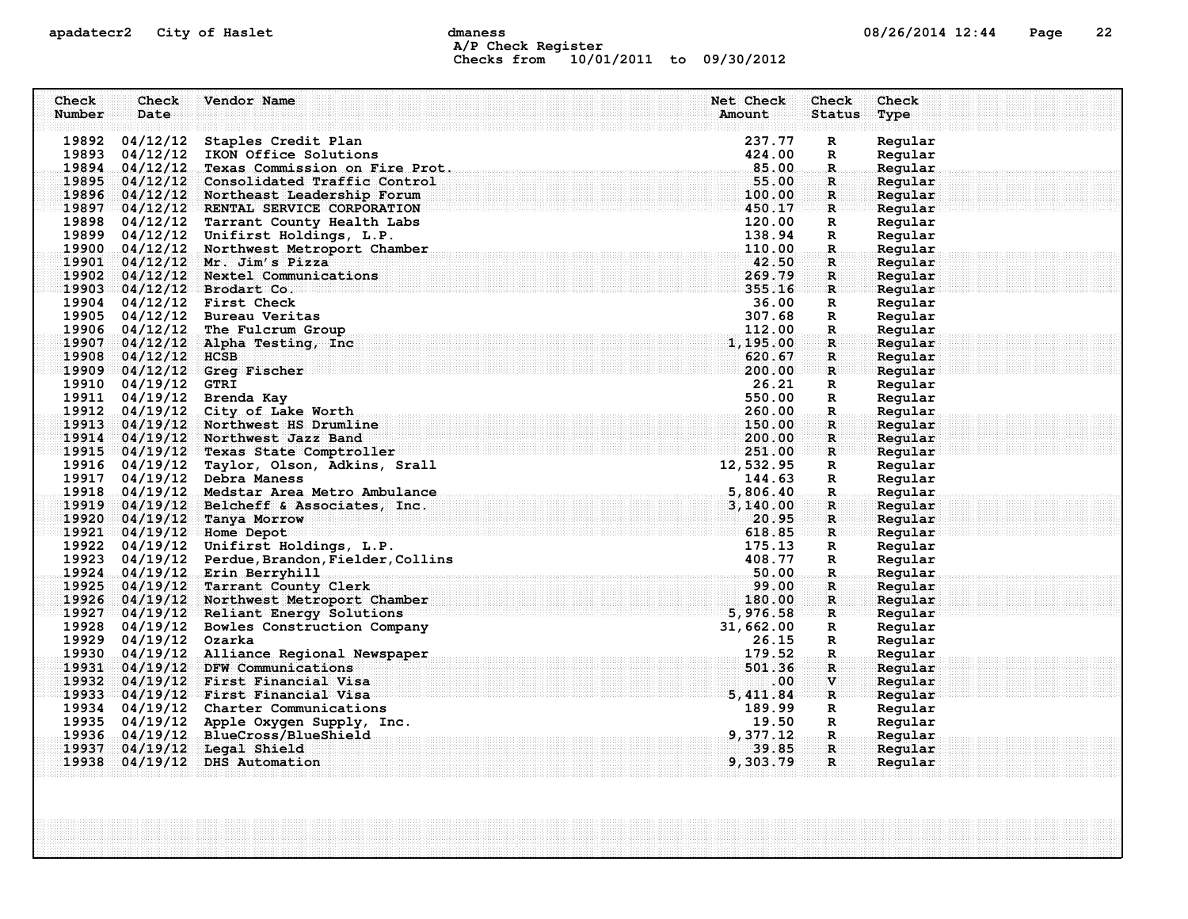apadatecr2 City of Haslet dmaness

A/P Check Register
Checks from 10/01/2011 to 09/30/2012

| Check Number | Check Date | Vendor Name | Net Check Amount | Check Status | Check Type |
|---|---|---|---|---|---|
| 19892 | 04/12/12 | Staples Credit Plan | 237.77 | R | Regular |
| 19893 | 04/12/12 | IKON Office Solutions | 424.00 | R | Regular |
| 19894 | 04/12/12 | Texas Commission on Fire Prot. | 85.00 | R | Regular |
| 19895 | 04/12/12 | Consolidated Traffic Control | 55.00 | R | Regular |
| 19896 | 04/12/12 | Northeast Leadership Forum | 100.00 | R | Regular |
| 19897 | 04/12/12 | RENTAL SERVICE CORPORATION | 450.17 | R | Regular |
| 19898 | 04/12/12 | Tarrant County Health Labs | 120.00 | R | Regular |
| 19899 | 04/12/12 | Unifirst Holdings, L.P. | 138.94 | R | Regular |
| 19900 | 04/12/12 | Northwest Metroport Chamber | 110.00 | R | Regular |
| 19901 | 04/12/12 | Mr. Jim's Pizza | 42.50 | R | Regular |
| 19902 | 04/12/12 | Nextel Communications | 269.79 | R | Regular |
| 19903 | 04/12/12 | Brodart Co. | 355.16 | R | Regular |
| 19904 | 04/12/12 | First Check | 36.00 | R | Regular |
| 19905 | 04/12/12 | Bureau Veritas | 307.68 | R | Regular |
| 19906 | 04/12/12 | The Fulcrum Group | 112.00 | R | Regular |
| 19907 | 04/12/12 | Alpha Testing, Inc | 1,195.00 | R | Regular |
| 19908 | 04/12/12 | HCSB | 620.67 | R | Regular |
| 19909 | 04/12/12 | Greg Fischer | 200.00 | R | Regular |
| 19910 | 04/19/12 | GTRI | 26.21 | R | Regular |
| 19911 | 04/19/12 | Brenda Kay | 550.00 | R | Regular |
| 19912 | 04/19/12 | City of Lake Worth | 260.00 | R | Regular |
| 19913 | 04/19/12 | Northwest HS Drumline | 150.00 | R | Regular |
| 19914 | 04/19/12 | Northwest Jazz Band | 200.00 | R | Regular |
| 19915 | 04/19/12 | Texas State Comptroller | 251.00 | R | Regular |
| 19916 | 04/19/12 | Taylor, Olson, Adkins, Srall | 12,532.95 | R | Regular |
| 19917 | 04/19/12 | Debra Maness | 144.63 | R | Regular |
| 19918 | 04/19/12 | Medstar Area Metro Ambulance | 5,806.40 | R | Regular |
| 19919 | 04/19/12 | Belcheff & Associates, Inc. | 3,140.00 | R | Regular |
| 19920 | 04/19/12 | Tanya Morrow | 20.95 | R | Regular |
| 19921 | 04/19/12 | Home Depot | 618.85 | R | Regular |
| 19922 | 04/19/12 | Unifirst Holdings, L.P. | 175.13 | R | Regular |
| 19923 | 04/19/12 | Perdue,Brandon,Fielder,Collins | 408.77 | R | Regular |
| 19924 | 04/19/12 | Erin Berryhill | 50.00 | R | Regular |
| 19925 | 04/19/12 | Tarrant County Clerk | 99.00 | R | Regular |
| 19926 | 04/19/12 | Northwest Metroport Chamber | 180.00 | R | Regular |
| 19927 | 04/19/12 | Reliant Energy Solutions | 5,976.58 | R | Regular |
| 19928 | 04/19/12 | Bowles Construction Company | 31,662.00 | R | Regular |
| 19929 | 04/19/12 | Ozarka | 26.15 | R | Regular |
| 19930 | 04/19/12 | Alliance Regional Newspaper | 179.52 | R | Regular |
| 19931 | 04/19/12 | DFW Communications | 501.36 | R | Regular |
| 19932 | 04/19/12 | First Financial Visa | .00 | V | Regular |
| 19933 | 04/19/12 | First Financial Visa | 5,411.84 | R | Regular |
| 19934 | 04/19/12 | Charter Communications | 189.99 | R | Regular |
| 19935 | 04/19/12 | Apple Oxygen Supply, Inc. | 19.50 | R | Regular |
| 19936 | 04/19/12 | BlueCross/BlueShield | 9,377.12 | R | Regular |
| 19937 | 04/19/12 | Legal Shield | 39.85 | R | Regular |
| 19938 | 04/19/12 | DHS Automation | 9,303.79 | R | Regular |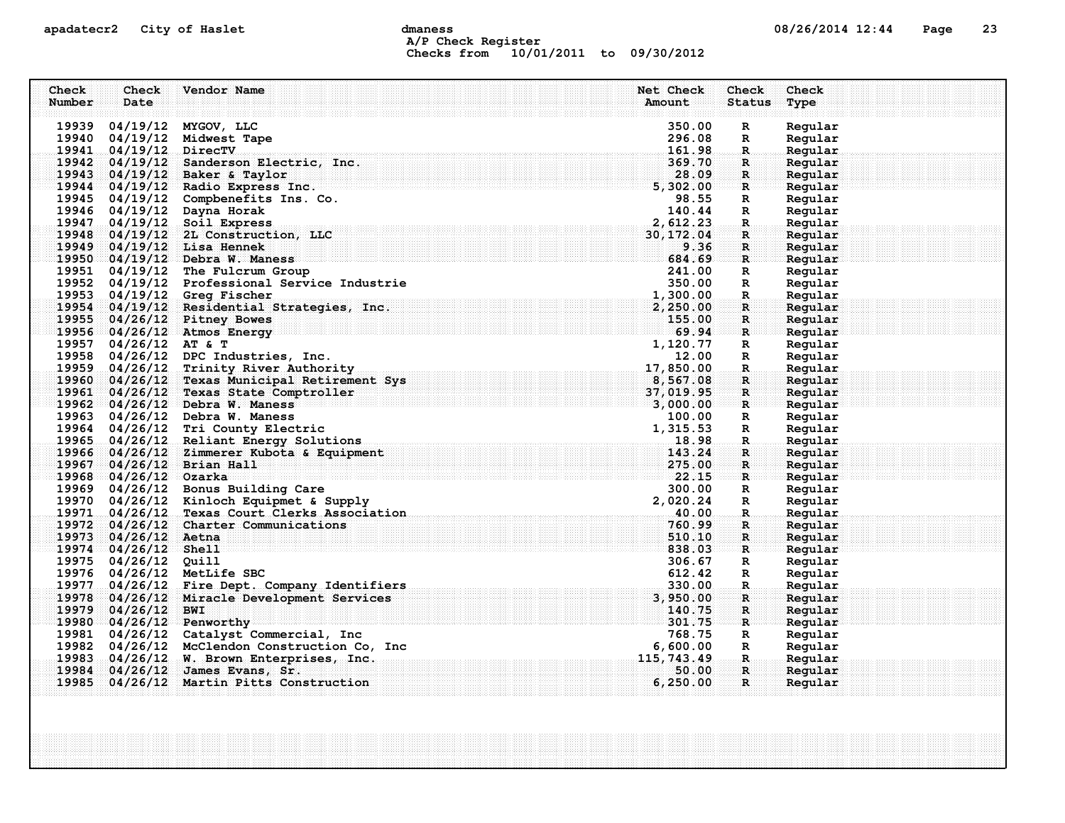A/P Check Register
Checks from 10/01/2011 to 09/30/2012

| Check Number | Check Date | Vendor Name | Net Check Amount | Check Status | Check Type |
|---|---|---|---|---|---|
| 19939 | 04/19/12 | MYGOV, LLC | 350.00 | R | Regular |
| 19940 | 04/19/12 | Midwest Tape | 296.08 | R | Regular |
| 19941 | 04/19/12 | DirecTV | 161.98 | R | Regular |
| 19942 | 04/19/12 | Sanderson Electric, Inc. | 369.70 | R | Regular |
| 19943 | 04/19/12 | Baker & Taylor | 28.09 | R | Regular |
| 19944 | 04/19/12 | Radio Express Inc. | 5,302.00 | R | Regular |
| 19945 | 04/19/12 | Compbenefits Ins. Co. | 98.55 | R | Regular |
| 19946 | 04/19/12 | Dayna Horak | 140.44 | R | Regular |
| 19947 | 04/19/12 | Soil Express | 2,612.23 | R | Regular |
| 19948 | 04/19/12 | 2L Construction, LLC | 30,172.04 | R | Regular |
| 19949 | 04/19/12 | Lisa Hennek | 9.36 | R | Regular |
| 19950 | 04/19/12 | Debra W. Maness | 684.69 | R | Regular |
| 19951 | 04/19/12 | The Fulcrum Group | 241.00 | R | Regular |
| 19952 | 04/19/12 | Professional Service Industrie | 350.00 | R | Regular |
| 19953 | 04/19/12 | Greg Fischer | 1,300.00 | R | Regular |
| 19954 | 04/19/12 | Residential Strategies, Inc. | 2,250.00 | R | Regular |
| 19955 | 04/26/12 | Pitney Bowes | 155.00 | R | Regular |
| 19956 | 04/26/12 | Atmos Energy | 69.94 | R | Regular |
| 19957 | 04/26/12 | AT & T | 1,120.77 | R | Regular |
| 19958 | 04/26/12 | DPC Industries, Inc. | 12.00 | R | Regular |
| 19959 | 04/26/12 | Trinity River Authority | 17,850.00 | R | Regular |
| 19960 | 04/26/12 | Texas Municipal Retirement Sys | 8,567.08 | R | Regular |
| 19961 | 04/26/12 | Texas State Comptroller | 37,019.95 | R | Regular |
| 19962 | 04/26/12 | Debra W. Maness | 3,000.00 | R | Regular |
| 19963 | 04/26/12 | Debra W. Maness | 100.00 | R | Regular |
| 19964 | 04/26/12 | Tri County Electric | 1,315.53 | R | Regular |
| 19965 | 04/26/12 | Reliant Energy Solutions | 18.98 | R | Regular |
| 19966 | 04/26/12 | Zimmerer Kubota & Equipment | 143.24 | R | Regular |
| 19967 | 04/26/12 | Brian Hall | 275.00 | R | Regular |
| 19968 | 04/26/12 | Ozarka | 22.15 | R | Regular |
| 19969 | 04/26/12 | Bonus Building Care | 300.00 | R | Regular |
| 19970 | 04/26/12 | Kinloch Equipmet & Supply | 2,020.24 | R | Regular |
| 19971 | 04/26/12 | Texas Court Clerks Association | 40.00 | R | Regular |
| 19972 | 04/26/12 | Charter Communications | 760.99 | R | Regular |
| 19973 | 04/26/12 | Aetna | 510.10 | R | Regular |
| 19974 | 04/26/12 | Shell | 838.03 | R | Regular |
| 19975 | 04/26/12 | Quill | 306.67 | R | Regular |
| 19976 | 04/26/12 | MetLife SBC | 612.42 | R | Regular |
| 19977 | 04/26/12 | Fire Dept. Company Identifiers | 330.00 | R | Regular |
| 19978 | 04/26/12 | Miracle Development Services | 3,950.00 | R | Regular |
| 19979 | 04/26/12 | BWI | 140.75 | R | Regular |
| 19980 | 04/26/12 | Penworthy | 301.75 | R | Regular |
| 19981 | 04/26/12 | Catalyst Commercial, Inc | 768.75 | R | Regular |
| 19982 | 04/26/12 | McClendon Construction Co, Inc | 6,600.00 | R | Regular |
| 19983 | 04/26/12 | W. Brown Enterprises, Inc. | 115,743.49 | R | Regular |
| 19984 | 04/26/12 | James Evans, Sr. | 50.00 | R | Regular |
| 19985 | 04/26/12 | Martin Pitts Construction | 6,250.00 | R | Regular |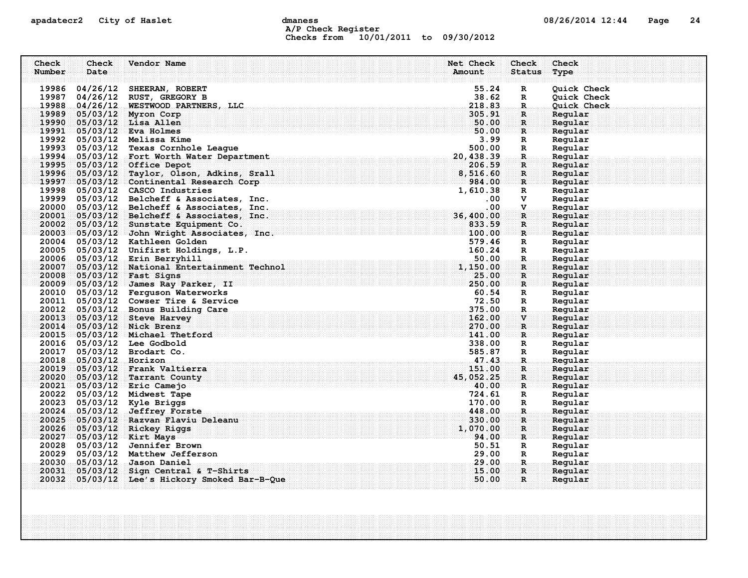| Check Number | Check Date | Vendor Name | Net Check Amount | Check Status | Check Type |
|---|---|---|---|---|---|
| 19986 | 04/26/12 | SHEERAN, ROBERT | 55.24 | R | Quick Check |
| 19987 | 04/26/12 | RUST, GREGORY B | 38.62 | R | Quick Check |
| 19988 | 04/26/12 | WESTWOOD PARTNERS, LLC | 218.83 | R | Quick Check |
| 19989 | 05/03/12 | Myron Corp | 305.91 | R | Regular |
| 19990 | 05/03/12 | Lisa Allen | 50.00 | R | Regular |
| 19991 | 05/03/12 | Eva Holmes | 50.00 | R | Regular |
| 19992 | 05/03/12 | Melissa Kime | 3.99 | R | Regular |
| 19993 | 05/03/12 | Texas Cornhole League | 500.00 | R | Regular |
| 19994 | 05/03/12 | Fort Worth Water Department | 20,438.39 | R | Regular |
| 19995 | 05/03/12 | Office Depot | 206.59 | R | Regular |
| 19996 | 05/03/12 | Taylor, Olson, Adkins, Srall | 8,516.60 | R | Regular |
| 19997 | 05/03/12 | Continental Research Corp | 984.00 | R | Regular |
| 19998 | 05/03/12 | CASCO Industries | 1,610.38 | R | Regular |
| 19999 | 05/03/12 | Belcheff & Associates, Inc. | .00 | V | Regular |
| 20000 | 05/03/12 | Belcheff & Associates, Inc. | .00 | V | Regular |
| 20001 | 05/03/12 | Belcheff & Associates, Inc. | 36,400.00 | R | Regular |
| 20002 | 05/03/12 | Sunstate Equipment Co. | 833.59 | R | Regular |
| 20003 | 05/03/12 | John Wright Associates, Inc. | 100.00 | R | Regular |
| 20004 | 05/03/12 | Kathleen Golden | 579.46 | R | Regular |
| 20005 | 05/03/12 | Unifirst Holdings, L.P. | 160.24 | R | Regular |
| 20006 | 05/03/12 | Erin Berryhill | 50.00 | R | Regular |
| 20007 | 05/03/12 | National Entertainment Technol | 1,150.00 | R | Regular |
| 20008 | 05/03/12 | Fast Signs | 25.00 | R | Regular |
| 20009 | 05/03/12 | James Ray Parker, II | 250.00 | R | Regular |
| 20010 | 05/03/12 | Ferguson Waterworks | 60.54 | R | Regular |
| 20011 | 05/03/12 | Cowser Tire & Service | 72.50 | R | Regular |
| 20012 | 05/03/12 | Bonus Building Care | 375.00 | R | Regular |
| 20013 | 05/03/12 | Steve Harvey | 162.00 | V | Regular |
| 20014 | 05/03/12 | Nick Brenz | 270.00 | R | Regular |
| 20015 | 05/03/12 | Michael Thetford | 141.00 | R | Regular |
| 20016 | 05/03/12 | Lee Godbold | 338.00 | R | Regular |
| 20017 | 05/03/12 | Brodart Co. | 585.87 | R | Regular |
| 20018 | 05/03/12 | Horizon | 47.43 | R | Regular |
| 20019 | 05/03/12 | Frank Valtierra | 151.00 | R | Regular |
| 20020 | 05/03/12 | Tarrant County | 45,052.25 | R | Regular |
| 20021 | 05/03/12 | Eric Camejo | 40.00 | R | Regular |
| 20022 | 05/03/12 | Midwest Tape | 724.61 | R | Regular |
| 20023 | 05/03/12 | Kyle Briggs | 170.00 | R | Regular |
| 20024 | 05/03/12 | Jeffrey Forste | 448.00 | R | Regular |
| 20025 | 05/03/12 | Razvan Flaviu Deleanu | 330.00 | R | Regular |
| 20026 | 05/03/12 | Rickey Riggs | 1,070.00 | R | Regular |
| 20027 | 05/03/12 | Kirt Mays | 94.00 | R | Regular |
| 20028 | 05/03/12 | Jennifer Brown | 50.51 | R | Regular |
| 20029 | 05/03/12 | Matthew Jefferson | 29.00 | R | Regular |
| 20030 | 05/03/12 | Jason Daniel | 29.00 | R | Regular |
| 20031 | 05/03/12 | Sign Central & T-Shirts | 15.00 | R | Regular |
| 20032 | 05/03/12 | Lee's Hickory Smoked Bar-B-Que | 50.00 | R | Regular |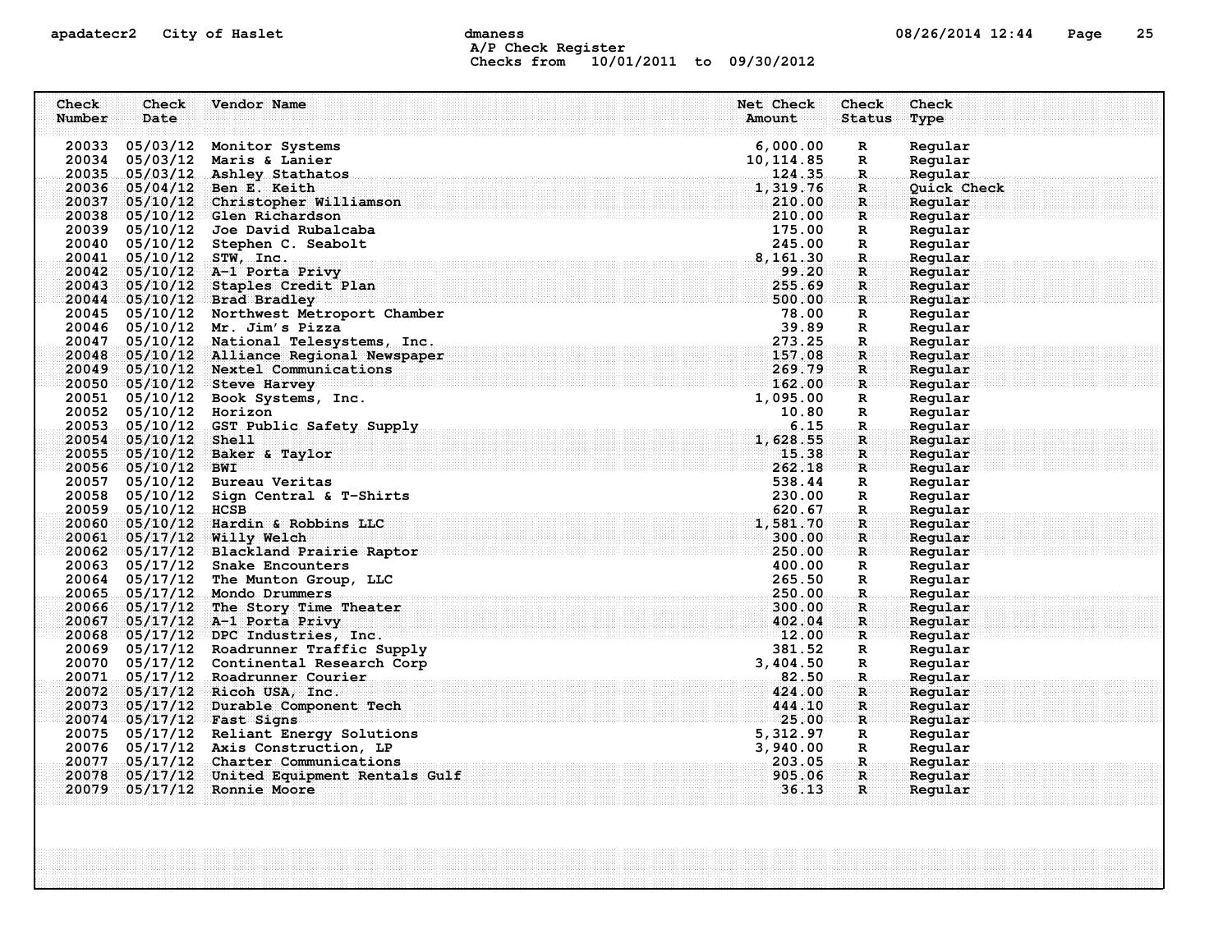apadatecr2 City of Haslet dmaness 08/26/2014 12:44

A/P Check Register
Checks from 10/01/2011 to 09/30/2012

| Check Number | Check Date | Vendor Name | Net Check Amount | Check Status | Check Type |
|---|---|---|---|---|---|
| 20033 | 05/03/12 | Monitor Systems | 6,000.00 | R | Regular |
| 20034 | 05/03/12 | Maris & Lanier | 10,114.85 | R | Regular |
| 20035 | 05/03/12 | Ashley Stathatos | 124.35 | R | Regular |
| 20036 | 05/04/12 | Ben E. Keith | 1,319.76 | R | Quick Check |
| 20037 | 05/10/12 | Christopher Williamson | 210.00 | R | Regular |
| 20038 | 05/10/12 | Glen Richardson | 210.00 | R | Regular |
| 20039 | 05/10/12 | Joe David Rubalcaba | 175.00 | R | Regular |
| 20040 | 05/10/12 | Stephen C. Seabolt | 245.00 | R | Regular |
| 20041 | 05/10/12 | STW, Inc. | 8,161.30 | R | Regular |
| 20042 | 05/10/12 | A-1 Porta Privy | 99.20 | R | Regular |
| 20043 | 05/10/12 | Staples Credit Plan | 255.69 | R | Regular |
| 20044 | 05/10/12 | Brad Bradley | 500.00 | R | Regular |
| 20045 | 05/10/12 | Northwest Metroport Chamber | 78.00 | R | Regular |
| 20046 | 05/10/12 | Mr. Jim's Pizza | 39.89 | R | Regular |
| 20047 | 05/10/12 | National Telesystems, Inc. | 273.25 | R | Regular |
| 20048 | 05/10/12 | Alliance Regional Newspaper | 157.08 | R | Regular |
| 20049 | 05/10/12 | Nextel Communications | 269.79 | R | Regular |
| 20050 | 05/10/12 | Steve Harvey | 162.00 | R | Regular |
| 20051 | 05/10/12 | Book Systems, Inc. | 1,095.00 | R | Regular |
| 20052 | 05/10/12 | Horizon | 10.80 | R | Regular |
| 20053 | 05/10/12 | GST Public Safety Supply | 6.15 | R | Regular |
| 20054 | 05/10/12 | Shell | 1,628.55 | R | Regular |
| 20055 | 05/10/12 | Baker & Taylor | 15.38 | R | Regular |
| 20056 | 05/10/12 | BWI | 262.18 | R | Regular |
| 20057 | 05/10/12 | Bureau Veritas | 538.44 | R | Regular |
| 20058 | 05/10/12 | Sign Central & T-Shirts | 230.00 | R | Regular |
| 20059 | 05/10/12 | HCSB | 620.67 | R | Regular |
| 20060 | 05/10/12 | Hardin & Robbins LLC | 1,581.70 | R | Regular |
| 20061 | 05/17/12 | Willy Welch | 300.00 | R | Regular |
| 20062 | 05/17/12 | Blackland Prairie Raptor | 250.00 | R | Regular |
| 20063 | 05/17/12 | Snake Encounters | 400.00 | R | Regular |
| 20064 | 05/17/12 | The Munton Group, LLC | 265.50 | R | Regular |
| 20065 | 05/17/12 | Mondo Drummers | 250.00 | R | Regular |
| 20066 | 05/17/12 | The Story Time Theater | 300.00 | R | Regular |
| 20067 | 05/17/12 | A-1 Porta Privy | 402.04 | R | Regular |
| 20068 | 05/17/12 | DPC Industries, Inc. | 12.00 | R | Regular |
| 20069 | 05/17/12 | Roadrunner Traffic Supply | 381.52 | R | Regular |
| 20070 | 05/17/12 | Continental Research Corp | 3,404.50 | R | Regular |
| 20071 | 05/17/12 | Roadrunner Courier | 82.50 | R | Regular |
| 20072 | 05/17/12 | Ricoh USA, Inc. | 424.00 | R | Regular |
| 20073 | 05/17/12 | Durable Component Tech | 444.10 | R | Regular |
| 20074 | 05/17/12 | Fast Signs | 25.00 | R | Regular |
| 20075 | 05/17/12 | Reliant Energy Solutions | 5,312.97 | R | Regular |
| 20076 | 05/17/12 | Axis Construction, LP | 3,940.00 | R | Regular |
| 20077 | 05/17/12 | Charter Communications | 203.05 | R | Regular |
| 20078 | 05/17/12 | United Equipment Rentals Gulf | 905.06 | R | Regular |
| 20079 | 05/17/12 | Ronnie Moore | 36.13 | R | Regular |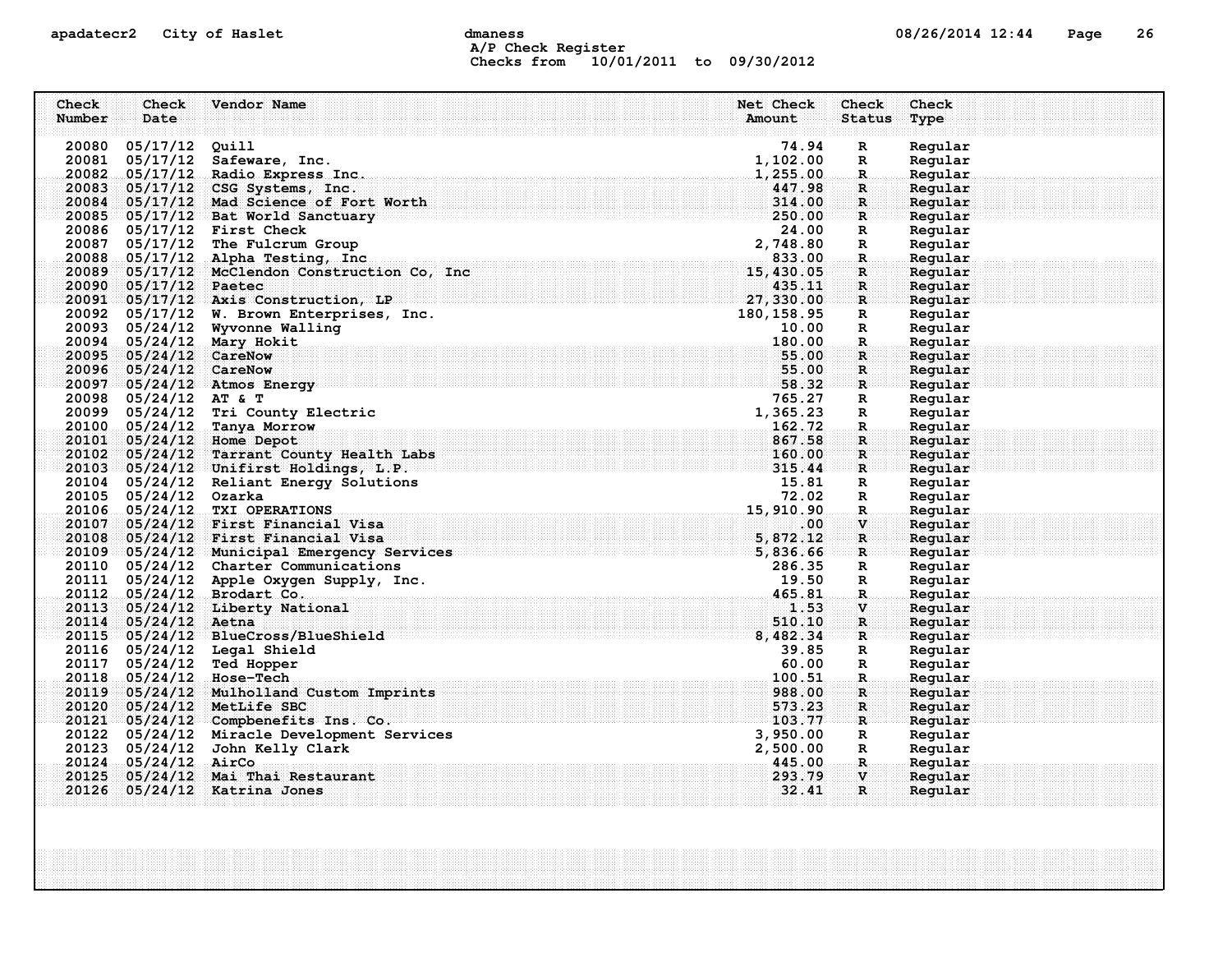apadatecr2 City of Haslet dmaness

A/P Check Register
Checks from 10/01/2011 to 09/30/2012

| Check Number | Check Date | Vendor Name | Net Check Amount | Check Status | Check Type |
|---|---|---|---|---|---|
| 20080 | 05/17/12 | Quill | 74.94 | R | Regular |
| 20081 | 05/17/12 | Safeware, Inc. | 1,102.00 | R | Regular |
| 20082 | 05/17/12 | Radio Express Inc. | 1,255.00 | R | Regular |
| 20083 | 05/17/12 | CSG Systems, Inc. | 447.98 | R | Regular |
| 20084 | 05/17/12 | Mad Science of Fort Worth | 314.00 | R | Regular |
| 20085 | 05/17/12 | Bat World Sanctuary | 250.00 | R | Regular |
| 20086 | 05/17/12 | First Check | 24.00 | R | Regular |
| 20087 | 05/17/12 | The Fulcrum Group | 2,748.80 | R | Regular |
| 20088 | 05/17/12 | Alpha Testing, Inc | 833.00 | R | Regular |
| 20089 | 05/17/12 | McClendon Construction Co, Inc | 15,430.05 | R | Regular |
| 20090 | 05/17/12 | Paetec | 435.11 | R | Regular |
| 20091 | 05/17/12 | Axis Construction, LP | 27,330.00 | R | Regular |
| 20092 | 05/17/12 | W. Brown Enterprises, Inc. | 180,158.95 | R | Regular |
| 20093 | 05/24/12 | Wyvonne Walling | 10.00 | R | Regular |
| 20094 | 05/24/12 | Mary Hokit | 180.00 | R | Regular |
| 20095 | 05/24/12 | CareNow | 55.00 | R | Regular |
| 20096 | 05/24/12 | CareNow | 55.00 | R | Regular |
| 20097 | 05/24/12 | Atmos Energy | 58.32 | R | Regular |
| 20098 | 05/24/12 | AT & T | 765.27 | R | Regular |
| 20099 | 05/24/12 | Tri County Electric | 1,365.23 | R | Regular |
| 20100 | 05/24/12 | Tanya Morrow | 162.72 | R | Regular |
| 20101 | 05/24/12 | Home Depot | 867.58 | R | Regular |
| 20102 | 05/24/12 | Tarrant County Health Labs | 160.00 | R | Regular |
| 20103 | 05/24/12 | Unifirst Holdings, L.P. | 315.44 | R | Regular |
| 20104 | 05/24/12 | Reliant Energy Solutions | 15.81 | R | Regular |
| 20105 | 05/24/12 | Ozarka | 72.02 | R | Regular |
| 20106 | 05/24/12 | TXI OPERATIONS | 15,910.90 | R | Regular |
| 20107 | 05/24/12 | First Financial Visa | .00 | V | Regular |
| 20108 | 05/24/12 | First Financial Visa | 5,872.12 | R | Regular |
| 20109 | 05/24/12 | Municipal Emergency Services | 5,836.66 | R | Regular |
| 20110 | 05/24/12 | Charter Communications | 286.35 | R | Regular |
| 20111 | 05/24/12 | Apple Oxygen Supply, Inc. | 19.50 | R | Regular |
| 20112 | 05/24/12 | Brodart Co. | 465.81 | R | Regular |
| 20113 | 05/24/12 | Liberty National | 1.53 | V | Regular |
| 20114 | 05/24/12 | Aetna | 510.10 | R | Regular |
| 20115 | 05/24/12 | BlueCross/BlueShield | 8,482.34 | R | Regular |
| 20116 | 05/24/12 | Legal Shield | 39.85 | R | Regular |
| 20117 | 05/24/12 | Ted Hopper | 60.00 | R | Regular |
| 20118 | 05/24/12 | Hose-Tech | 100.51 | R | Regular |
| 20119 | 05/24/12 | Mulholland Custom Imprints | 988.00 | R | Regular |
| 20120 | 05/24/12 | MetLife SBC | 573.23 | R | Regular |
| 20121 | 05/24/12 | Compbenefits Ins. Co. | 103.77 | R | Regular |
| 20122 | 05/24/12 | Miracle Development Services | 3,950.00 | R | Regular |
| 20123 | 05/24/12 | John Kelly Clark | 2,500.00 | R | Regular |
| 20124 | 05/24/12 | AirCo | 445.00 | R | Regular |
| 20125 | 05/24/12 | Mai Thai Restaurant | 293.79 | V | Regular |
| 20126 | 05/24/12 | Katrina Jones | 32.41 | R | Regular |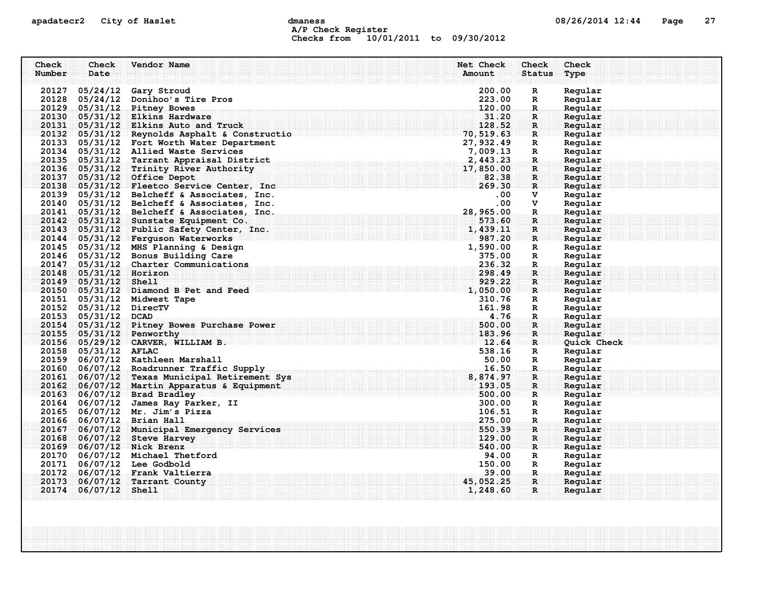apadatecr2 City of Haslet dmaness 08/26/2014 12:44

A/P Check Register
Checks from 10/01/2011 to 09/30/2012

| Check Number | Check Date | Vendor Name | Net Check Amount | Check Status | Check Type |
|---|---|---|---|---|---|
| 20127 | 05/24/12 | Gary Stroud | 200.00 | R | Regular |
| 20128 | 05/24/12 | Donihoo's Tire Pros | 223.00 | R | Regular |
| 20129 | 05/31/12 | Pitney Bowes | 120.00 | R | Regular |
| 20130 | 05/31/12 | Elkins Hardware | 31.20 | R | Regular |
| 20131 | 05/31/12 | Elkins Auto and Truck | 128.52 | R | Regular |
| 20132 | 05/31/12 | Reynolds Asphalt & Constructio | 70,519.63 | R | Regular |
| 20133 | 05/31/12 | Fort Worth Water Department | 27,932.49 | R | Regular |
| 20134 | 05/31/12 | Allied Waste Services | 7,009.13 | R | Regular |
| 20135 | 05/31/12 | Tarrant Appraisal District | 2,443.23 | R | Regular |
| 20136 | 05/31/12 | Trinity River Authority | 17,850.00 | R | Regular |
| 20137 | 05/31/12 | Office Depot | 82.38 | R | Regular |
| 20138 | 05/31/12 | Fleetco Service Center, Inc | 269.30 | R | Regular |
| 20139 | 05/31/12 | Belcheff & Associates, Inc. | .00 | V | Regular |
| 20140 | 05/31/12 | Belcheff & Associates, Inc. | .00 | V | Regular |
| 20141 | 05/31/12 | Belcheff & Associates, Inc. | 28,965.00 | R | Regular |
| 20142 | 05/31/12 | Sunstate Equipment Co. | 573.60 | R | Regular |
| 20143 | 05/31/12 | Public Safety Center, Inc. | 1,439.11 | R | Regular |
| 20144 | 05/31/12 | Ferguson Waterworks | 987.20 | R | Regular |
| 20145 | 05/31/12 | MHS Planning & Design | 1,590.00 | R | Regular |
| 20146 | 05/31/12 | Bonus Building Care | 375.00 | R | Regular |
| 20147 | 05/31/12 | Charter Communications | 236.32 | R | Regular |
| 20148 | 05/31/12 | Horizon | 298.49 | R | Regular |
| 20149 | 05/31/12 | Shell | 929.22 | R | Regular |
| 20150 | 05/31/12 | Diamond B Pet and Feed | 1,050.00 | R | Regular |
| 20151 | 05/31/12 | Midwest Tape | 310.76 | R | Regular |
| 20152 | 05/31/12 | DirecTV | 161.98 | R | Regular |
| 20153 | 05/31/12 | DCAD | 4.76 | R | Regular |
| 20154 | 05/31/12 | Pitney Bowes Purchase Power | 500.00 | R | Regular |
| 20155 | 05/31/12 | Penworthy | 183.96 | R | Regular |
| 20156 | 05/29/12 | CARVER, WILLIAM B. | 12.64 | R | Quick Check |
| 20158 | 05/31/12 | AFLAC | 538.16 | R | Regular |
| 20159 | 06/07/12 | Kathleen Marshall | 50.00 | R | Regular |
| 20160 | 06/07/12 | Roadrunner Traffic Supply | 16.50 | R | Regular |
| 20161 | 06/07/12 | Texas Municipal Retirement Sys | 8,874.97 | R | Regular |
| 20162 | 06/07/12 | Martin Apparatus & Equipment | 193.05 | R | Regular |
| 20163 | 06/07/12 | Brad Bradley | 500.00 | R | Regular |
| 20164 | 06/07/12 | James Ray Parker, II | 300.00 | R | Regular |
| 20165 | 06/07/12 | Mr. Jim's Pizza | 106.51 | R | Regular |
| 20166 | 06/07/12 | Brian Hall | 275.00 | R | Regular |
| 20167 | 06/07/12 | Municipal Emergency Services | 550.39 | R | Regular |
| 20168 | 06/07/12 | Steve Harvey | 129.00 | R | Regular |
| 20169 | 06/07/12 | Nick Brenz | 540.00 | R | Regular |
| 20170 | 06/07/12 | Michael Thetford | 94.00 | R | Regular |
| 20171 | 06/07/12 | Lee Godbold | 150.00 | R | Regular |
| 20172 | 06/07/12 | Frank Valtierra | 39.00 | R | Regular |
| 20173 | 06/07/12 | Tarrant County | 45,052.25 | R | Regular |
| 20174 | 06/07/12 | Shell | 1,248.60 | R | Regular |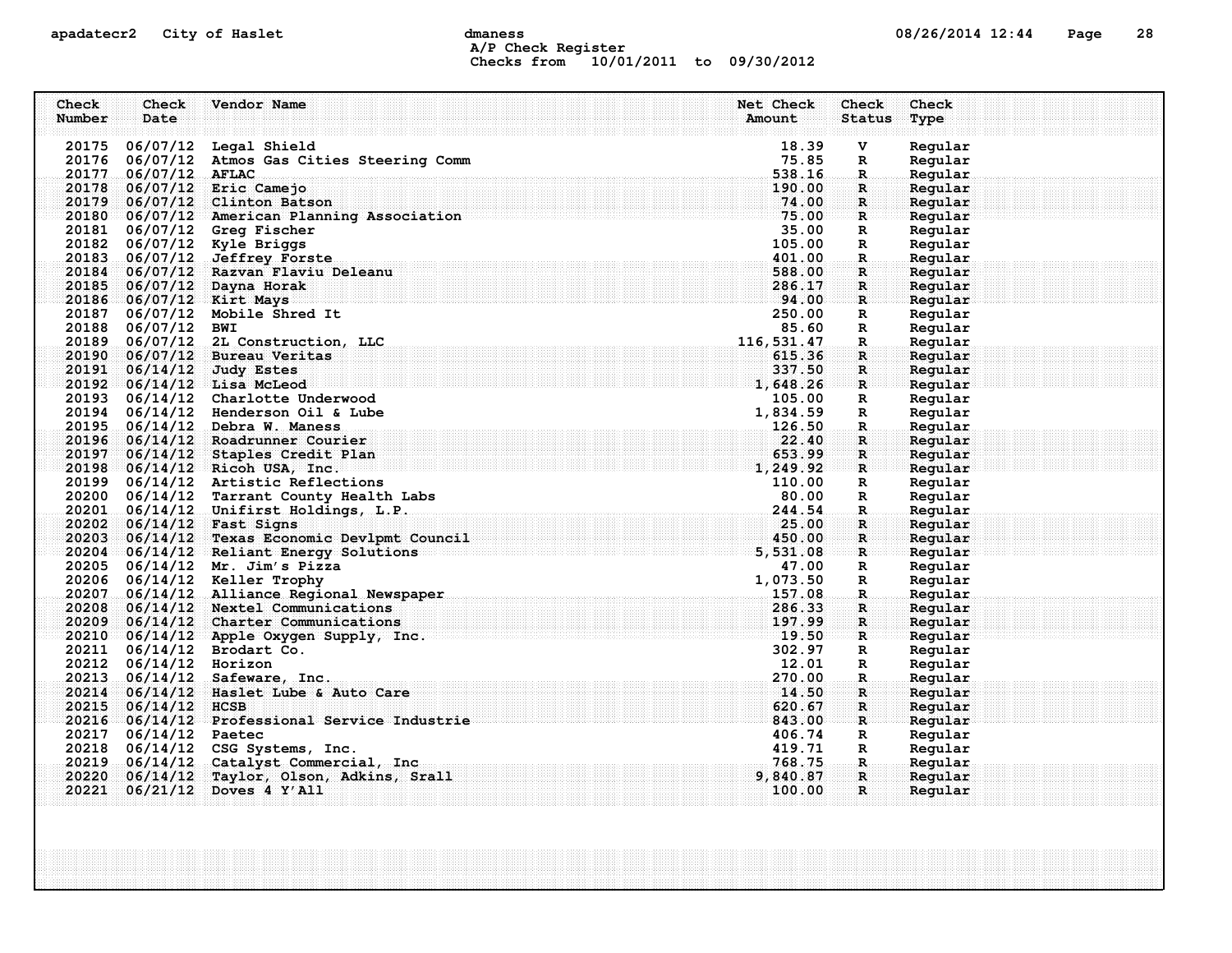A/P Check Register
Checks from 10/01/2011 to 09/30/2012

| Check Number | Check Date | Vendor Name | Net Check Amount | Check Status | Check Type |
|---|---|---|---|---|---|
| 20175 | 06/07/12 | Legal Shield | 18.39 | V | Regular |
| 20176 | 06/07/12 | Atmos Gas Cities Steering Comm | 75.85 | R | Regular |
| 20177 | 06/07/12 | AFLAC | 538.16 | R | Regular |
| 20178 | 06/07/12 | Eric Camejo | 190.00 | R | Regular |
| 20179 | 06/07/12 | Clinton Batson | 74.00 | R | Regular |
| 20180 | 06/07/12 | American Planning Association | 75.00 | R | Regular |
| 20181 | 06/07/12 | Greg Fischer | 35.00 | R | Regular |
| 20182 | 06/07/12 | Kyle Briggs | 105.00 | R | Regular |
| 20183 | 06/07/12 | Jeffrey Forste | 401.00 | R | Regular |
| 20184 | 06/07/12 | Razvan Flaviu Deleanu | 588.00 | R | Regular |
| 20185 | 06/07/12 | Dayna Horak | 286.17 | R | Regular |
| 20186 | 06/07/12 | Kirt Mays | 94.00 | R | Regular |
| 20187 | 06/07/12 | Mobile Shred It | 250.00 | R | Regular |
| 20188 | 06/07/12 | BWI | 85.60 | R | Regular |
| 20189 | 06/07/12 | 2L Construction, LLC | 116,531.47 | R | Regular |
| 20190 | 06/07/12 | Bureau Veritas | 615.36 | R | Regular |
| 20191 | 06/14/12 | Judy Estes | 337.50 | R | Regular |
| 20192 | 06/14/12 | Lisa McLeod | 1,648.26 | R | Regular |
| 20193 | 06/14/12 | Charlotte Underwood | 105.00 | R | Regular |
| 20194 | 06/14/12 | Henderson Oil & Lube | 1,834.59 | R | Regular |
| 20195 | 06/14/12 | Debra W. Maness | 126.50 | R | Regular |
| 20196 | 06/14/12 | Roadrunner Courier | 22.40 | R | Regular |
| 20197 | 06/14/12 | Staples Credit Plan | 653.99 | R | Regular |
| 20198 | 06/14/12 | Ricoh USA, Inc. | 1,249.92 | R | Regular |
| 20199 | 06/14/12 | Artistic Reflections | 110.00 | R | Regular |
| 20200 | 06/14/12 | Tarrant County Health Labs | 80.00 | R | Regular |
| 20201 | 06/14/12 | Unifirst Holdings, L.P. | 244.54 | R | Regular |
| 20202 | 06/14/12 | Fast Signs | 25.00 | R | Regular |
| 20203 | 06/14/12 | Texas Economic Devlpmt Council | 450.00 | R | Regular |
| 20204 | 06/14/12 | Reliant Energy Solutions | 5,531.08 | R | Regular |
| 20205 | 06/14/12 | Mr. Jim's Pizza | 47.00 | R | Regular |
| 20206 | 06/14/12 | Keller Trophy | 1,073.50 | R | Regular |
| 20207 | 06/14/12 | Alliance Regional Newspaper | 157.08 | R | Regular |
| 20208 | 06/14/12 | Nextel Communications | 286.33 | R | Regular |
| 20209 | 06/14/12 | Charter Communications | 197.99 | R | Regular |
| 20210 | 06/14/12 | Apple Oxygen Supply, Inc. | 19.50 | R | Regular |
| 20211 | 06/14/12 | Brodart Co. | 302.97 | R | Regular |
| 20212 | 06/14/12 | Horizon | 12.01 | R | Regular |
| 20213 | 06/14/12 | Safeware, Inc. | 270.00 | R | Regular |
| 20214 | 06/14/12 | Haslet Lube & Auto Care | 14.50 | R | Regular |
| 20215 | 06/14/12 | HCSB | 620.67 | R | Regular |
| 20216 | 06/14/12 | Professional Service Industrie | 843.00 | R | Regular |
| 20217 | 06/14/12 | Paetec | 406.74 | R | Regular |
| 20218 | 06/14/12 | CSG Systems, Inc. | 419.71 | R | Regular |
| 20219 | 06/14/12 | Catalyst Commercial, Inc | 768.75 | R | Regular |
| 20220 | 06/14/12 | Taylor, Olson, Adkins, Srall | 9,840.87 | R | Regular |
| 20221 | 06/21/12 | Doves 4 Y'All | 100.00 | R | Regular |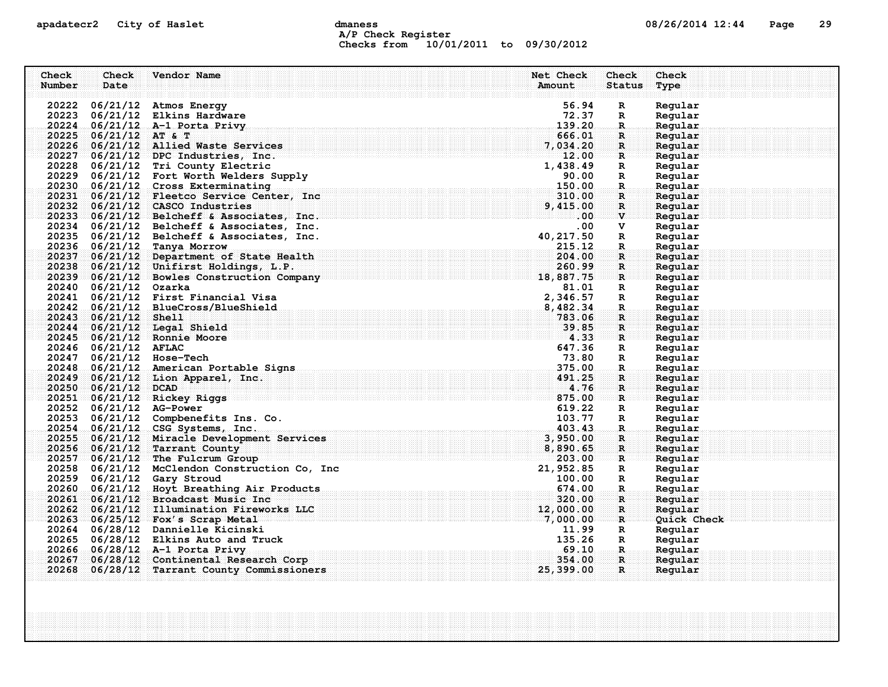apadatecr2 City of Haslet dmaness 08/26/2014 12:44

A/P Check Register
Checks from 10/01/2011 to 09/30/2012

| Check Number | Check Date | Vendor Name | Net Check Amount | Check Status | Check Type |
|---|---|---|---|---|---|
| 20222 | 06/21/12 | Atmos Energy | 56.94 | R | Regular |
| 20223 | 06/21/12 | Elkins Hardware | 72.37 | R | Regular |
| 20224 | 06/21/12 | A-1 Porta Privy | 139.20 | R | Regular |
| 20225 | 06/21/12 | AT & T | 666.01 | R | Regular |
| 20226 | 06/21/12 | Allied Waste Services | 7,034.20 | R | Regular |
| 20227 | 06/21/12 | DPC Industries, Inc. | 12.00 | R | Regular |
| 20228 | 06/21/12 | Tri County Electric | 1,438.49 | R | Regular |
| 20229 | 06/21/12 | Fort Worth Welders Supply | 90.00 | R | Regular |
| 20230 | 06/21/12 | Cross Exterminating | 150.00 | R | Regular |
| 20231 | 06/21/12 | Fleetco Service Center, Inc | 310.00 | R | Regular |
| 20232 | 06/21/12 | CASCO Industries | 9,415.00 | R | Regular |
| 20233 | 06/21/12 | Belcheff & Associates, Inc. | .00 | V | Regular |
| 20234 | 06/21/12 | Belcheff & Associates, Inc. | .00 | V | Regular |
| 20235 | 06/21/12 | Belcheff & Associates, Inc. | 40,217.50 | R | Regular |
| 20236 | 06/21/12 | Tanya Morrow | 215.12 | R | Regular |
| 20237 | 06/21/12 | Department of State Health | 204.00 | R | Regular |
| 20238 | 06/21/12 | Unifirst Holdings, L.P. | 260.99 | R | Regular |
| 20239 | 06/21/12 | Bowles Construction Company | 18,887.75 | R | Regular |
| 20240 | 06/21/12 | Ozarka | 81.01 | R | Regular |
| 20241 | 06/21/12 | First Financial Visa | 2,346.57 | R | Regular |
| 20242 | 06/21/12 | BlueCross/BlueShield | 8,482.34 | R | Regular |
| 20243 | 06/21/12 | Shell | 783.06 | R | Regular |
| 20244 | 06/21/12 | Legal Shield | 39.85 | R | Regular |
| 20245 | 06/21/12 | Ronnie Moore | 4.33 | R | Regular |
| 20246 | 06/21/12 | AFLAC | 647.36 | R | Regular |
| 20247 | 06/21/12 | Hose-Tech | 73.80 | R | Regular |
| 20248 | 06/21/12 | American Portable Signs | 375.00 | R | Regular |
| 20249 | 06/21/12 | Lion Apparel, Inc. | 491.25 | R | Regular |
| 20250 | 06/21/12 | DCAD | 4.76 | R | Regular |
| 20251 | 06/21/12 | Rickey Riggs | 875.00 | R | Regular |
| 20252 | 06/21/12 | AG-Power | 619.22 | R | Regular |
| 20253 | 06/21/12 | Compbenefits Ins. Co. | 103.77 | R | Regular |
| 20254 | 06/21/12 | CSG Systems, Inc. | 403.43 | R | Regular |
| 20255 | 06/21/12 | Miracle Development Services | 3,950.00 | R | Regular |
| 20256 | 06/21/12 | Tarrant County | 8,890.65 | R | Regular |
| 20257 | 06/21/12 | The Fulcrum Group | 203.00 | R | Regular |
| 20258 | 06/21/12 | McClendon Construction Co, Inc | 21,952.85 | R | Regular |
| 20259 | 06/21/12 | Gary Stroud | 100.00 | R | Regular |
| 20260 | 06/21/12 | Hoyt Breathing Air Products | 674.00 | R | Regular |
| 20261 | 06/21/12 | Broadcast Music Inc | 320.00 | R | Regular |
| 20262 | 06/21/12 | Illumination Fireworks LLC | 12,000.00 | R | Regular |
| 20263 | 06/25/12 | Fox's Scrap Metal | 7,000.00 | R | Quick Check |
| 20264 | 06/28/12 | Dannielle Kicinski | 11.99 | R | Regular |
| 20265 | 06/28/12 | Elkins Auto and Truck | 135.26 | R | Regular |
| 20266 | 06/28/12 | A-1 Porta Privy | 69.10 | R | Regular |
| 20267 | 06/28/12 | Continental Research Corp | 354.00 | R | Regular |
| 20268 | 06/28/12 | Tarrant County Commissioners | 25,399.00 | R | Regular |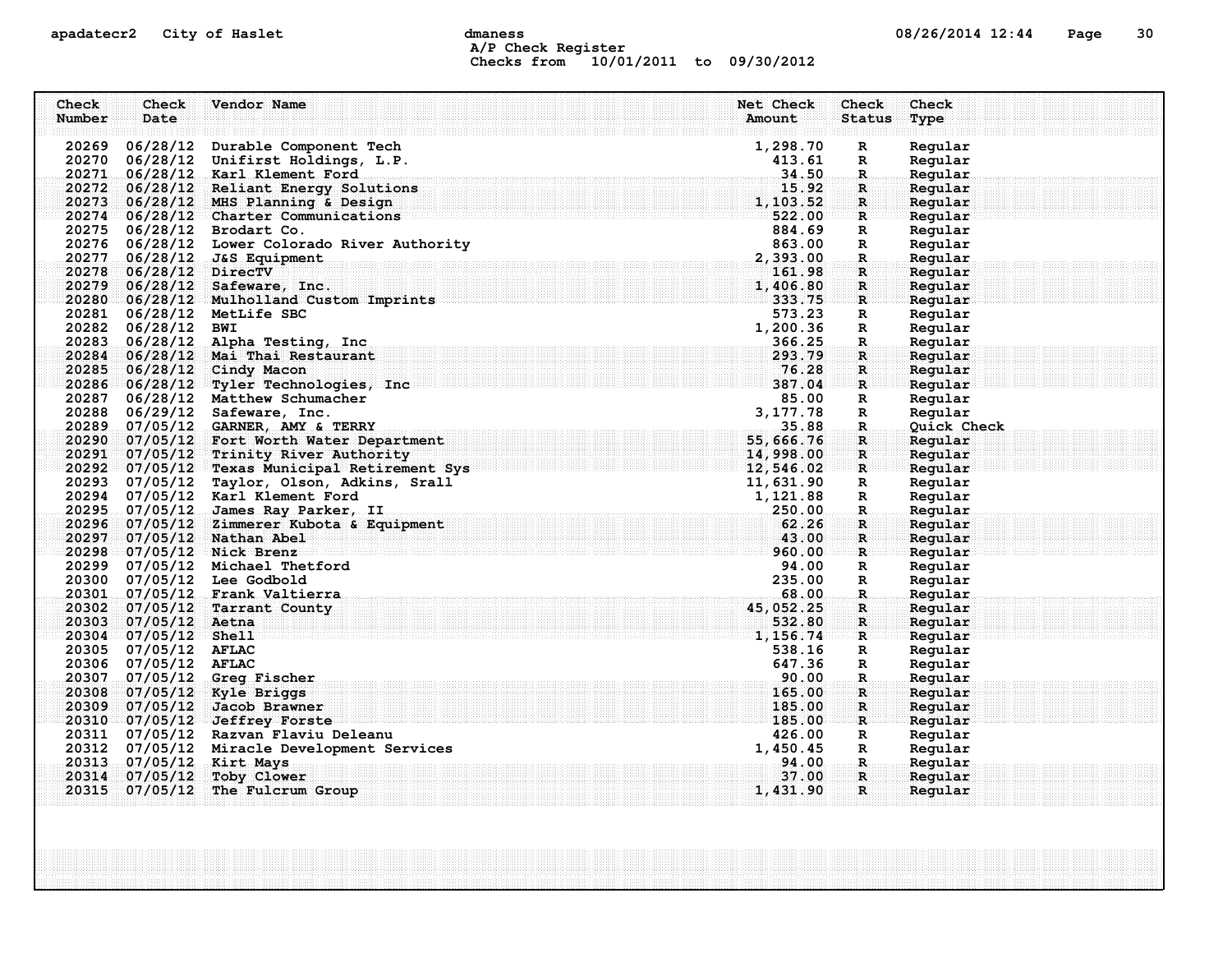| Check Number | Check Date | Vendor Name | Net Check Amount | Check Status | Check Type |
|---|---|---|---|---|---|
| 20269 | 06/28/12 | Durable Component Tech | 1,298.70 | R | Regular |
| 20270 | 06/28/12 | Unifirst Holdings, L.P. | 413.61 | R | Regular |
| 20271 | 06/28/12 | Karl Klement Ford | 34.50 | R | Regular |
| 20272 | 06/28/12 | Reliant Energy Solutions | 15.92 | R | Regular |
| 20273 | 06/28/12 | MHS Planning & Design | 1,103.52 | R | Regular |
| 20274 | 06/28/12 | Charter Communications | 522.00 | R | Regular |
| 20275 | 06/28/12 | Brodart Co. | 884.69 | R | Regular |
| 20276 | 06/28/12 | Lower Colorado River Authority | 863.00 | R | Regular |
| 20277 | 06/28/12 | J&S Equipment | 2,393.00 | R | Regular |
| 20278 | 06/28/12 | DirecTV | 161.98 | R | Regular |
| 20279 | 06/28/12 | Safeware, Inc. | 1,406.80 | R | Regular |
| 20280 | 06/28/12 | Mulholland Custom Imprints | 333.75 | R | Regular |
| 20281 | 06/28/12 | MetLife SBC | 573.23 | R | Regular |
| 20282 | 06/28/12 | BWI | 1,200.36 | R | Regular |
| 20283 | 06/28/12 | Alpha Testing, Inc | 366.25 | R | Regular |
| 20284 | 06/28/12 | Mai Thai Restaurant | 293.79 | R | Regular |
| 20285 | 06/28/12 | Cindy Macon | 76.28 | R | Regular |
| 20286 | 06/28/12 | Tyler Technologies, Inc | 387.04 | R | Regular |
| 20287 | 06/28/12 | Matthew Schumacher | 85.00 | R | Regular |
| 20288 | 06/29/12 | Safeware, Inc. | 3,177.78 | R | Regular |
| 20289 | 07/05/12 | GARNER, AMY & TERRY | 35.88 | R | Quick Check |
| 20290 | 07/05/12 | Fort Worth Water Department | 55,666.76 | R | Regular |
| 20291 | 07/05/12 | Trinity River Authority | 14,998.00 | R | Regular |
| 20292 | 07/05/12 | Texas Municipal Retirement Sys | 12,546.02 | R | Regular |
| 20293 | 07/05/12 | Taylor, Olson, Adkins, Srall | 11,631.90 | R | Regular |
| 20294 | 07/05/12 | Karl Klement Ford | 1,121.88 | R | Regular |
| 20295 | 07/05/12 | James Ray Parker, II | 250.00 | R | Regular |
| 20296 | 07/05/12 | Zimmerer Kubota & Equipment | 62.26 | R | Regular |
| 20297 | 07/05/12 | Nathan Abel | 43.00 | R | Regular |
| 20298 | 07/05/12 | Nick Brenz | 960.00 | R | Regular |
| 20299 | 07/05/12 | Michael Thetford | 94.00 | R | Regular |
| 20300 | 07/05/12 | Lee Godbold | 235.00 | R | Regular |
| 20301 | 07/05/12 | Frank Valtierra | 68.00 | R | Regular |
| 20302 | 07/05/12 | Tarrant County | 45,052.25 | R | Regular |
| 20303 | 07/05/12 | Aetna | 532.80 | R | Regular |
| 20304 | 07/05/12 | Shell | 1,156.74 | R | Regular |
| 20305 | 07/05/12 | AFLAC | 538.16 | R | Regular |
| 20306 | 07/05/12 | AFLAC | 647.36 | R | Regular |
| 20307 | 07/05/12 | Greg Fischer | 90.00 | R | Regular |
| 20308 | 07/05/12 | Kyle Briggs | 165.00 | R | Regular |
| 20309 | 07/05/12 | Jacob Brawner | 185.00 | R | Regular |
| 20310 | 07/05/12 | Jeffrey Forste | 185.00 | R | Regular |
| 20311 | 07/05/12 | Razvan Flaviu Deleanu | 426.00 | R | Regular |
| 20312 | 07/05/12 | Miracle Development Services | 1,450.45 | R | Regular |
| 20313 | 07/05/12 | Kirt Mays | 94.00 | R | Regular |
| 20314 | 07/05/12 | Toby Clower | 37.00 | R | Regular |
| 20315 | 07/05/12 | The Fulcrum Group | 1,431.90 | R | Regular |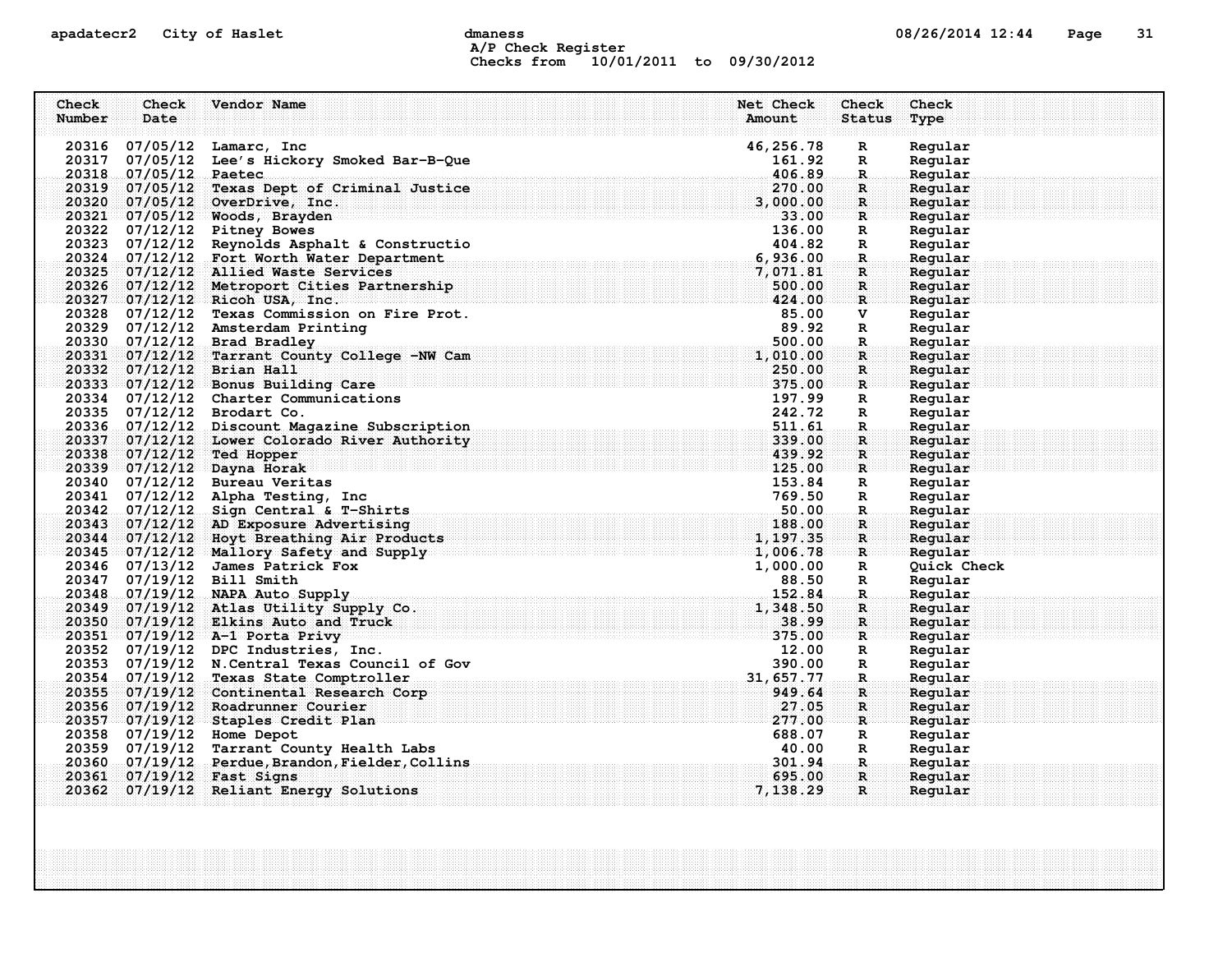A/P Check Register
Checks from 10/01/2011 to 09/30/2012

| Check Number | Check Date | Vendor Name | Net Check Amount | Check Status | Check Type |
|---|---|---|---|---|---|
| 20316 | 07/05/12 | Lamarc, Inc | 46,256.78 | R | Regular |
| 20317 | 07/05/12 | Lee's Hickory Smoked Bar-B-Que | 161.92 | R | Regular |
| 20318 | 07/05/12 | Paetec | 406.89 | R | Regular |
| 20319 | 07/05/12 | Texas Dept of Criminal Justice | 270.00 | R | Regular |
| 20320 | 07/05/12 | OverDrive, Inc. | 3,000.00 | R | Regular |
| 20321 | 07/05/12 | Woods, Brayden | 33.00 | R | Regular |
| 20322 | 07/12/12 | Pitney Bowes | 136.00 | R | Regular |
| 20323 | 07/12/12 | Reynolds Asphalt & Constructio | 404.82 | R | Regular |
| 20324 | 07/12/12 | Fort Worth Water Department | 6,936.00 | R | Regular |
| 20325 | 07/12/12 | Allied Waste Services | 7,071.81 | R | Regular |
| 20326 | 07/12/12 | Metroport Cities Partnership | 500.00 | R | Regular |
| 20327 | 07/12/12 | Ricoh USA, Inc. | 424.00 | R | Regular |
| 20328 | 07/12/12 | Texas Commission on Fire Prot. | 85.00 | V | Regular |
| 20329 | 07/12/12 | Amsterdam Printing | 89.92 | R | Regular |
| 20330 | 07/12/12 | Brad Bradley | 500.00 | R | Regular |
| 20331 | 07/12/12 | Tarrant County College -NW Cam | 1,010.00 | R | Regular |
| 20332 | 07/12/12 | Brian Hall | 250.00 | R | Regular |
| 20333 | 07/12/12 | Bonus Building Care | 375.00 | R | Regular |
| 20334 | 07/12/12 | Charter Communications | 197.99 | R | Regular |
| 20335 | 07/12/12 | Brodart Co. | 242.72 | R | Regular |
| 20336 | 07/12/12 | Discount Magazine Subscription | 511.61 | R | Regular |
| 20337 | 07/12/12 | Lower Colorado River Authority | 339.00 | R | Regular |
| 20338 | 07/12/12 | Ted Hopper | 439.92 | R | Regular |
| 20339 | 07/12/12 | Dayna Horak | 125.00 | R | Regular |
| 20340 | 07/12/12 | Bureau Veritas | 153.84 | R | Regular |
| 20341 | 07/12/12 | Alpha Testing, Inc | 769.50 | R | Regular |
| 20342 | 07/12/12 | Sign Central & T-Shirts | 50.00 | R | Regular |
| 20343 | 07/12/12 | AD Exposure Advertising | 188.00 | R | Regular |
| 20344 | 07/12/12 | Hoyt Breathing Air Products | 1,197.35 | R | Regular |
| 20345 | 07/12/12 | Mallory Safety and Supply | 1,006.78 | R | Regular |
| 20346 | 07/13/12 | James Patrick Fox | 1,000.00 | R | Quick Check |
| 20347 | 07/19/12 | Bill Smith | 88.50 | R | Regular |
| 20348 | 07/19/12 | NAPA Auto Supply | 152.84 | R | Regular |
| 20349 | 07/19/12 | Atlas Utility Supply Co. | 1,348.50 | R | Regular |
| 20350 | 07/19/12 | Elkins Auto and Truck | 38.99 | R | Regular |
| 20351 | 07/19/12 | A-1 Porta Privy | 375.00 | R | Regular |
| 20352 | 07/19/12 | DPC Industries, Inc. | 12.00 | R | Regular |
| 20353 | 07/19/12 | N.Central Texas Council of Gov | 390.00 | R | Regular |
| 20354 | 07/19/12 | Texas State Comptroller | 31,657.77 | R | Regular |
| 20355 | 07/19/12 | Continental Research Corp | 949.64 | R | Regular |
| 20356 | 07/19/12 | Roadrunner Courier | 27.05 | R | Regular |
| 20357 | 07/19/12 | Staples Credit Plan | 277.00 | R | Regular |
| 20358 | 07/19/12 | Home Depot | 688.07 | R | Regular |
| 20359 | 07/19/12 | Tarrant County Health Labs | 40.00 | R | Regular |
| 20360 | 07/19/12 | Perdue,Brandon,Fielder,Collins | 301.94 | R | Regular |
| 20361 | 07/19/12 | Fast Signs | 695.00 | R | Regular |
| 20362 | 07/19/12 | Reliant Energy Solutions | 7,138.29 | R | Regular |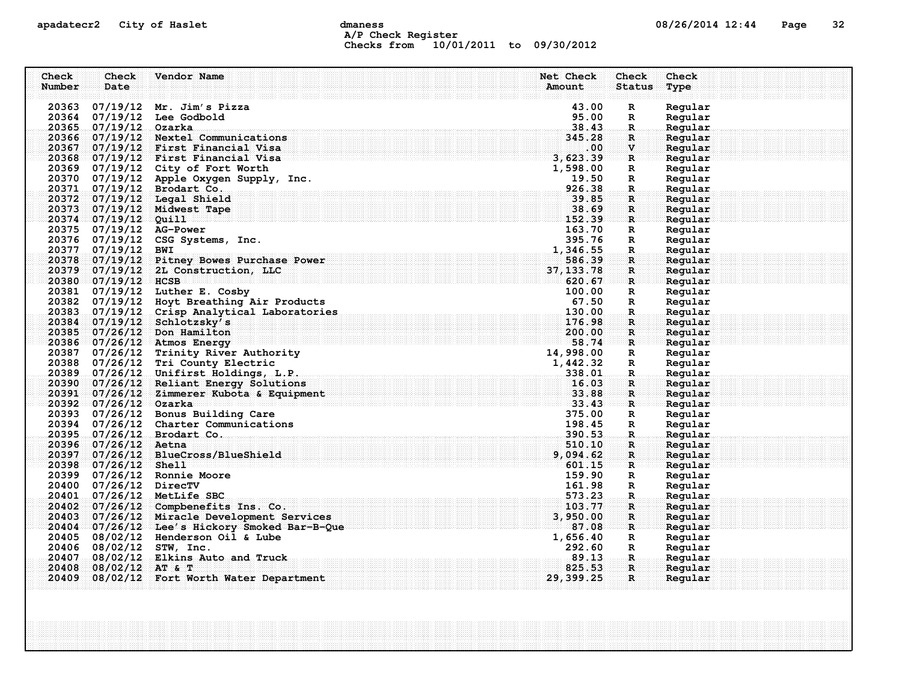apadatecr2 City of Haslet dmaness 08/26/2014 12:44

A/P Check Register
Checks from 10/01/2011 to 09/30/2012

| Check Number | Check Date | Vendor Name | Net Check Amount | Check Status | Check Type |
|---|---|---|---|---|---|
| 20363 | 07/19/12 | Mr. Jim's Pizza | 43.00 | R | Regular |
| 20364 | 07/19/12 | Lee Godbold | 95.00 | R | Regular |
| 20365 | 07/19/12 | Ozarka | 38.43 | R | Regular |
| 20366 | 07/19/12 | Nextel Communications | 345.28 | R | Regular |
| 20367 | 07/19/12 | First Financial Visa | .00 | V | Regular |
| 20368 | 07/19/12 | First Financial Visa | 3,623.39 | R | Regular |
| 20369 | 07/19/12 | City of Fort Worth | 1,598.00 | R | Regular |
| 20370 | 07/19/12 | Apple Oxygen Supply, Inc. | 19.50 | R | Regular |
| 20371 | 07/19/12 | Brodart Co. | 926.38 | R | Regular |
| 20372 | 07/19/12 | Legal Shield | 39.85 | R | Regular |
| 20373 | 07/19/12 | Midwest Tape | 38.69 | R | Regular |
| 20374 | 07/19/12 | Quill | 152.39 | R | Regular |
| 20375 | 07/19/12 | AG-Power | 163.70 | R | Regular |
| 20376 | 07/19/12 | CSG Systems, Inc. | 395.76 | R | Regular |
| 20377 | 07/19/12 | BWI | 1,346.55 | R | Regular |
| 20378 | 07/19/12 | Pitney Bowes Purchase Power | 586.39 | R | Regular |
| 20379 | 07/19/12 | 2L Construction, LLC | 37,133.78 | R | Regular |
| 20380 | 07/19/12 | HCSB | 620.67 | R | Regular |
| 20381 | 07/19/12 | Luther E. Cosby | 100.00 | R | Regular |
| 20382 | 07/19/12 | Hoyt Breathing Air Products | 67.50 | R | Regular |
| 20383 | 07/19/12 | Crisp Analytical Laboratories | 130.00 | R | Regular |
| 20384 | 07/19/12 | Schlotzsky's | 176.98 | R | Regular |
| 20385 | 07/26/12 | Don Hamilton | 200.00 | R | Regular |
| 20386 | 07/26/12 | Atmos Energy | 58.74 | R | Regular |
| 20387 | 07/26/12 | Trinity River Authority | 14,998.00 | R | Regular |
| 20388 | 07/26/12 | Tri County Electric | 1,442.32 | R | Regular |
| 20389 | 07/26/12 | Unifirst Holdings, L.P. | 338.01 | R | Regular |
| 20390 | 07/26/12 | Reliant Energy Solutions | 16.03 | R | Regular |
| 20391 | 07/26/12 | Zimmerer Kubota & Equipment | 33.88 | R | Regular |
| 20392 | 07/26/12 | Ozarka | 33.43 | R | Regular |
| 20393 | 07/26/12 | Bonus Building Care | 375.00 | R | Regular |
| 20394 | 07/26/12 | Charter Communications | 198.45 | R | Regular |
| 20395 | 07/26/12 | Brodart Co. | 390.53 | R | Regular |
| 20396 | 07/26/12 | Aetna | 510.10 | R | Regular |
| 20397 | 07/26/12 | BlueCross/BlueShield | 9,094.62 | R | Regular |
| 20398 | 07/26/12 | Shell | 601.15 | R | Regular |
| 20399 | 07/26/12 | Ronnie Moore | 159.90 | R | Regular |
| 20400 | 07/26/12 | DirecTV | 161.98 | R | Regular |
| 20401 | 07/26/12 | MetLife SBC | 573.23 | R | Regular |
| 20402 | 07/26/12 | Compbenefits Ins. Co. | 103.77 | R | Regular |
| 20403 | 07/26/12 | Miracle Development Services | 3,950.00 | R | Regular |
| 20404 | 07/26/12 | Lee's Hickory Smoked Bar-B-Que | 87.08 | R | Regular |
| 20405 | 08/02/12 | Henderson Oil & Lube | 1,656.40 | R | Regular |
| 20406 | 08/02/12 | STW, Inc. | 292.60 | R | Regular |
| 20407 | 08/02/12 | Elkins Auto and Truck | 89.13 | R | Regular |
| 20408 | 08/02/12 | AT & T | 825.53 | R | Regular |
| 20409 | 08/02/12 | Fort Worth Water Department | 29,399.25 | R | Regular |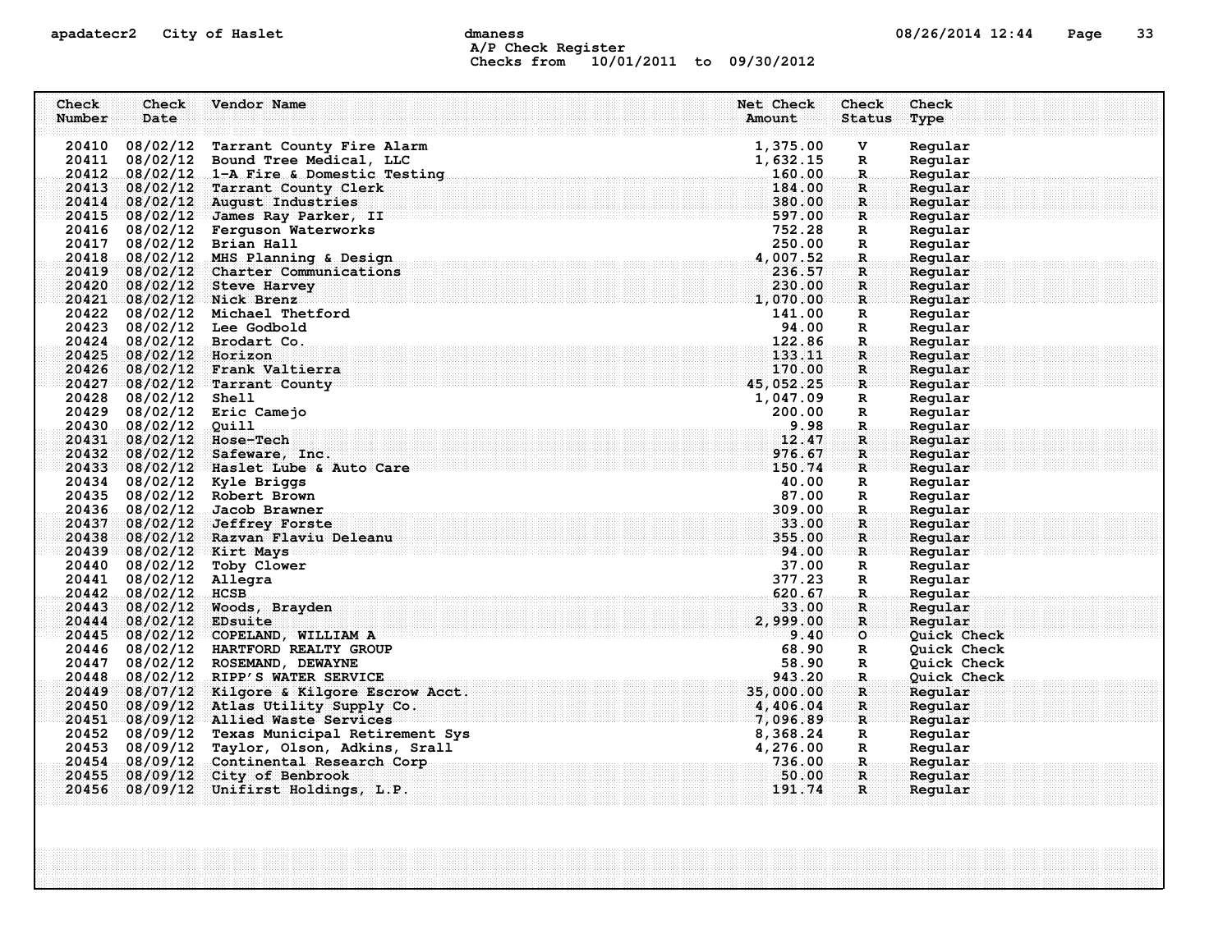apadatecr2 City of Haslet dmaness 08/26/2014 12:44

A/P Check Register
Checks from 10/01/2011 to 09/30/2012

| Check Number | Check Date | Vendor Name | Net Check Amount | Check Status | Check Type |
|---|---|---|---|---|---|
| 20410 | 08/02/12 | Tarrant County Fire Alarm | 1,375.00 | V | Regular |
| 20411 | 08/02/12 | Bound Tree Medical, LLC | 1,632.15 | R | Regular |
| 20412 | 08/02/12 | 1-A Fire & Domestic Testing | 160.00 | R | Regular |
| 20413 | 08/02/12 | Tarrant County Clerk | 184.00 | R | Regular |
| 20414 | 08/02/12 | August Industries | 380.00 | R | Regular |
| 20415 | 08/02/12 | James Ray Parker, II | 597.00 | R | Regular |
| 20416 | 08/02/12 | Ferguson Waterworks | 752.28 | R | Regular |
| 20417 | 08/02/12 | Brian Hall | 250.00 | R | Regular |
| 20418 | 08/02/12 | MHS Planning & Design | 4,007.52 | R | Regular |
| 20419 | 08/02/12 | Charter Communications | 236.57 | R | Regular |
| 20420 | 08/02/12 | Steve Harvey | 230.00 | R | Regular |
| 20421 | 08/02/12 | Nick Brenz | 1,070.00 | R | Regular |
| 20422 | 08/02/12 | Michael Thetford | 141.00 | R | Regular |
| 20423 | 08/02/12 | Lee Godbold | 94.00 | R | Regular |
| 20424 | 08/02/12 | Brodart Co. | 122.86 | R | Regular |
| 20425 | 08/02/12 | Horizon | 133.11 | R | Regular |
| 20426 | 08/02/12 | Frank Valtierra | 170.00 | R | Regular |
| 20427 | 08/02/12 | Tarrant County | 45,052.25 | R | Regular |
| 20428 | 08/02/12 | Shell | 1,047.09 | R | Regular |
| 20429 | 08/02/12 | Eric Camejo | 200.00 | R | Regular |
| 20430 | 08/02/12 | Quill | 9.98 | R | Regular |
| 20431 | 08/02/12 | Hose-Tech | 12.47 | R | Regular |
| 20432 | 08/02/12 | Safeware, Inc. | 976.67 | R | Regular |
| 20433 | 08/02/12 | Haslet Lube & Auto Care | 150.74 | R | Regular |
| 20434 | 08/02/12 | Kyle Briggs | 40.00 | R | Regular |
| 20435 | 08/02/12 | Robert Brown | 87.00 | R | Regular |
| 20436 | 08/02/12 | Jacob Brawner | 309.00 | R | Regular |
| 20437 | 08/02/12 | Jeffrey Forste | 33.00 | R | Regular |
| 20438 | 08/02/12 | Razvan Flaviu Deleanu | 355.00 | R | Regular |
| 20439 | 08/02/12 | Kirt Mays | 94.00 | R | Regular |
| 20440 | 08/02/12 | Toby Clower | 37.00 | R | Regular |
| 20441 | 08/02/12 | Allegra | 377.23 | R | Regular |
| 20442 | 08/02/12 | HCSB | 620.67 | R | Regular |
| 20443 | 08/02/12 | Woods, Brayden | 33.00 | R | Regular |
| 20444 | 08/02/12 | EDsuite | 2,999.00 | R | Regular |
| 20445 | 08/02/12 | COPELAND, WILLIAM A | 9.40 | O | Quick Check |
| 20446 | 08/02/12 | HARTFORD REALTY GROUP | 68.90 | R | Quick Check |
| 20447 | 08/02/12 | ROSEMAND, DEWAYNE | 58.90 | R | Quick Check |
| 20448 | 08/02/12 | RIPP'S WATER SERVICE | 943.20 | R | Quick Check |
| 20449 | 08/07/12 | Kilgore & Kilgore Escrow Acct. | 35,000.00 | R | Regular |
| 20450 | 08/09/12 | Atlas Utility Supply Co. | 4,406.04 | R | Regular |
| 20451 | 08/09/12 | Allied Waste Services | 7,096.89 | R | Regular |
| 20452 | 08/09/12 | Texas Municipal Retirement Sys | 8,368.24 | R | Regular |
| 20453 | 08/09/12 | Taylor, Olson, Adkins, Srall | 4,276.00 | R | Regular |
| 20454 | 08/09/12 | Continental Research Corp | 736.00 | R | Regular |
| 20455 | 08/09/12 | City of Benbrook | 50.00 | R | Regular |
| 20456 | 08/09/12 | Unifirst Holdings, L.P. | 191.74 | R | Regular |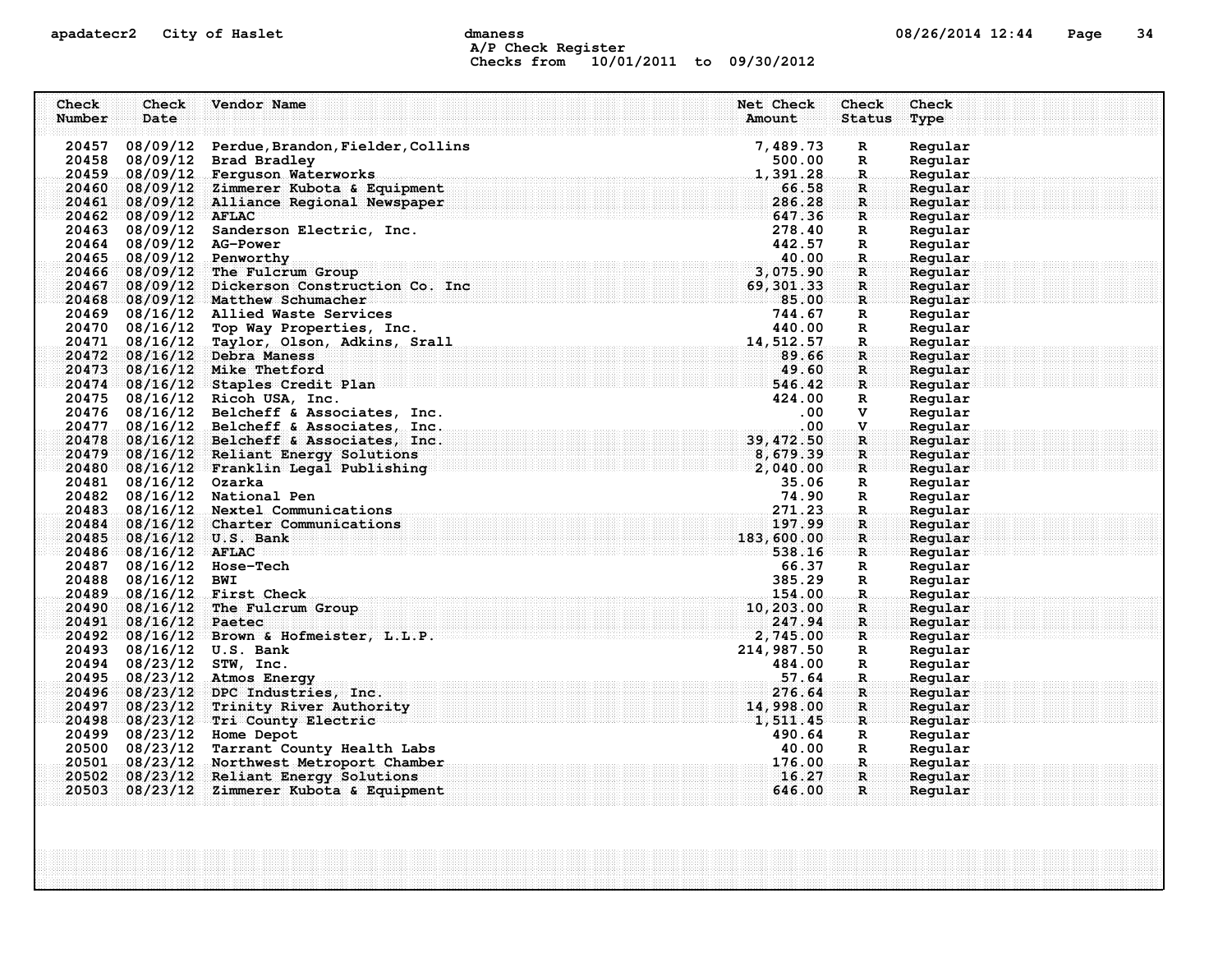A/P Check Register
Checks from 10/01/2011 to 09/30/2012

| Check Number | Check Date | Vendor Name | Net Check Amount | Check Status | Check Type |
|---|---|---|---|---|---|
| 20457 | 08/09/12 | Perdue,Brandon,Fielder,Collins | 7,489.73 | R | Regular |
| 20458 | 08/09/12 | Brad Bradley | 500.00 | R | Regular |
| 20459 | 08/09/12 | Ferguson Waterworks | 1,391.28 | R | Regular |
| 20460 | 08/09/12 | Zimmerer Kubota & Equipment | 66.58 | R | Regular |
| 20461 | 08/09/12 | Alliance Regional Newspaper | 286.28 | R | Regular |
| 20462 | 08/09/12 | AFLAC | 647.36 | R | Regular |
| 20463 | 08/09/12 | Sanderson Electric, Inc. | 278.40 | R | Regular |
| 20464 | 08/09/12 | AG-Power | 442.57 | R | Regular |
| 20465 | 08/09/12 | Penworthy | 40.00 | R | Regular |
| 20466 | 08/09/12 | The Fulcrum Group | 3,075.90 | R | Regular |
| 20467 | 08/09/12 | Dickerson Construction Co. Inc | 69,301.33 | R | Regular |
| 20468 | 08/09/12 | Matthew Schumacher | 85.00 | R | Regular |
| 20469 | 08/16/12 | Allied Waste Services | 744.67 | R | Regular |
| 20470 | 08/16/12 | Top Way Properties, Inc. | 440.00 | R | Regular |
| 20471 | 08/16/12 | Taylor, Olson, Adkins, Srall | 14,512.57 | R | Regular |
| 20472 | 08/16/12 | Debra Maness | 89.66 | R | Regular |
| 20473 | 08/16/12 | Mike Thetford | 49.60 | R | Regular |
| 20474 | 08/16/12 | Staples Credit Plan | 546.42 | R | Regular |
| 20475 | 08/16/12 | Ricoh USA, Inc. | 424.00 | R | Regular |
| 20476 | 08/16/12 | Belcheff & Associates, Inc. | .00 | V | Regular |
| 20477 | 08/16/12 | Belcheff & Associates, Inc. | .00 | V | Regular |
| 20478 | 08/16/12 | Belcheff & Associates, Inc. | 39,472.50 | R | Regular |
| 20479 | 08/16/12 | Reliant Energy Solutions | 8,679.39 | R | Regular |
| 20480 | 08/16/12 | Franklin Legal Publishing | 2,040.00 | R | Regular |
| 20481 | 08/16/12 | Ozarka | 35.06 | R | Regular |
| 20482 | 08/16/12 | National Pen | 74.90 | R | Regular |
| 20483 | 08/16/12 | Nextel Communications | 271.23 | R | Regular |
| 20484 | 08/16/12 | Charter Communications | 197.99 | R | Regular |
| 20485 | 08/16/12 | U.S. Bank | 183,600.00 | R | Regular |
| 20486 | 08/16/12 | AFLAC | 538.16 | R | Regular |
| 20487 | 08/16/12 | Hose-Tech | 66.37 | R | Regular |
| 20488 | 08/16/12 | BWI | 385.29 | R | Regular |
| 20489 | 08/16/12 | First Check | 154.00 | R | Regular |
| 20490 | 08/16/12 | The Fulcrum Group | 10,203.00 | R | Regular |
| 20491 | 08/16/12 | Paetec | 247.94 | R | Regular |
| 20492 | 08/16/12 | Brown & Hofmeister, L.L.P. | 2,745.00 | R | Regular |
| 20493 | 08/16/12 | U.S. Bank | 214,987.50 | R | Regular |
| 20494 | 08/23/12 | STW, Inc. | 484.00 | R | Regular |
| 20495 | 08/23/12 | Atmos Energy | 57.64 | R | Regular |
| 20496 | 08/23/12 | DPC Industries, Inc. | 276.64 | R | Regular |
| 20497 | 08/23/12 | Trinity River Authority | 14,998.00 | R | Regular |
| 20498 | 08/23/12 | Tri County Electric | 1,511.45 | R | Regular |
| 20499 | 08/23/12 | Home Depot | 490.64 | R | Regular |
| 20500 | 08/23/12 | Tarrant County Health Labs | 40.00 | R | Regular |
| 20501 | 08/23/12 | Northwest Metroport Chamber | 176.00 | R | Regular |
| 20502 | 08/23/12 | Reliant Energy Solutions | 16.27 | R | Regular |
| 20503 | 08/23/12 | Zimmerer Kubota & Equipment | 646.00 | R | Regular |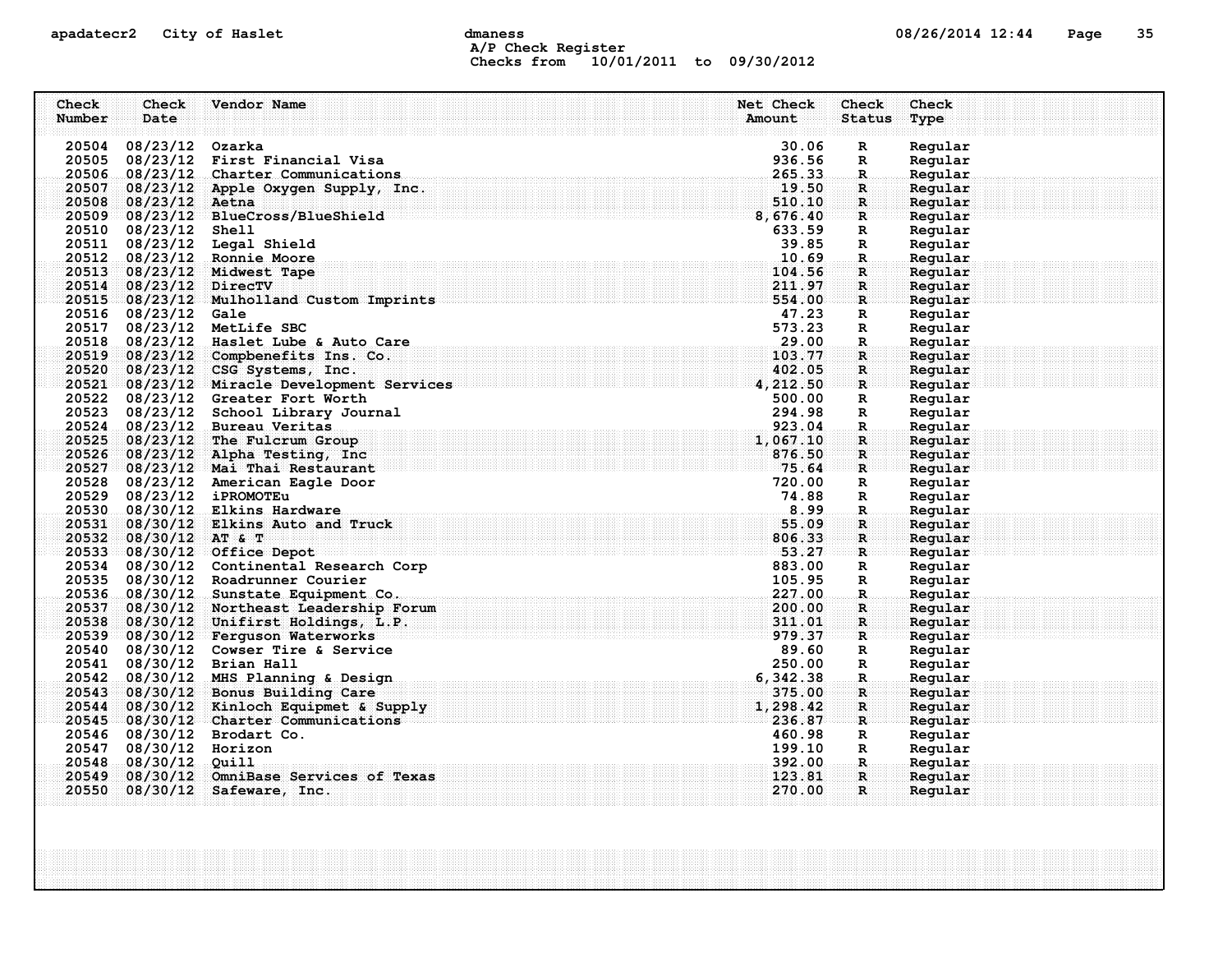apadatecr2 City of Haslet dmaness

A/P Check Register

Checks from 10/01/2011 to 09/30/2012

| Check Number | Check Date | Vendor Name | Net Check Amount | Check Status | Check Type |
|---|---|---|---|---|---|
| 20504 | 08/23/12 | Ozarka | 30.06 | R | Regular |
| 20505 | 08/23/12 | First Financial Visa | 936.56 | R | Regular |
| 20506 | 08/23/12 | Charter Communications | 265.33 | R | Regular |
| 20507 | 08/23/12 | Apple Oxygen Supply, Inc. | 19.50 | R | Regular |
| 20508 | 08/23/12 | Aetna | 510.10 | R | Regular |
| 20509 | 08/23/12 | BlueCross/BlueShield | 8,676.40 | R | Regular |
| 20510 | 08/23/12 | Shell | 633.59 | R | Regular |
| 20511 | 08/23/12 | Legal Shield | 39.85 | R | Regular |
| 20512 | 08/23/12 | Ronnie Moore | 10.69 | R | Regular |
| 20513 | 08/23/12 | Midwest Tape | 104.56 | R | Regular |
| 20514 | 08/23/12 | DirecTV | 211.97 | R | Regular |
| 20515 | 08/23/12 | Mulholland Custom Imprints | 554.00 | R | Regular |
| 20516 | 08/23/12 | Gale | 47.23 | R | Regular |
| 20517 | 08/23/12 | MetLife SBC | 573.23 | R | Regular |
| 20518 | 08/23/12 | Haslet Lube & Auto Care | 29.00 | R | Regular |
| 20519 | 08/23/12 | Compbenefits Ins. Co. | 103.77 | R | Regular |
| 20520 | 08/23/12 | CSG Systems, Inc. | 402.05 | R | Regular |
| 20521 | 08/23/12 | Miracle Development Services | 4,212.50 | R | Regular |
| 20522 | 08/23/12 | Greater Fort Worth | 500.00 | R | Regular |
| 20523 | 08/23/12 | School Library Journal | 294.98 | R | Regular |
| 20524 | 08/23/12 | Bureau Veritas | 923.04 | R | Regular |
| 20525 | 08/23/12 | The Fulcrum Group | 1,067.10 | R | Regular |
| 20526 | 08/23/12 | Alpha Testing, Inc | 876.50 | R | Regular |
| 20527 | 08/23/12 | Mai Thai Restaurant | 75.64 | R | Regular |
| 20528 | 08/23/12 | American Eagle Door | 720.00 | R | Regular |
| 20529 | 08/23/12 | iPROMOTEu | 74.88 | R | Regular |
| 20530 | 08/30/12 | Elkins Hardware | 8.99 | R | Regular |
| 20531 | 08/30/12 | Elkins Auto and Truck | 55.09 | R | Regular |
| 20532 | 08/30/12 | AT & T | 806.33 | R | Regular |
| 20533 | 08/30/12 | Office Depot | 53.27 | R | Regular |
| 20534 | 08/30/12 | Continental Research Corp | 883.00 | R | Regular |
| 20535 | 08/30/12 | Roadrunner Courier | 105.95 | R | Regular |
| 20536 | 08/30/12 | Sunstate Equipment Co. | 227.00 | R | Regular |
| 20537 | 08/30/12 | Northeast Leadership Forum | 200.00 | R | Regular |
| 20538 | 08/30/12 | Unifirst Holdings, L.P. | 311.01 | R | Regular |
| 20539 | 08/30/12 | Ferguson Waterworks | 979.37 | R | Regular |
| 20540 | 08/30/12 | Cowser Tire & Service | 89.60 | R | Regular |
| 20541 | 08/30/12 | Brian Hall | 250.00 | R | Regular |
| 20542 | 08/30/12 | MHS Planning & Design | 6,342.38 | R | Regular |
| 20543 | 08/30/12 | Bonus Building Care | 375.00 | R | Regular |
| 20544 | 08/30/12 | Kinloch Equipmet & Supply | 1,298.42 | R | Regular |
| 20545 | 08/30/12 | Charter Communications | 236.87 | R | Regular |
| 20546 | 08/30/12 | Brodart Co. | 460.98 | R | Regular |
| 20547 | 08/30/12 | Horizon | 199.10 | R | Regular |
| 20548 | 08/30/12 | Quill | 392.00 | R | Regular |
| 20549 | 08/30/12 | OmniBase Services of Texas | 123.81 | R | Regular |
| 20550 | 08/30/12 | Safeware, Inc. | 270.00 | R | Regular |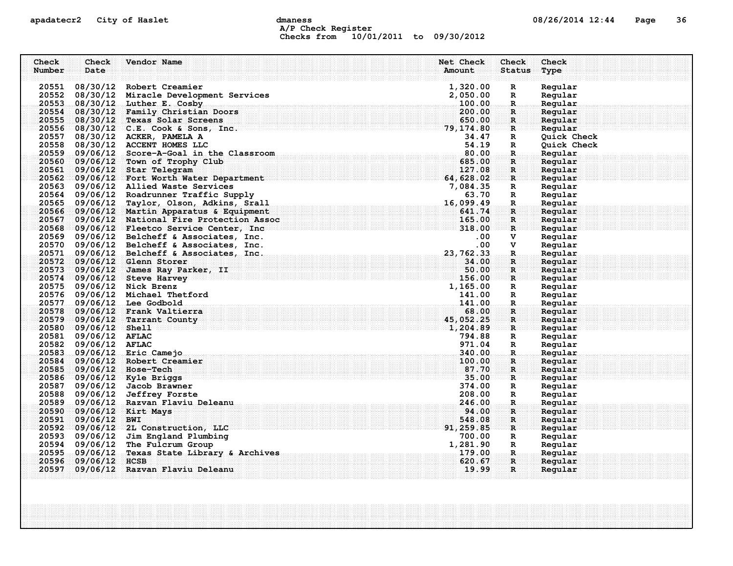A/P Check Register
Checks from 10/01/2011 to 09/30/2012

| Check Number | Check Date | Vendor Name | Net Check Amount | Check Status | Check Type |
|---|---|---|---|---|---|
| 20551 | 08/30/12 | Robert Creamier | 1,320.00 | R | Regular |
| 20552 | 08/30/12 | Miracle Development Services | 2,050.00 | R | Regular |
| 20553 | 08/30/12 | Luther E. Cosby | 100.00 | R | Regular |
| 20554 | 08/30/12 | Family Christian Doors | 200.00 | R | Regular |
| 20555 | 08/30/12 | Texas Solar Screens | 650.00 | R | Regular |
| 20556 | 08/30/12 | C.E. Cook & Sons, Inc. | 79,174.80 | R | Regular |
| 20557 | 08/30/12 | ACKER, PAMELA A | 34.47 | R | Quick Check |
| 20558 | 08/30/12 | ACCENT HOMES LLC | 54.19 | R | Quick Check |
| 20559 | 09/06/12 | Score-A-Goal in the Classroom | 80.00 | R | Regular |
| 20560 | 09/06/12 | Town of Trophy Club | 685.00 | R | Regular |
| 20561 | 09/06/12 | Star Telegram | 127.08 | R | Regular |
| 20562 | 09/06/12 | Fort Worth Water Department | 64,628.02 | R | Regular |
| 20563 | 09/06/12 | Allied Waste Services | 7,084.35 | R | Regular |
| 20564 | 09/06/12 | Roadrunner Traffic Supply | 63.70 | R | Regular |
| 20565 | 09/06/12 | Taylor, Olson, Adkins, Srall | 16,099.49 | R | Regular |
| 20566 | 09/06/12 | Martin Apparatus & Equipment | 641.74 | R | Regular |
| 20567 | 09/06/12 | National Fire Protection Assoc | 165.00 | R | Regular |
| 20568 | 09/06/12 | Fleetco Service Center, Inc | 318.00 | R | Regular |
| 20569 | 09/06/12 | Belcheff & Associates, Inc. | .00 | V | Regular |
| 20570 | 09/06/12 | Belcheff & Associates, Inc. | .00 | V | Regular |
| 20571 | 09/06/12 | Belcheff & Associates, Inc. | 23,762.33 | R | Regular |
| 20572 | 09/06/12 | Glenn Storer | 34.00 | R | Regular |
| 20573 | 09/06/12 | James Ray Parker, II | 50.00 | R | Regular |
| 20574 | 09/06/12 | Steve Harvey | 156.00 | R | Regular |
| 20575 | 09/06/12 | Nick Brenz | 1,165.00 | R | Regular |
| 20576 | 09/06/12 | Michael Thetford | 141.00 | R | Regular |
| 20577 | 09/06/12 | Lee Godbold | 141.00 | R | Regular |
| 20578 | 09/06/12 | Frank Valtierra | 68.00 | R | Regular |
| 20579 | 09/06/12 | Tarrant County | 45,052.25 | R | Regular |
| 20580 | 09/06/12 | Shell | 1,204.89 | R | Regular |
| 20581 | 09/06/12 | AFLAC | 794.88 | R | Regular |
| 20582 | 09/06/12 | AFLAC | 971.04 | R | Regular |
| 20583 | 09/06/12 | Eric Camejo | 340.00 | R | Regular |
| 20584 | 09/06/12 | Robert Creamier | 100.00 | R | Regular |
| 20585 | 09/06/12 | Hose-Tech | 87.70 | R | Regular |
| 20586 | 09/06/12 | Kyle Briggs | 35.00 | R | Regular |
| 20587 | 09/06/12 | Jacob Brawner | 374.00 | R | Regular |
| 20588 | 09/06/12 | Jeffrey Forste | 208.00 | R | Regular |
| 20589 | 09/06/12 | Razvan Flaviu Deleanu | 246.00 | R | Regular |
| 20590 | 09/06/12 | Kirt Mays | 94.00 | R | Regular |
| 20591 | 09/06/12 | BWI | 548.08 | R | Regular |
| 20592 | 09/06/12 | 2L Construction, LLC | 91,259.85 | R | Regular |
| 20593 | 09/06/12 | Jim England Plumbing | 700.00 | R | Regular |
| 20594 | 09/06/12 | The Fulcrum Group | 1,281.90 | R | Regular |
| 20595 | 09/06/12 | Texas State Library & Archives | 179.00 | R | Regular |
| 20596 | 09/06/12 | HCSB | 620.67 | R | Regular |
| 20597 | 09/06/12 | Razvan Flaviu Deleanu | 19.99 | R | Regular |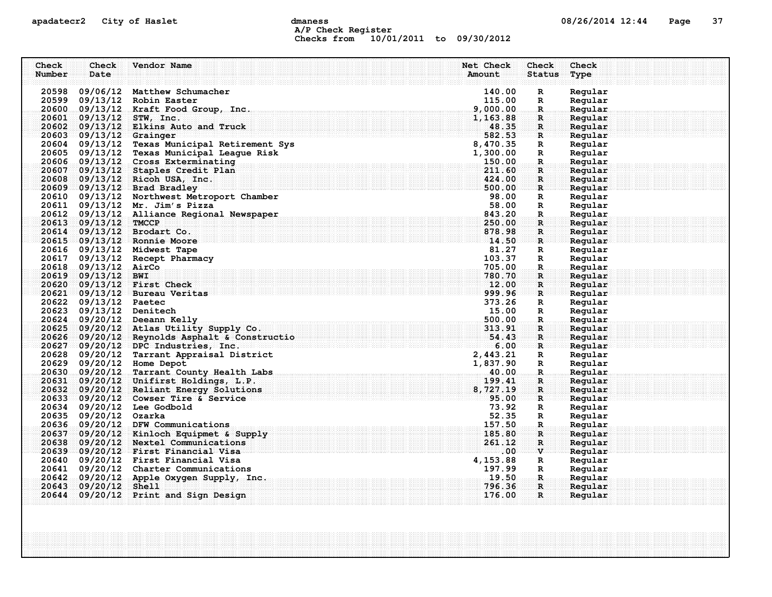apadatecr2 City of Haslet dmaness 08/26/2014 12:44

A/P Check Register
Checks from 10/01/2011 to 09/30/2012

| Check Number | Check Date | Vendor Name | Net Check Amount | Check Status | Check Type |
|---|---|---|---|---|---|
| 20598 | 09/06/12 | Matthew Schumacher | 140.00 | R | Regular |
| 20599 | 09/13/12 | Robin Easter | 115.00 | R | Regular |
| 20600 | 09/13/12 | Kraft Food Group, Inc. | 9,000.00 | R | Regular |
| 20601 | 09/13/12 | STW, Inc. | 1,163.88 | R | Regular |
| 20602 | 09/13/12 | Elkins Auto and Truck | 48.35 | R | Regular |
| 20603 | 09/13/12 | Grainger | 582.53 | R | Regular |
| 20604 | 09/13/12 | Texas Municipal Retirement Sys | 8,470.35 | R | Regular |
| 20605 | 09/13/12 | Texas Municipal League Risk | 1,300.00 | R | Regular |
| 20606 | 09/13/12 | Cross Exterminating | 150.00 | R | Regular |
| 20607 | 09/13/12 | Staples Credit Plan | 211.60 | R | Regular |
| 20608 | 09/13/12 | Ricoh USA, Inc. | 424.00 | R | Regular |
| 20609 | 09/13/12 | Brad Bradley | 500.00 | R | Regular |
| 20610 | 09/13/12 | Northwest Metroport Chamber | 98.00 | R | Regular |
| 20611 | 09/13/12 | Mr. Jim's Pizza | 58.00 | R | Regular |
| 20612 | 09/13/12 | Alliance Regional Newspaper | 843.20 | R | Regular |
| 20613 | 09/13/12 | TMCCP | 250.00 | R | Regular |
| 20614 | 09/13/12 | Brodart Co. | 878.98 | R | Regular |
| 20615 | 09/13/12 | Ronnie Moore | 14.50 | R | Regular |
| 20616 | 09/13/12 | Midwest Tape | 81.27 | R | Regular |
| 20617 | 09/13/12 | Recept Pharmacy | 103.37 | R | Regular |
| 20618 | 09/13/12 | AirCo | 705.00 | R | Regular |
| 20619 | 09/13/12 | BWI | 780.70 | R | Regular |
| 20620 | 09/13/12 | First Check | 12.00 | R | Regular |
| 20621 | 09/13/12 | Bureau Veritas | 999.96 | R | Regular |
| 20622 | 09/13/12 | Paetec | 373.26 | R | Regular |
| 20623 | 09/13/12 | Denitech | 15.00 | R | Regular |
| 20624 | 09/20/12 | Deeann Kelly | 500.00 | R | Regular |
| 20625 | 09/20/12 | Atlas Utility Supply Co. | 313.91 | R | Regular |
| 20626 | 09/20/12 | Reynolds Asphalt & Constructio | 54.43 | R | Regular |
| 20627 | 09/20/12 | DPC Industries, Inc. | 6.00 | R | Regular |
| 20628 | 09/20/12 | Tarrant Appraisal District | 2,443.21 | R | Regular |
| 20629 | 09/20/12 | Home Depot | 1,837.90 | R | Regular |
| 20630 | 09/20/12 | Tarrant County Health Labs | 40.00 | R | Regular |
| 20631 | 09/20/12 | Unifirst Holdings, L.P. | 199.41 | R | Regular |
| 20632 | 09/20/12 | Reliant Energy Solutions | 8,727.19 | R | Regular |
| 20633 | 09/20/12 | Cowser Tire & Service | 95.00 | R | Regular |
| 20634 | 09/20/12 | Lee Godbold | 73.92 | R | Regular |
| 20635 | 09/20/12 | Ozarka | 52.35 | R | Regular |
| 20636 | 09/20/12 | DFW Communications | 157.50 | R | Regular |
| 20637 | 09/20/12 | Kinloch Equipmet & Supply | 185.80 | R | Regular |
| 20638 | 09/20/12 | Nextel Communications | 261.12 | R | Regular |
| 20639 | 09/20/12 | First Financial Visa | .00 | V | Regular |
| 20640 | 09/20/12 | First Financial Visa | 4,153.88 | R | Regular |
| 20641 | 09/20/12 | Charter Communications | 197.99 | R | Regular |
| 20642 | 09/20/12 | Apple Oxygen Supply, Inc. | 19.50 | R | Regular |
| 20643 | 09/20/12 | Shell | 796.36 | R | Regular |
| 20644 | 09/20/12 | Print and Sign Design | 176.00 | R | Regular |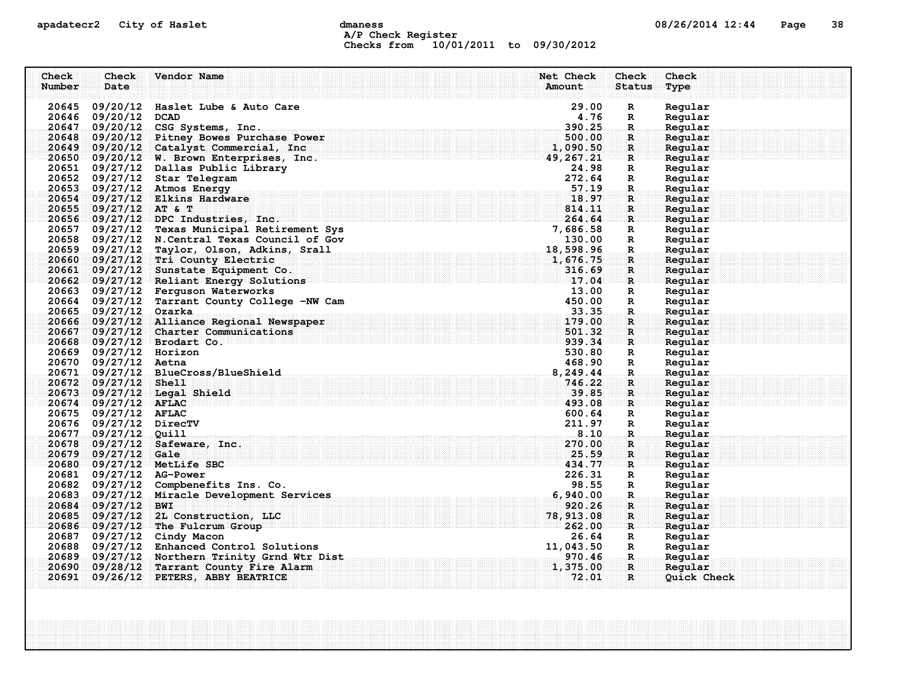apadatecr2 City of Haslet dmaness 08/26/2014 12:44

A/P Check Register
Checks from 10/01/2011 to 09/30/2012

| Check Number | Check Date | Vendor Name | Net Check Amount | Check Status | Check Type |
|---|---|---|---|---|---|
| 20645 | 09/20/12 | Haslet Lube & Auto Care | 29.00 | R | Regular |
| 20646 | 09/20/12 | DCAD | 4.76 | R | Regular |
| 20647 | 09/20/12 | CSG Systems, Inc. | 390.25 | R | Regular |
| 20648 | 09/20/12 | Pitney Bowes Purchase Power | 500.00 | R | Regular |
| 20649 | 09/20/12 | Catalyst Commercial, Inc | 1,090.50 | R | Regular |
| 20650 | 09/20/12 | W. Brown Enterprises, Inc. | 49,267.21 | R | Regular |
| 20651 | 09/27/12 | Dallas Public Library | 24.98 | R | Regular |
| 20652 | 09/27/12 | Star Telegram | 272.64 | R | Regular |
| 20653 | 09/27/12 | Atmos Energy | 57.19 | R | Regular |
| 20654 | 09/27/12 | Elkins Hardware | 18.97 | R | Regular |
| 20655 | 09/27/12 | AT & T | 814.11 | R | Regular |
| 20656 | 09/27/12 | DPC Industries, Inc. | 264.64 | R | Regular |
| 20657 | 09/27/12 | Texas Municipal Retirement Sys | 7,686.58 | R | Regular |
| 20658 | 09/27/12 | N.Central Texas Council of Gov | 130.00 | R | Regular |
| 20659 | 09/27/12 | Taylor, Olson, Adkins, Srall | 18,598.96 | R | Regular |
| 20660 | 09/27/12 | Tri County Electric | 1,676.75 | R | Regular |
| 20661 | 09/27/12 | Sunstate Equipment Co. | 316.69 | R | Regular |
| 20662 | 09/27/12 | Reliant Energy Solutions | 17.04 | R | Regular |
| 20663 | 09/27/12 | Ferguson Waterworks | 13.00 | R | Regular |
| 20664 | 09/27/12 | Tarrant County College -NW Cam | 450.00 | R | Regular |
| 20665 | 09/27/12 | Ozarka | 33.35 | R | Regular |
| 20666 | 09/27/12 | Alliance Regional Newspaper | 179.00 | R | Regular |
| 20667 | 09/27/12 | Charter Communications | 501.32 | R | Regular |
| 20668 | 09/27/12 | Brodart Co. | 939.34 | R | Regular |
| 20669 | 09/27/12 | Horizon | 530.80 | R | Regular |
| 20670 | 09/27/12 | Aetna | 468.90 | R | Regular |
| 20671 | 09/27/12 | BlueCross/BlueShield | 8,249.44 | R | Regular |
| 20672 | 09/27/12 | Shell | 746.22 | R | Regular |
| 20673 | 09/27/12 | Legal Shield | 39.85 | R | Regular |
| 20674 | 09/27/12 | AFLAC | 493.08 | R | Regular |
| 20675 | 09/27/12 | AFLAC | 600.64 | R | Regular |
| 20676 | 09/27/12 | DirecTV | 211.97 | R | Regular |
| 20677 | 09/27/12 | Quill | 8.10 | R | Regular |
| 20678 | 09/27/12 | Safeware, Inc. | 270.00 | R | Regular |
| 20679 | 09/27/12 | Gale | 25.59 | R | Regular |
| 20680 | 09/27/12 | MetLife SBC | 434.77 | R | Regular |
| 20681 | 09/27/12 | AG-Power | 226.31 | R | Regular |
| 20682 | 09/27/12 | Compbenefits Ins. Co. | 98.55 | R | Regular |
| 20683 | 09/27/12 | Miracle Development Services | 6,940.00 | R | Regular |
| 20684 | 09/27/12 | BWI | 920.26 | R | Regular |
| 20685 | 09/27/12 | 2L Construction, LLC | 78,913.08 | R | Regular |
| 20686 | 09/27/12 | The Fulcrum Group | 262.00 | R | Regular |
| 20687 | 09/27/12 | Cindy Macon | 26.64 | R | Regular |
| 20688 | 09/27/12 | Enhanced Control Solutions | 11,043.50 | R | Regular |
| 20689 | 09/27/12 | Northern Trinity Grnd Wtr Dist | 970.46 | R | Regular |
| 20690 | 09/28/12 | Tarrant County Fire Alarm | 1,375.00 | R | Regular |
| 20691 | 09/26/12 | PETERS, ABBY BEATRICE | 72.01 | R | Quick Check |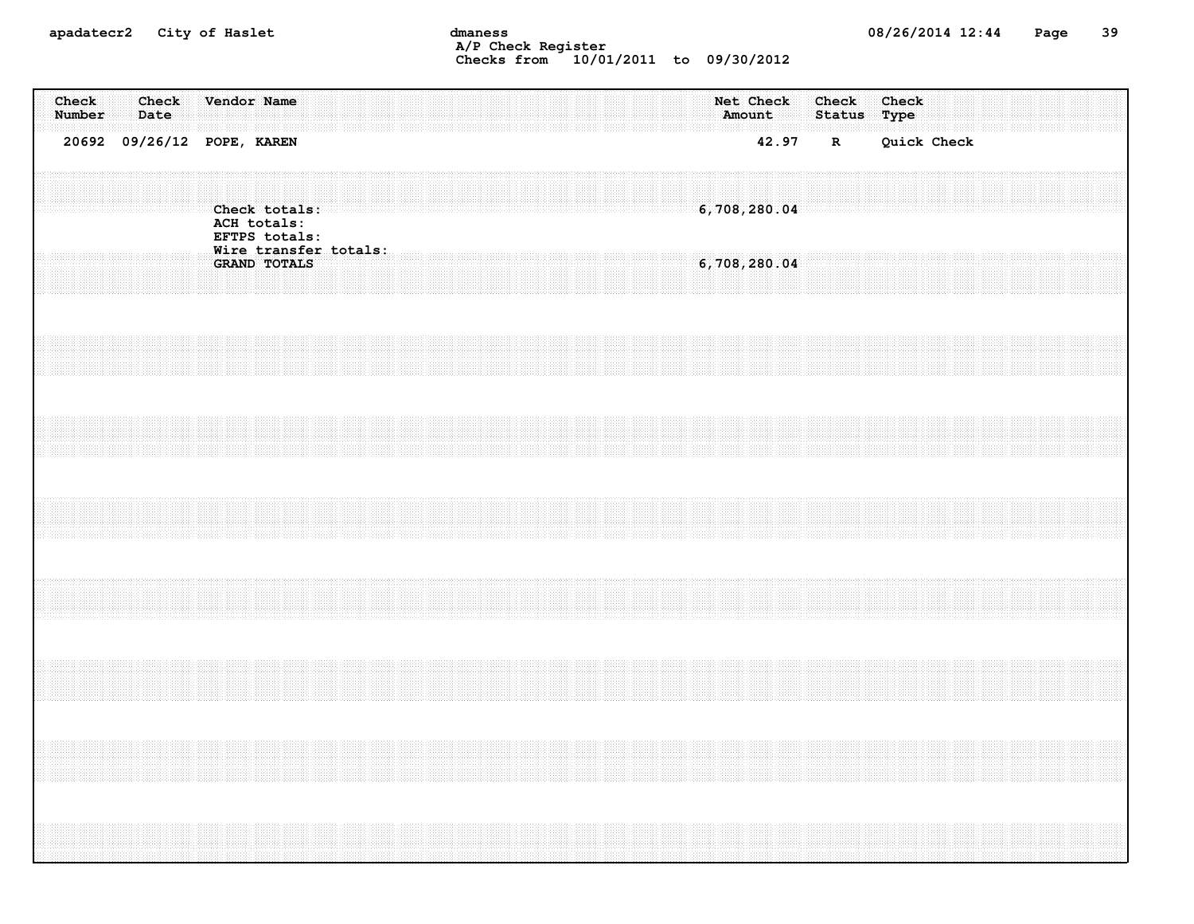A/P Check Register
Checks from 10/01/2011 to 09/30/2012

| Check Number | Check Date | Vendor Name | Net Check Amount | Check Status | Check Type |
| --- | --- | --- | --- | --- | --- |
| 20692 | 09/26/12 | POPE, KAREN | 42.97 | R | Quick Check |
| | | Check totals: | 6,708,280.04 | | |
| | | ACH totals: | | | |
| | | EFTPS totals: | | | |
| | | Wire transfer totals: | | | |
| | | GRAND TOTALS | 6,708,280.04 | | |